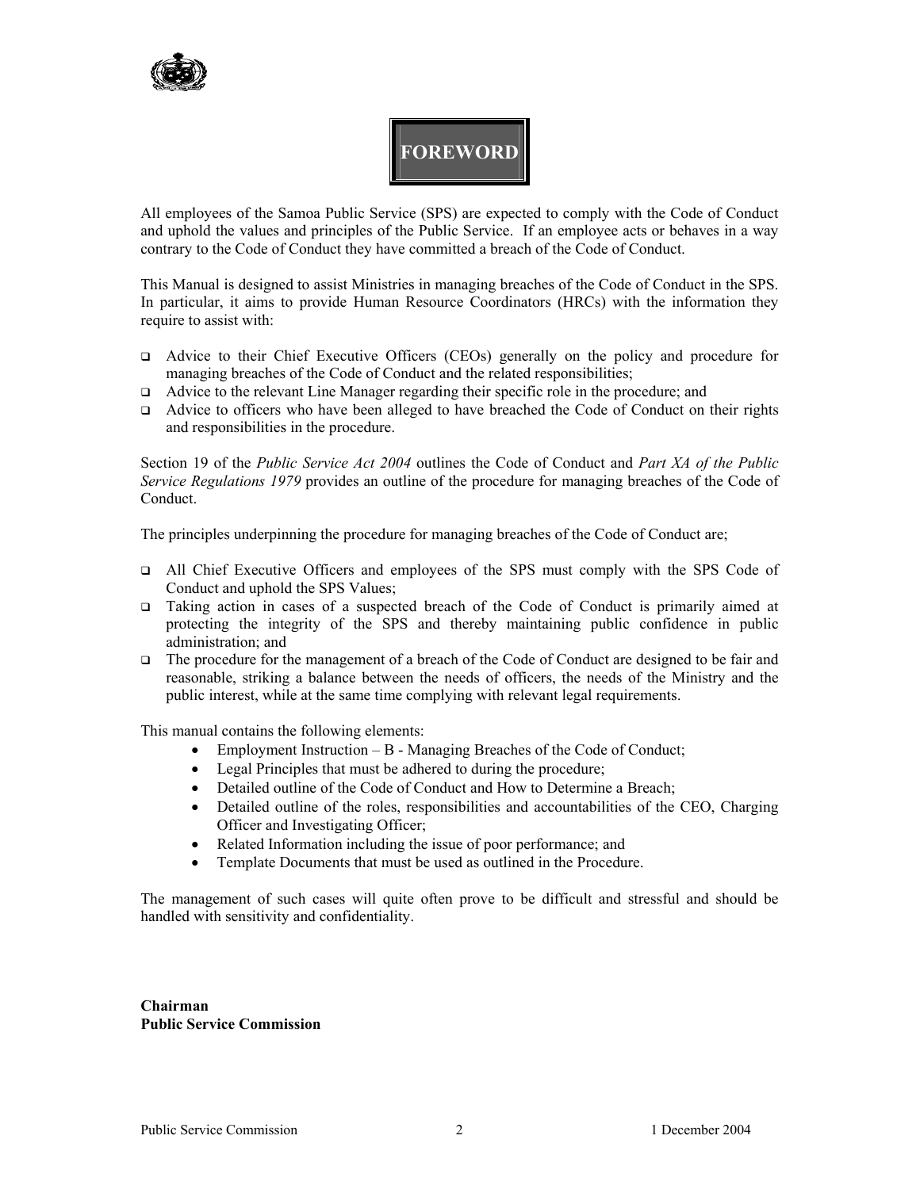# FOREWORD

All employees of the Samoa Public Service (SPS) are expected to comply with the Code of Conduct and uphold the values and principles of the Public Service. If an employee acts or behaves in a way contrary to the Code of Conduct they have committed a breach of the Code of Conduct.

This Manual is designed to assist Ministries in managing breaches of the Code of Conduct in the SPS. In particular, it aims to provide Human Resource Coordinators (HRCs) with the information they require to assist with:

- Advice to their Chief Executive Officers (CEOs) generally on the policy and procedure for managing breaches of the Code of Conduct and the related responsibilities;
- Advice to the relevant Line Manager regarding their specific role in the procedure; and
- Advice to officers who have been alleged to have breached the Code of Conduct on their rights and responsibilities in the procedure.

Section 19 of the *Public Service Act 2004* outlines the Code of Conduct and *Part XA of the Public Service Regulations 1979* provides an outline of the procedure for managing breaches of the Code of Conduct.

The principles underpinning the procedure for managing breaches of the Code of Conduct are;

- All Chief Executive Officers and employees of the SPS must comply with the SPS Code of Conduct and uphold the SPS Values;
- Taking action in cases of a suspected breach of the Code of Conduct is primarily aimed at protecting the integrity of the SPS and thereby maintaining public confidence in public administration; and
- The procedure for the management of a breach of the Code of Conduct are designed to be fair and reasonable, striking a balance between the needs of officers, the needs of the Ministry and the public interest, while at the same time complying with relevant legal requirements.

This manual contains the following elements:

- Employment Instruction – B - Managing Breaches of the Code of Conduct;
- Legal Principles that must be adhered to during the procedure;
- Detailed outline of the Code of Conduct and How to Determine a Breach;
- Detailed outline of the roles, responsibilities and accountabilities of the CEO, Charging Officer and Investigating Officer;
- Related Information including the issue of poor performance; and
- Template Documents that must be used as outlined in the Procedure.

The management of such cases will quite often prove to be difficult and stressful and should be handled with sensitivity and confidentiality.

**Chairman**
**Public Service Commission**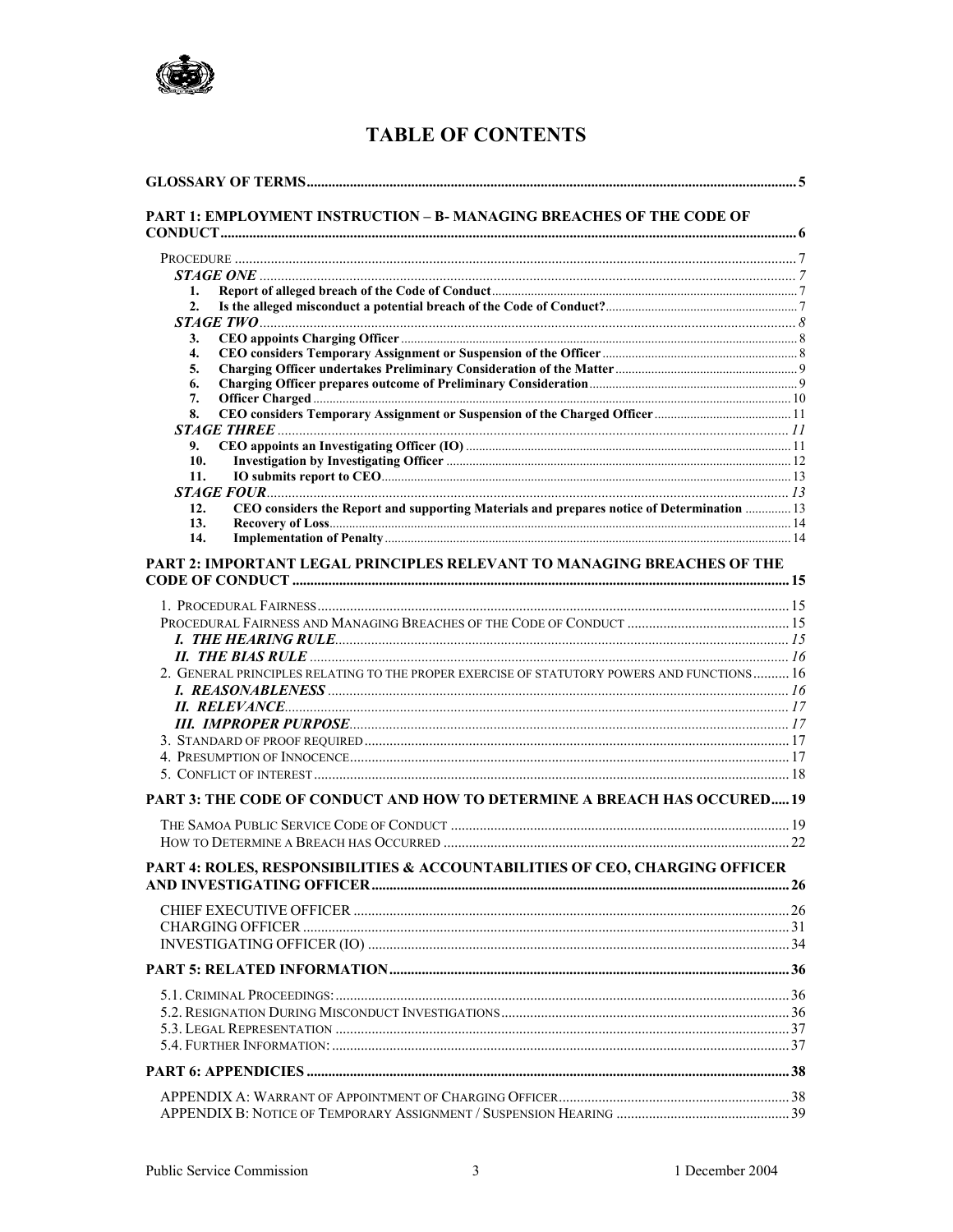# TABLE OF CONTENTS

**GLOSSARY OF TERMS** ..... 5

**PART 1: EMPLOYMENT INSTRUCTION – B- MANAGING BREACHES OF THE CODE OF CONDUCT** ..... 6

- PROCEDURE ..... 7
  - ***STAGE ONE*** ..... 7
    1. **Report of alleged breach of the Code of Conduct** ..... 7
    2. **Is the alleged misconduct a potential breach of the Code of Conduct?** ..... 7
  - ***STAGE TWO*** ..... 8
    3. **CEO appoints Charging Officer** ..... 8
    4. **CEO considers Temporary Assignment or Suspension of the Officer** ..... 8
    5. **Charging Officer undertakes Preliminary Consideration of the Matter** ..... 9
    6. **Charging Officer prepares outcome of Preliminary Consideration** ..... 9
    7. **Officer Charged** ..... 10
    8. **CEO considers Temporary Assignment or Suspension of the Charged Officer** ..... 11
  - ***STAGE THREE*** ..... 11
    9. **CEO appoints an Investigating Officer (IO)** ..... 11
    10. **Investigation by Investigating Officer** ..... 12
    11. **IO submits report to CEO** ..... 13
  - ***STAGE FOUR*** ..... 13
    12. **CEO considers the Report and supporting Materials and prepares notice of Determination** ..... 13
    13. **Recovery of Loss** ..... 14
    14. **Implementation of Penalty** ..... 14

**PART 2: IMPORTANT LEGAL PRINCIPLES RELEVANT TO MANAGING BREACHES OF THE CODE OF CONDUCT** ..... 15

- 1. PROCEDURAL FAIRNESS ..... 15
- PROCEDURAL FAIRNESS AND MANAGING BREACHES OF THE CODE OF CONDUCT ..... 15
  - ***I. THE HEARING RULE*** ..... 15
  - ***II. THE BIAS RULE*** ..... 16
- 2. GENERAL PRINCIPLES RELATING TO THE PROPER EXERCISE OF STATUTORY POWERS AND FUNCTIONS ..... 16
  - ***I. REASONABLENESS*** ..... 16
  - ***II. RELEVANCE*** ..... 17
  - ***III. IMPROPER PURPOSE*** ..... 17
- 3. STANDARD OF PROOF REQUIRED ..... 17
- 4. PRESUMPTION OF INNOCENCE ..... 17
- 5. CONFLICT OF INTEREST ..... 18

**PART 3: THE CODE OF CONDUCT AND HOW TO DETERMINE A BREACH HAS OCCURED** ..... 19

- THE SAMOA PUBLIC SERVICE CODE OF CONDUCT ..... 19
- HOW TO DETERMINE A BREACH HAS OCCURRED ..... 22

**PART 4: ROLES, RESPONSIBILITIES & ACCOUNTABILITIES OF CEO, CHARGING OFFICER AND INVESTIGATING OFFICER** ..... 26

- CHIEF EXECUTIVE OFFICER ..... 26
- CHARGING OFFICER ..... 31
- INVESTIGATING OFFICER (IO) ..... 34

**PART 5: RELATED INFORMATION** ..... 36

- 5.1. CRIMINAL PROCEEDINGS: ..... 36
- 5.2. RESIGNATION DURING MISCONDUCT INVESTIGATIONS ..... 36
- 5.3. LEGAL REPRESENTATION ..... 37
- 5.4. FURTHER INFORMATION: ..... 37

**PART 6: APPENDICIES** ..... 38

- APPENDIX A: WARRANT OF APPOINTMENT OF CHARGING OFFICER ..... 38
- APPENDIX B: NOTICE OF TEMPORARY ASSIGNMENT / SUSPENSION HEARING ..... 39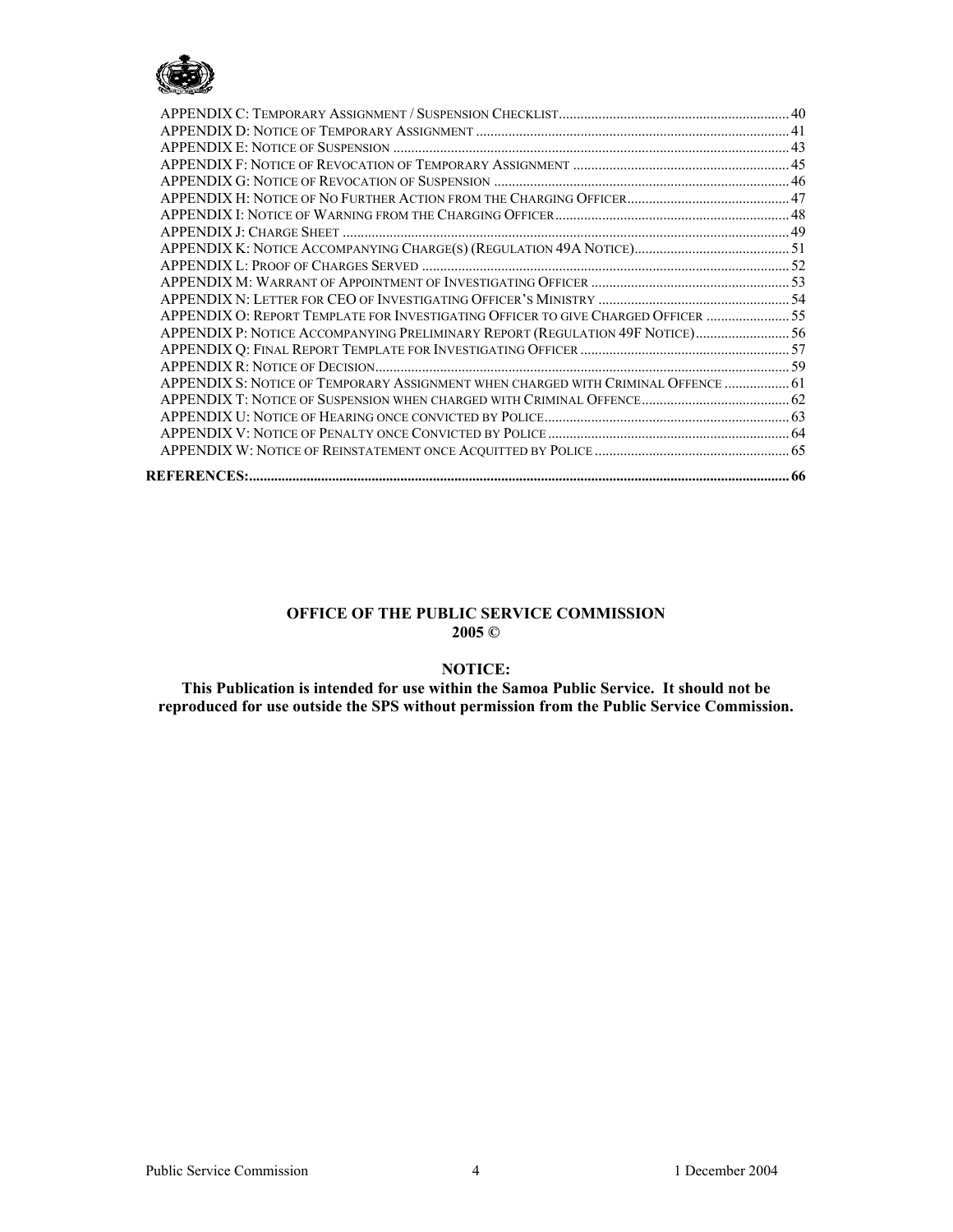- APPENDIX C: TEMPORARY ASSIGNMENT / SUSPENSION CHECKLIST ........ 40
- APPENDIX D: NOTICE OF TEMPORARY ASSIGNMENT ........ 41
- APPENDIX E: NOTICE OF SUSPENSION ........ 43
- APPENDIX F: NOTICE OF REVOCATION OF TEMPORARY ASSIGNMENT ........ 45
- APPENDIX G: NOTICE OF REVOCATION OF SUSPENSION ........ 46
- APPENDIX H: NOTICE OF NO FURTHER ACTION FROM THE CHARGING OFFICER ........ 47
- APPENDIX I: NOTICE OF WARNING FROM THE CHARGING OFFICER ........ 48
- APPENDIX J: CHARGE SHEET ........ 49
- APPENDIX K: NOTICE ACCOMPANYING CHARGE(S) (REGULATION 49A NOTICE) ........ 51
- APPENDIX L: PROOF OF CHARGES SERVED ........ 52
- APPENDIX M: WARRANT OF APPOINTMENT OF INVESTIGATING OFFICER ........ 53
- APPENDIX N: LETTER FOR CEO OF INVESTIGATING OFFICER'S MINISTRY ........ 54
- APPENDIX O: REPORT TEMPLATE FOR INVESTIGATING OFFICER TO GIVE CHARGED OFFICER ........ 55
- APPENDIX P: NOTICE ACCOMPANYING PRELIMINARY REPORT (REGULATION 49F NOTICE) ........ 56
- APPENDIX Q: FINAL REPORT TEMPLATE FOR INVESTIGATING OFFICER ........ 57
- APPENDIX R: NOTICE OF DECISION ........ 59
- APPENDIX S: NOTICE OF TEMPORARY ASSIGNMENT WHEN CHARGED WITH CRIMINAL OFFENCE ........ 61
- APPENDIX T: NOTICE OF SUSPENSION WHEN CHARGED WITH CRIMINAL OFFENCE ........ 62
- APPENDIX U: NOTICE OF HEARING ONCE CONVICTED BY POLICE ........ 63
- APPENDIX V: NOTICE OF PENALTY ONCE CONVICTED BY POLICE ........ 64
- APPENDIX W: NOTICE OF REINSTATEMENT ONCE ACQUITTED BY POLICE ........ 65

**REFERENCES:** ........ 66

**OFFICE OF THE PUBLIC SERVICE COMMISSION**
**2005 ©**

**NOTICE:**
**This Publication is intended for use within the Samoa Public Service. It should not be reproduced for use outside the SPS without permission from the Public Service Commission.**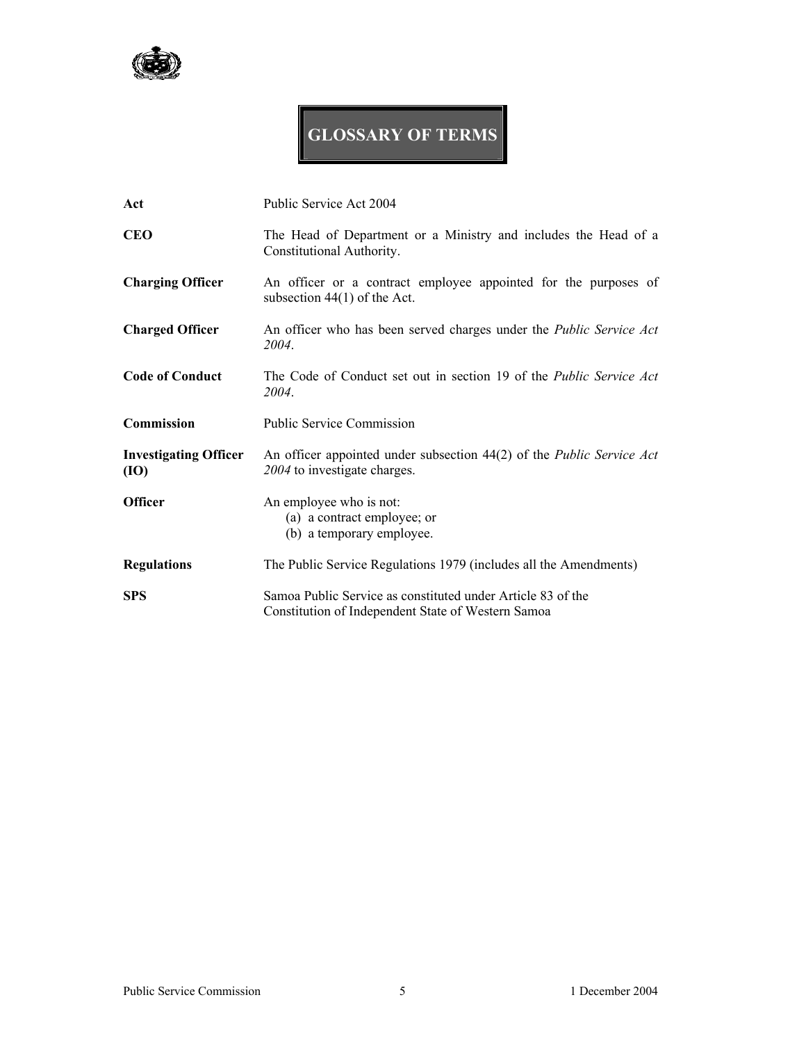# GLOSSARY OF TERMS

| | |
|---|---|
| **Act** | Public Service Act 2004 |
| **CEO** | The Head of Department or a Ministry and includes the Head of a Constitutional Authority. |
| **Charging Officer** | An officer or a contract employee appointed for the purposes of subsection 44(1) of the Act. |
| **Charged Officer** | An officer who has been served charges under the *Public Service Act 2004*. |
| **Code of Conduct** | The Code of Conduct set out in section 19 of the *Public Service Act 2004*. |
| **Commission** | Public Service Commission |
| **Investigating Officer (IO)** | An officer appointed under subsection 44(2) of the *Public Service Act 2004* to investigate charges. |
| **Officer** | An employee who is not:<br>(a) a contract employee; or<br>(b) a temporary employee. |
| **Regulations** | The Public Service Regulations 1979 (includes all the Amendments) |
| **SPS** | Samoa Public Service as constituted under Article 83 of the Constitution of Independent State of Western Samoa |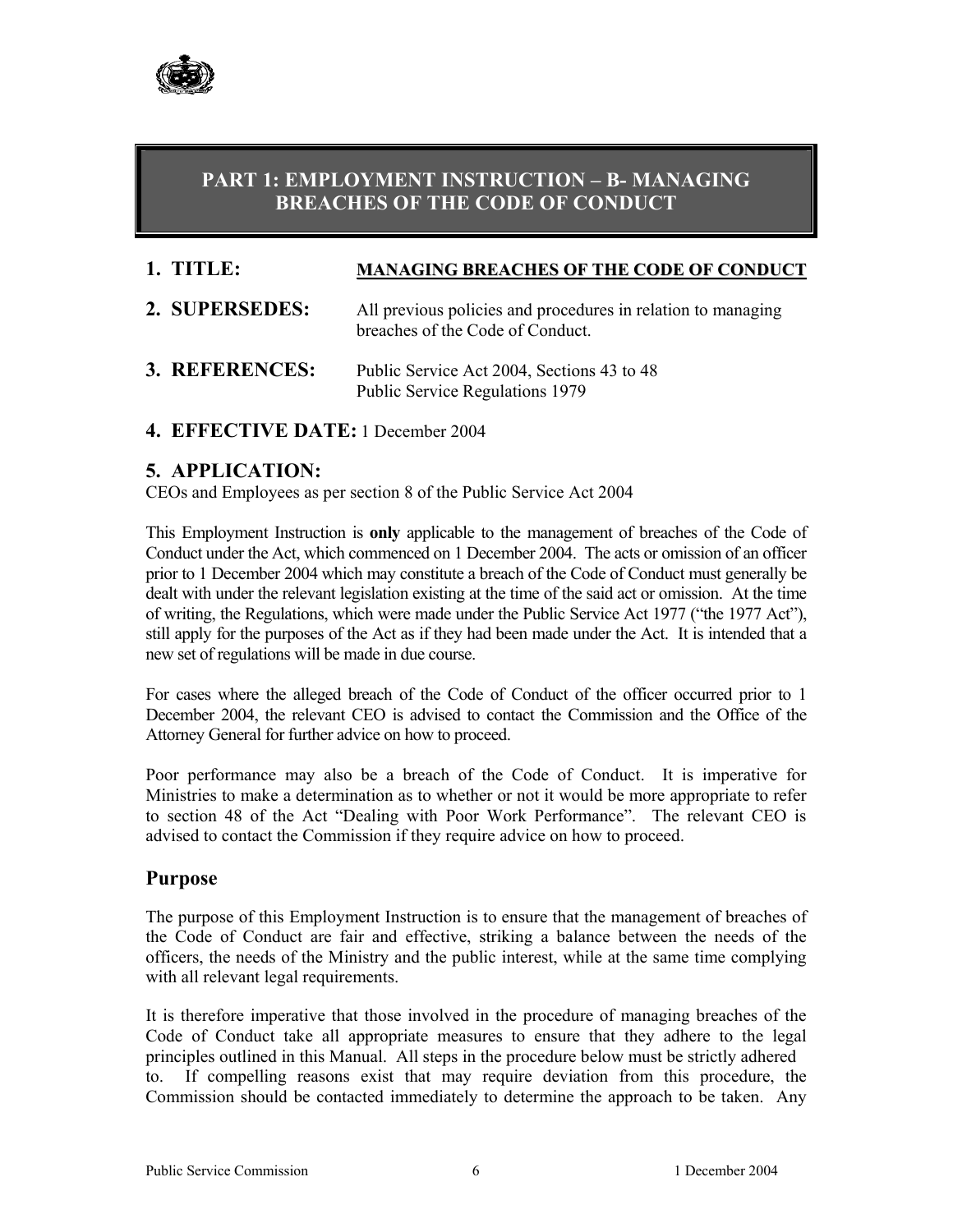# PART 1: EMPLOYMENT INSTRUCTION – B- MANAGING BREACHES OF THE CODE OF CONDUCT

**1. TITLE:** **MANAGING BREACHES OF THE CODE OF CONDUCT**

**2. SUPERSEDES:** All previous policies and procedures in relation to managing breaches of the Code of Conduct.

**3. REFERENCES:** Public Service Act 2004, Sections 43 to 48
Public Service Regulations 1979

**4. EFFECTIVE DATE:** 1 December 2004

**5. APPLICATION:**

CEOs and Employees as per section 8 of the Public Service Act 2004

This Employment Instruction is **only** applicable to the management of breaches of the Code of Conduct under the Act, which commenced on 1 December 2004. The acts or omission of an officer prior to 1 December 2004 which may constitute a breach of the Code of Conduct must generally be dealt with under the relevant legislation existing at the time of the said act or omission. At the time of writing, the Regulations, which were made under the Public Service Act 1977 ("the 1977 Act"), still apply for the purposes of the Act as if they had been made under the Act. It is intended that a new set of regulations will be made in due course.

For cases where the alleged breach of the Code of Conduct of the officer occurred prior to 1 December 2004, the relevant CEO is advised to contact the Commission and the Office of the Attorney General for further advice on how to proceed.

Poor performance may also be a breach of the Code of Conduct. It is imperative for Ministries to make a determination as to whether or not it would be more appropriate to refer to section 48 of the Act "Dealing with Poor Work Performance". The relevant CEO is advised to contact the Commission if they require advice on how to proceed.

## Purpose

The purpose of this Employment Instruction is to ensure that the management of breaches of the Code of Conduct are fair and effective, striking a balance between the needs of the officers, the needs of the Ministry and the public interest, while at the same time complying with all relevant legal requirements.

It is therefore imperative that those involved in the procedure of managing breaches of the Code of Conduct take all appropriate measures to ensure that they adhere to the legal principles outlined in this Manual. All steps in the procedure below must be strictly adhered to. If compelling reasons exist that may require deviation from this procedure, the Commission should be contacted immediately to determine the approach to be taken. Any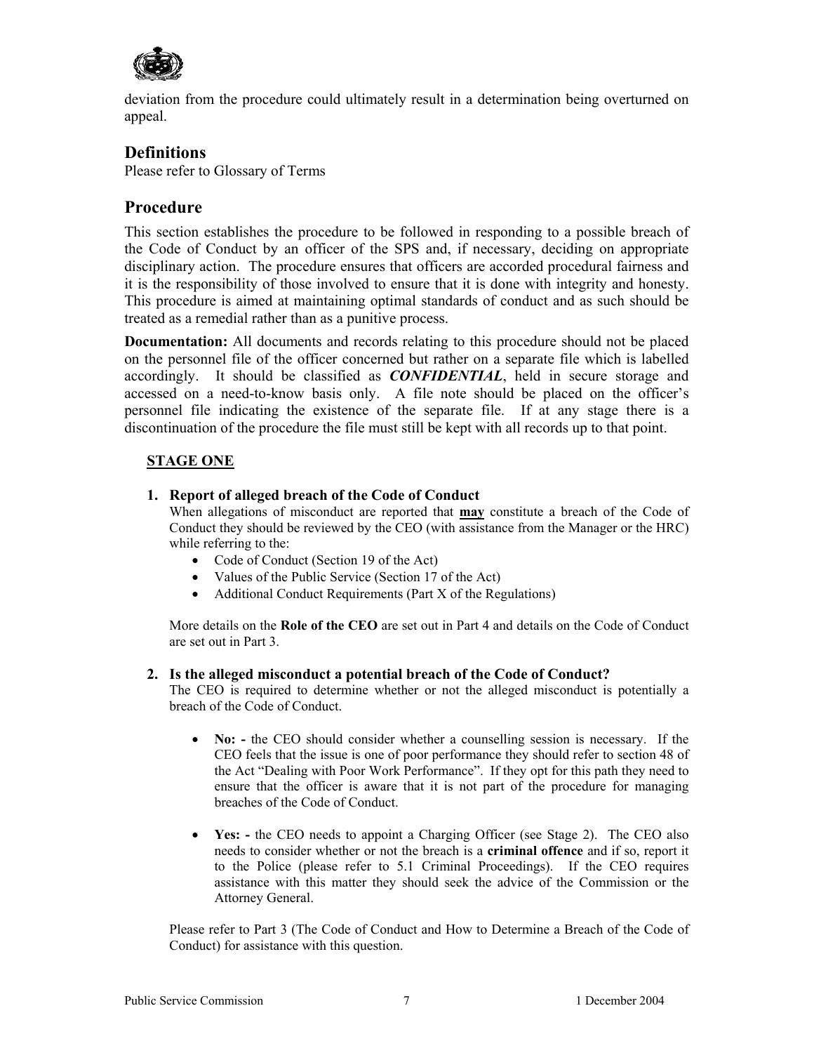deviation from the procedure could ultimately result in a determination being overturned on appeal.

## Definitions

Please refer to Glossary of Terms

## Procedure

This section establishes the procedure to be followed in responding to a possible breach of the Code of Conduct by an officer of the SPS and, if necessary, deciding on appropriate disciplinary action. The procedure ensures that officers are accorded procedural fairness and it is the responsibility of those involved to ensure that it is done with integrity and honesty. This procedure is aimed at maintaining optimal standards of conduct and as such should be treated as a remedial rather than as a punitive process.

**Documentation:** All documents and records relating to this procedure should not be placed on the personnel file of the officer concerned but rather on a separate file which is labelled accordingly. It should be classified as ***CONFIDENTIAL***, held in secure storage and accessed on a need-to-know basis only. A file note should be placed on the officer's personnel file indicating the existence of the separate file. If at any stage there is a discontinuation of the procedure the file must still be kept with all records up to that point.

### STAGE ONE

1. **Report of alleged breach of the Code of Conduct**

   When allegations of misconduct are reported that **may** constitute a breach of the Code of Conduct they should be reviewed by the CEO (with assistance from the Manager or the HRC) while referring to the:

   - Code of Conduct (Section 19 of the Act)
   - Values of the Public Service (Section 17 of the Act)
   - Additional Conduct Requirements (Part X of the Regulations)

   More details on the **Role of the CEO** are set out in Part 4 and details on the Code of Conduct are set out in Part 3.

2. **Is the alleged misconduct a potential breach of the Code of Conduct?**

   The CEO is required to determine whether or not the alleged misconduct is potentially a breach of the Code of Conduct.

   - **No: -** the CEO should consider whether a counselling session is necessary. If the CEO feels that the issue is one of poor performance they should refer to section 48 of the Act "Dealing with Poor Work Performance". If they opt for this path they need to ensure that the officer is aware that it is not part of the procedure for managing breaches of the Code of Conduct.

   - **Yes: -** the CEO needs to appoint a Charging Officer (see Stage 2). The CEO also needs to consider whether or not the breach is a **criminal offence** and if so, report it to the Police (please refer to 5.1 Criminal Proceedings). If the CEO requires assistance with this matter they should seek the advice of the Commission or the Attorney General.

   Please refer to Part 3 (The Code of Conduct and How to Determine a Breach of the Code of Conduct) for assistance with this question.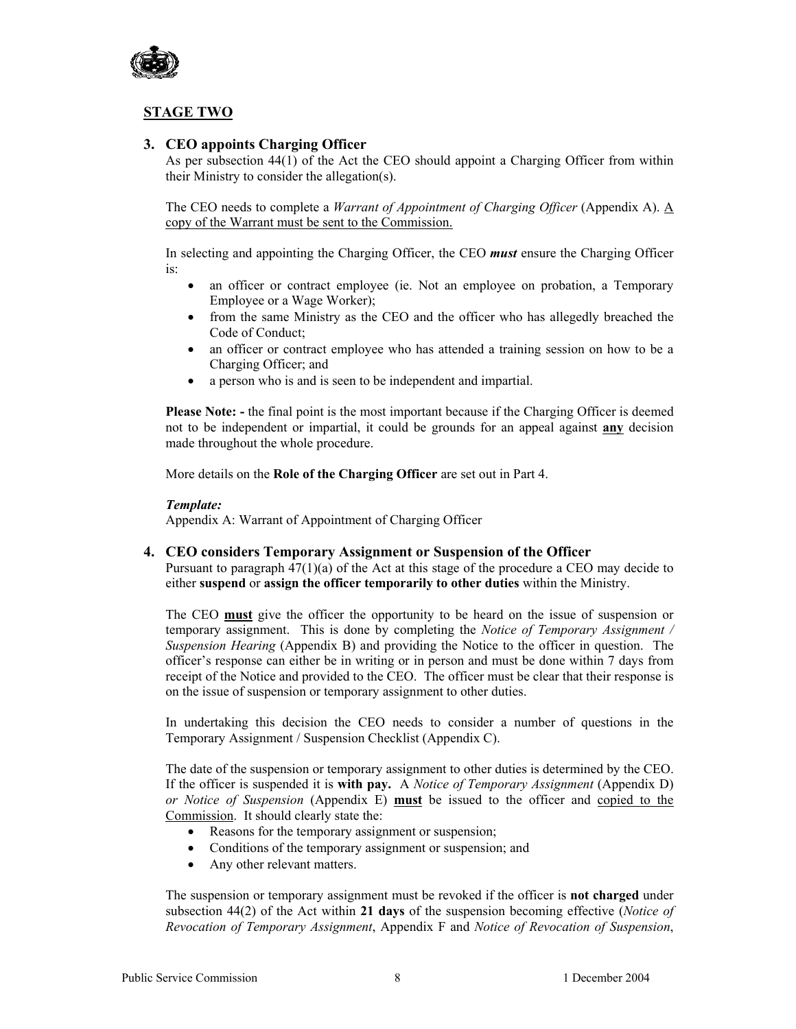## STAGE TWO

### 3. CEO appoints Charging Officer

As per subsection 44(1) of the Act the CEO should appoint a Charging Officer from within their Ministry to consider the allegation(s).

The CEO needs to complete a *Warrant of Appointment of Charging Officer* (Appendix A). <u>A copy of the Warrant must be sent to the Commission.</u>

In selecting and appointing the Charging Officer, the CEO ***must*** ensure the Charging Officer is:

- an officer or contract employee (ie. Not an employee on probation, a Temporary Employee or a Wage Worker);
- from the same Ministry as the CEO and the officer who has allegedly breached the Code of Conduct;
- an officer or contract employee who has attended a training session on how to be a Charging Officer; and
- a person who is and is seen to be independent and impartial.

**Please Note: -** the final point is the most important because if the Charging Officer is deemed not to be independent or impartial, it could be grounds for an appeal against <u>**any**</u> decision made throughout the whole procedure.

More details on the **Role of the Charging Officer** are set out in Part 4.

***Template:***
Appendix A: Warrant of Appointment of Charging Officer

### 4. CEO considers Temporary Assignment or Suspension of the Officer

Pursuant to paragraph 47(1)(a) of the Act at this stage of the procedure a CEO may decide to either **suspend** or **assign the officer temporarily to other duties** within the Ministry.

The CEO <u>**must**</u> give the officer the opportunity to be heard on the issue of suspension or temporary assignment. This is done by completing the *Notice of Temporary Assignment / Suspension Hearing* (Appendix B) and providing the Notice to the officer in question. The officer's response can either be in writing or in person and must be done within 7 days from receipt of the Notice and provided to the CEO. The officer must be clear that their response is on the issue of suspension or temporary assignment to other duties.

In undertaking this decision the CEO needs to consider a number of questions in the Temporary Assignment / Suspension Checklist (Appendix C).

The date of the suspension or temporary assignment to other duties is determined by the CEO. If the officer is suspended it is **with pay.** A *Notice of Temporary Assignment* (Appendix D) *or Notice of Suspension* (Appendix E) <u>**must**</u> be issued to the officer and <u>copied to the Commission</u>. It should clearly state the:

- Reasons for the temporary assignment or suspension;
- Conditions of the temporary assignment or suspension; and
- Any other relevant matters.

The suspension or temporary assignment must be revoked if the officer is **not charged** under subsection 44(2) of the Act within **21 days** of the suspension becoming effective (*Notice of Revocation of Temporary Assignment*, Appendix F and *Notice of Revocation of Suspension*,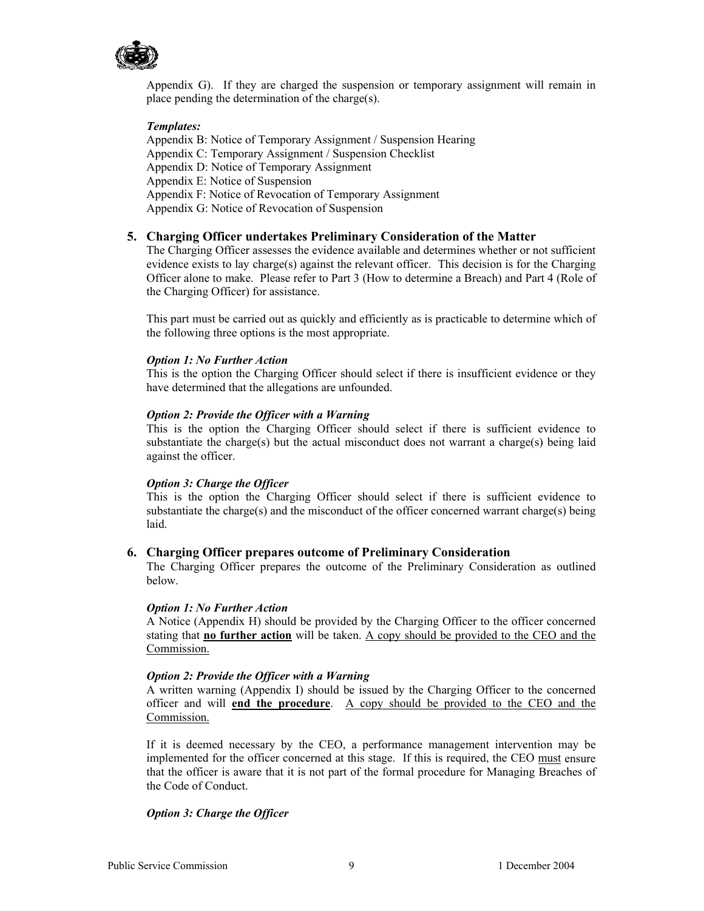Appendix G). If they are charged the suspension or temporary assignment will remain in place pending the determination of the charge(s).

***Templates:***

Appendix B: Notice of Temporary Assignment / Suspension Hearing
Appendix C: Temporary Assignment / Suspension Checklist
Appendix D: Notice of Temporary Assignment
Appendix E: Notice of Suspension
Appendix F: Notice of Revocation of Temporary Assignment
Appendix G: Notice of Revocation of Suspension

## 5. Charging Officer undertakes Preliminary Consideration of the Matter

The Charging Officer assesses the evidence available and determines whether or not sufficient evidence exists to lay charge(s) against the relevant officer. This decision is for the Charging Officer alone to make. Please refer to Part 3 (How to determine a Breach) and Part 4 (Role of the Charging Officer) for assistance.

This part must be carried out as quickly and efficiently as is practicable to determine which of the following three options is the most appropriate.

***Option 1: No Further Action***

This is the option the Charging Officer should select if there is insufficient evidence or they have determined that the allegations are unfounded.

***Option 2: Provide the Officer with a Warning***

This is the option the Charging Officer should select if there is sufficient evidence to substantiate the charge(s) but the actual misconduct does not warrant a charge(s) being laid against the officer.

***Option 3: Charge the Officer***

This is the option the Charging Officer should select if there is sufficient evidence to substantiate the charge(s) and the misconduct of the officer concerned warrant charge(s) being laid.

## 6. Charging Officer prepares outcome of Preliminary Consideration

The Charging Officer prepares the outcome of the Preliminary Consideration as outlined below.

***Option 1: No Further Action***

A Notice (Appendix H) should be provided by the Charging Officer to the officer concerned stating that **no further action** will be taken. A copy should be provided to the CEO and the Commission.

***Option 2: Provide the Officer with a Warning***

A written warning (Appendix I) should be issued by the Charging Officer to the concerned officer and will **end the procedure**. A copy should be provided to the CEO and the Commission.

If it is deemed necessary by the CEO, a performance management intervention may be implemented for the officer concerned at this stage. If this is required, the CEO must ensure that the officer is aware that it is not part of the formal procedure for Managing Breaches of the Code of Conduct.

***Option 3: Charge the Officer***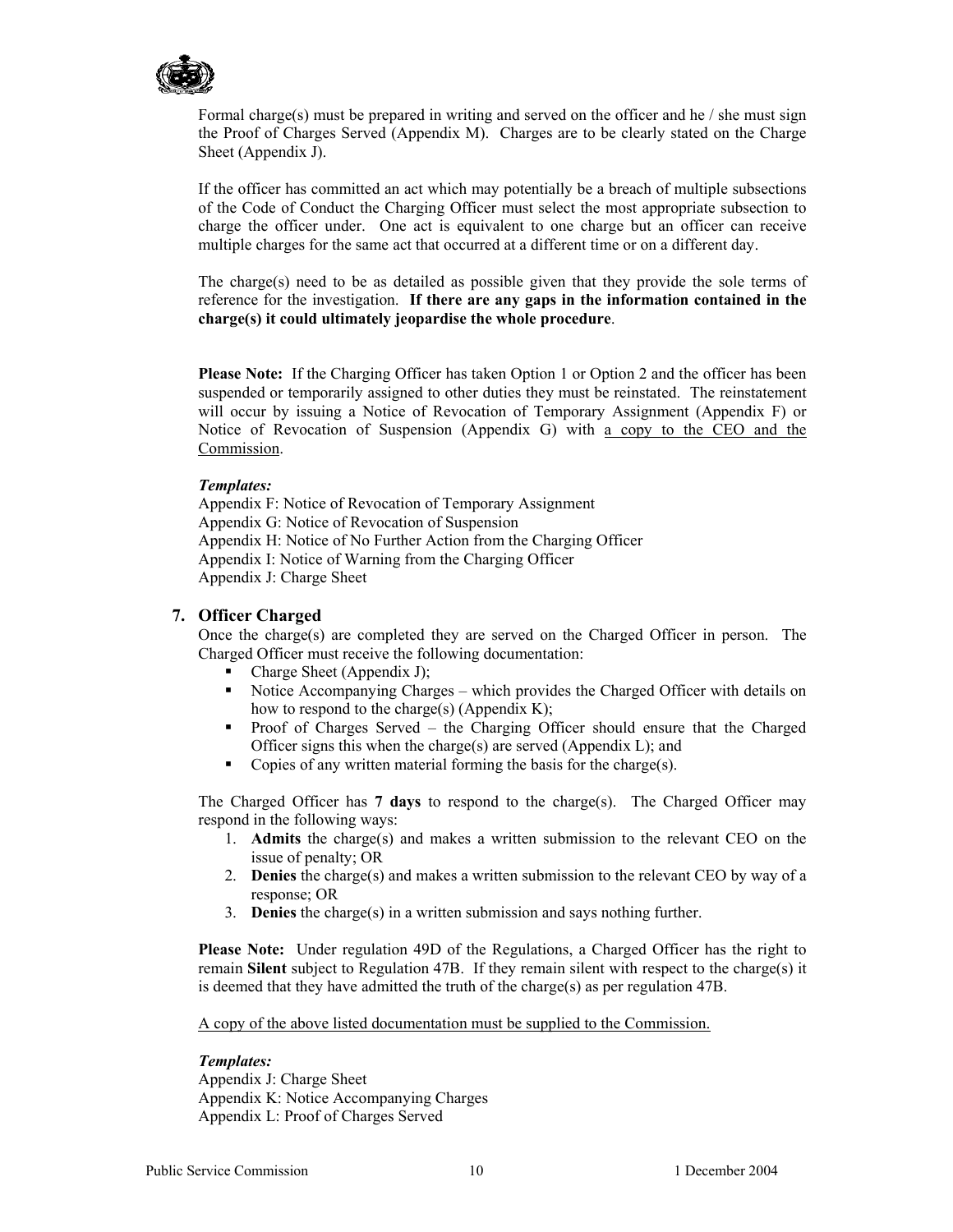Formal charge(s) must be prepared in writing and served on the officer and he / she must sign the Proof of Charges Served (Appendix M). Charges are to be clearly stated on the Charge Sheet (Appendix J).

If the officer has committed an act which may potentially be a breach of multiple subsections of the Code of Conduct the Charging Officer must select the most appropriate subsection to charge the officer under. One act is equivalent to one charge but an officer can receive multiple charges for the same act that occurred at a different time or on a different day.

The charge(s) need to be as detailed as possible given that they provide the sole terms of reference for the investigation. **If there are any gaps in the information contained in the charge(s) it could ultimately jeopardise the whole procedure**.

**Please Note:** If the Charging Officer has taken Option 1 or Option 2 and the officer has been suspended or temporarily assigned to other duties they must be reinstated. The reinstatement will occur by issuing a Notice of Revocation of Temporary Assignment (Appendix F) or Notice of Revocation of Suspension (Appendix G) with <u>a copy to the CEO and the Commission</u>.

***Templates:***
Appendix F: Notice of Revocation of Temporary Assignment
Appendix G: Notice of Revocation of Suspension
Appendix H: Notice of No Further Action from the Charging Officer
Appendix I: Notice of Warning from the Charging Officer
Appendix J: Charge Sheet

## 7. Officer Charged

Once the charge(s) are completed they are served on the Charged Officer in person. The Charged Officer must receive the following documentation:

- Charge Sheet (Appendix J);
- Notice Accompanying Charges – which provides the Charged Officer with details on how to respond to the charge(s) (Appendix K);
- Proof of Charges Served – the Charging Officer should ensure that the Charged Officer signs this when the charge(s) are served (Appendix L); and
- Copies of any written material forming the basis for the charge(s).

The Charged Officer has **7 days** to respond to the charge(s). The Charged Officer may respond in the following ways:

1. **Admits** the charge(s) and makes a written submission to the relevant CEO on the issue of penalty; OR
2. **Denies** the charge(s) and makes a written submission to the relevant CEO by way of a response; OR
3. **Denies** the charge(s) in a written submission and says nothing further.

**Please Note:** Under regulation 49D of the Regulations, a Charged Officer has the right to remain **Silent** subject to Regulation 47B. If they remain silent with respect to the charge(s) it is deemed that they have admitted the truth of the charge(s) as per regulation 47B.

<u>A copy of the above listed documentation must be supplied to the Commission.</u>

***Templates:***
Appendix J: Charge Sheet
Appendix K: Notice Accompanying Charges
Appendix L: Proof of Charges Served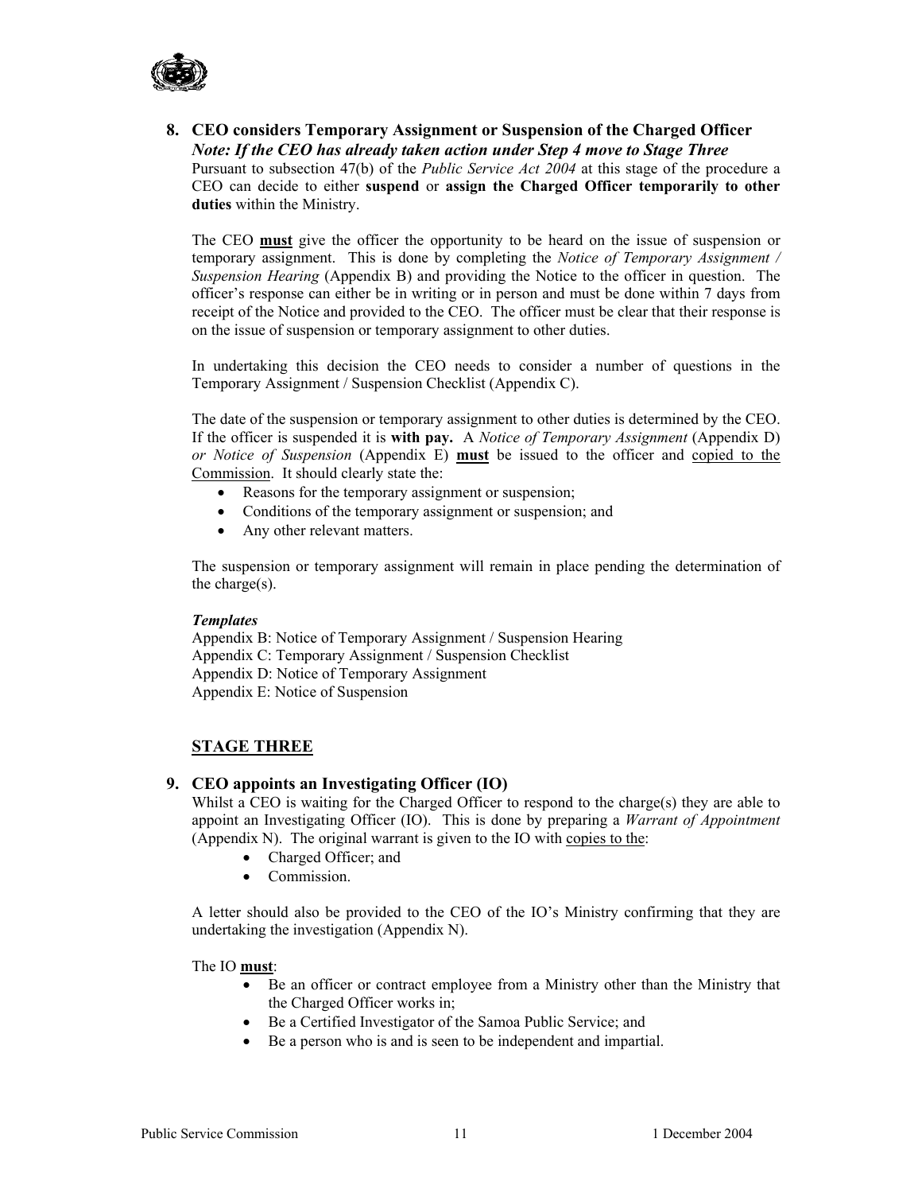## 8. CEO considers Temporary Assignment or Suspension of the Charged Officer

***Note: If the CEO has already taken action under Step 4 move to Stage Three***

Pursuant to subsection 47(b) of the *Public Service Act 2004* at this stage of the procedure a CEO can decide to either **suspend** or **assign the Charged Officer temporarily to other duties** within the Ministry.

The CEO **must** give the officer the opportunity to be heard on the issue of suspension or temporary assignment. This is done by completing the *Notice of Temporary Assignment / Suspension Hearing* (Appendix B) and providing the Notice to the officer in question. The officer's response can either be in writing or in person and must be done within 7 days from receipt of the Notice and provided to the CEO. The officer must be clear that their response is on the issue of suspension or temporary assignment to other duties.

In undertaking this decision the CEO needs to consider a number of questions in the Temporary Assignment / Suspension Checklist (Appendix C).

The date of the suspension or temporary assignment to other duties is determined by the CEO. If the officer is suspended it is **with pay.** A *Notice of Temporary Assignment* (Appendix D) *or Notice of Suspension* (Appendix E) **must** be issued to the officer and copied to the Commission. It should clearly state the:

- Reasons for the temporary assignment or suspension;
- Conditions of the temporary assignment or suspension; and
- Any other relevant matters.

The suspension or temporary assignment will remain in place pending the determination of the charge(s).

***Templates***

Appendix B: Notice of Temporary Assignment / Suspension Hearing
Appendix C: Temporary Assignment / Suspension Checklist
Appendix D: Notice of Temporary Assignment
Appendix E: Notice of Suspension

## STAGE THREE

## 9. CEO appoints an Investigating Officer (IO)

Whilst a CEO is waiting for the Charged Officer to respond to the charge(s) they are able to appoint an Investigating Officer (IO). This is done by preparing a *Warrant of Appointment* (Appendix N). The original warrant is given to the IO with copies to the:

- Charged Officer; and
- Commission.

A letter should also be provided to the CEO of the IO's Ministry confirming that they are undertaking the investigation (Appendix N).

The IO **must**:

- Be an officer or contract employee from a Ministry other than the Ministry that the Charged Officer works in;
- Be a Certified Investigator of the Samoa Public Service; and
- Be a person who is and is seen to be independent and impartial.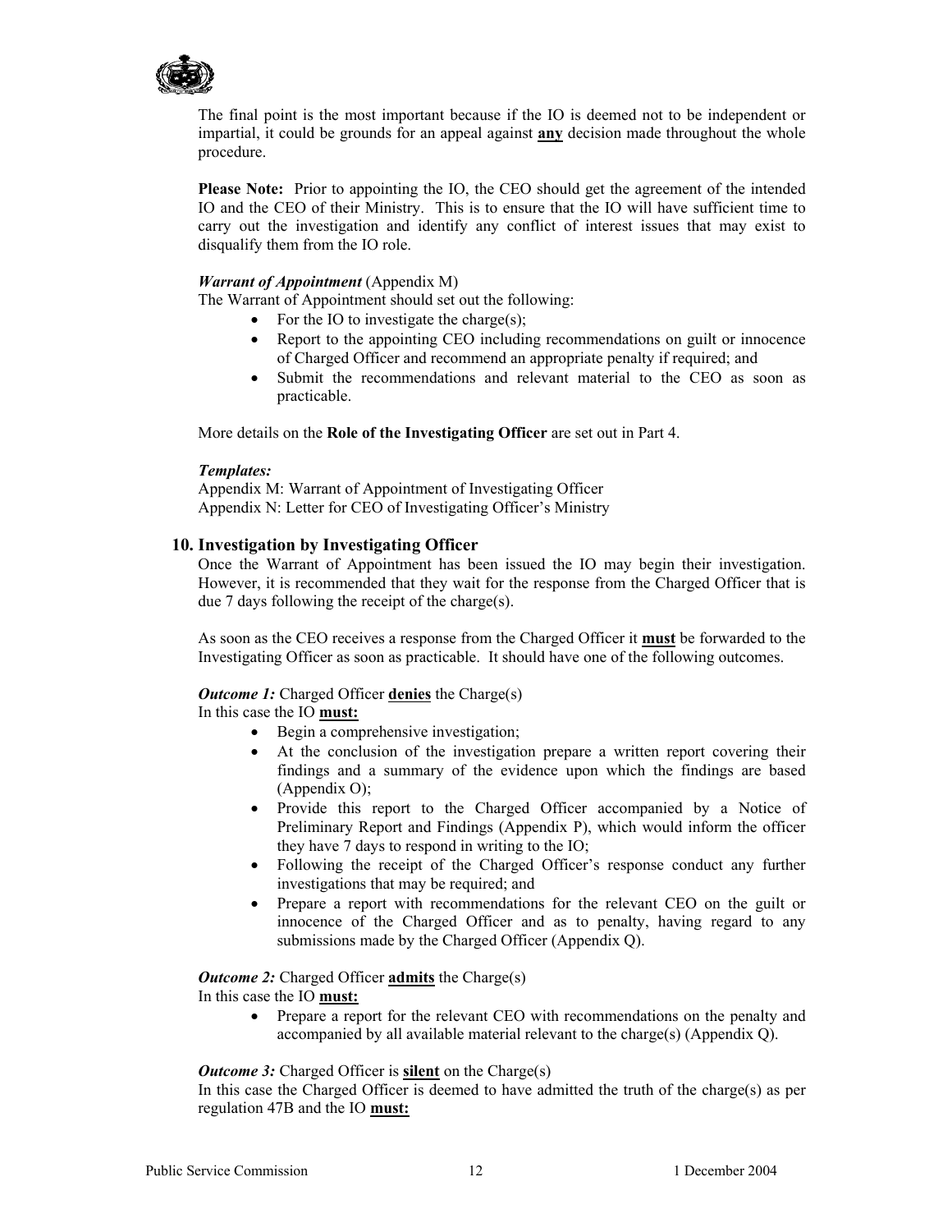The final point is the most important because if the IO is deemed not to be independent or impartial, it could be grounds for an appeal against **any** decision made throughout the whole procedure.

**Please Note:** Prior to appointing the IO, the CEO should get the agreement of the intended IO and the CEO of their Ministry. This is to ensure that the IO will have sufficient time to carry out the investigation and identify any conflict of interest issues that may exist to disqualify them from the IO role.

***Warrant of Appointment*** (Appendix M)

The Warrant of Appointment should set out the following:

- For the IO to investigate the charge(s);
- Report to the appointing CEO including recommendations on guilt or innocence of Charged Officer and recommend an appropriate penalty if required; and
- Submit the recommendations and relevant material to the CEO as soon as practicable.

More details on the **Role of the Investigating Officer** are set out in Part 4.

***Templates:***

Appendix M: Warrant of Appointment of Investigating Officer
Appendix N: Letter for CEO of Investigating Officer's Ministry

## 10. Investigation by Investigating Officer

Once the Warrant of Appointment has been issued the IO may begin their investigation. However, it is recommended that they wait for the response from the Charged Officer that is due 7 days following the receipt of the charge(s).

As soon as the CEO receives a response from the Charged Officer it **must** be forwarded to the Investigating Officer as soon as practicable. It should have one of the following outcomes.

***Outcome 1:*** Charged Officer **denies** the Charge(s)

In this case the IO **must:**

- Begin a comprehensive investigation;
- At the conclusion of the investigation prepare a written report covering their findings and a summary of the evidence upon which the findings are based (Appendix O);
- Provide this report to the Charged Officer accompanied by a Notice of Preliminary Report and Findings (Appendix P), which would inform the officer they have 7 days to respond in writing to the IO;
- Following the receipt of the Charged Officer's response conduct any further investigations that may be required; and
- Prepare a report with recommendations for the relevant CEO on the guilt or innocence of the Charged Officer and as to penalty, having regard to any submissions made by the Charged Officer (Appendix Q).

***Outcome 2:*** Charged Officer **admits** the Charge(s)

In this case the IO **must:**

- Prepare a report for the relevant CEO with recommendations on the penalty and accompanied by all available material relevant to the charge(s) (Appendix Q).

***Outcome 3:*** Charged Officer is **silent** on the Charge(s)

In this case the Charged Officer is deemed to have admitted the truth of the charge(s) as per regulation 47B and the IO **must:**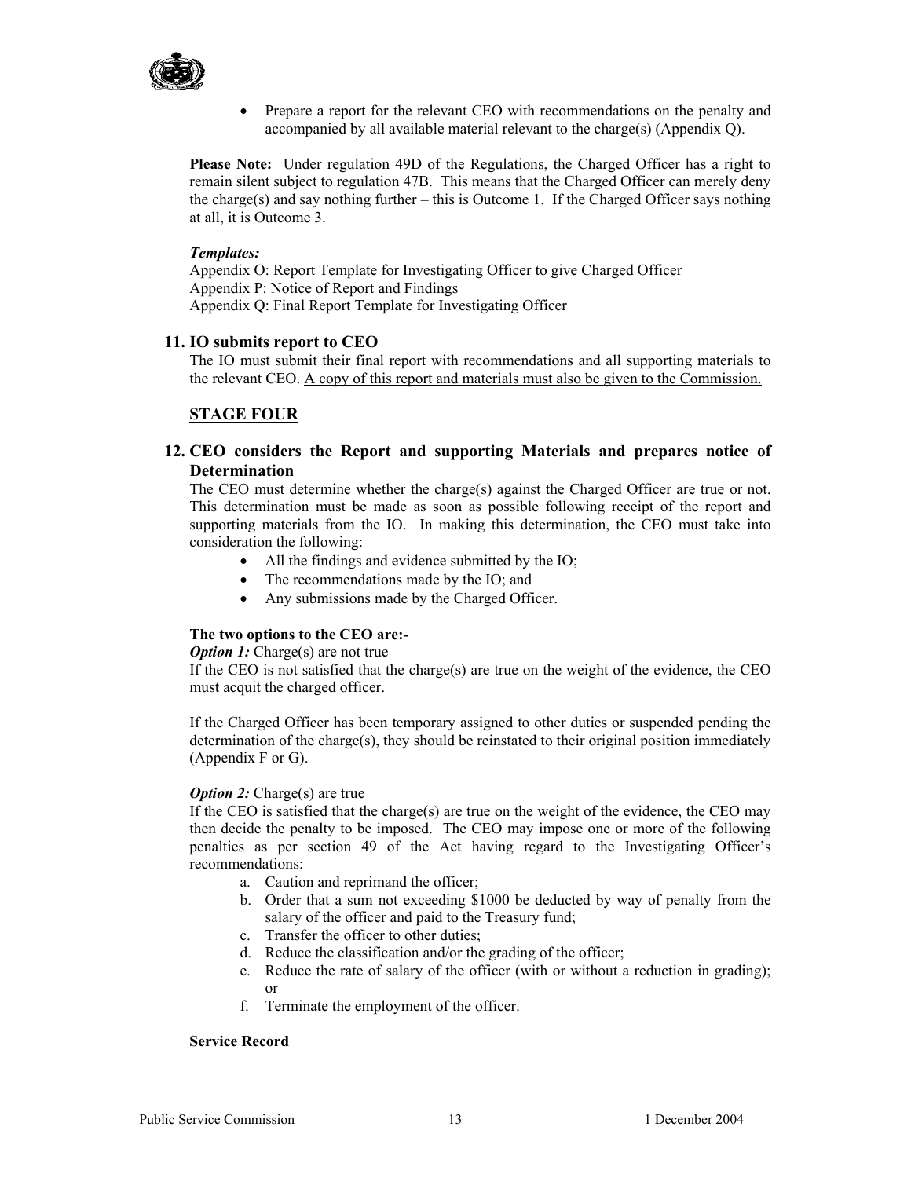- Prepare a report for the relevant CEO with recommendations on the penalty and accompanied by all available material relevant to the charge(s) (Appendix Q).

**Please Note:** Under regulation 49D of the Regulations, the Charged Officer has a right to remain silent subject to regulation 47B. This means that the Charged Officer can merely deny the charge(s) and say nothing further – this is Outcome 1. If the Charged Officer says nothing at all, it is Outcome 3.

***Templates:***
Appendix O: Report Template for Investigating Officer to give Charged Officer
Appendix P: Notice of Report and Findings
Appendix Q: Final Report Template for Investigating Officer

### 11. IO submits report to CEO

The IO must submit their final report with recommendations and all supporting materials to the relevant CEO. <u>A copy of this report and materials must also be given to the Commission.</u>

## <u>STAGE FOUR</u>

### 12. CEO considers the Report and supporting Materials and prepares notice of Determination

The CEO must determine whether the charge(s) against the Charged Officer are true or not. This determination must be made as soon as possible following receipt of the report and supporting materials from the IO. In making this determination, the CEO must take into consideration the following:

- All the findings and evidence submitted by the IO;
- The recommendations made by the IO; and
- Any submissions made by the Charged Officer.

**The two options to the CEO are:-**

***Option 1:*** Charge(s) are not true
If the CEO is not satisfied that the charge(s) are true on the weight of the evidence, the CEO must acquit the charged officer.

If the Charged Officer has been temporary assigned to other duties or suspended pending the determination of the charge(s), they should be reinstated to their original position immediately (Appendix F or G).

***Option 2:*** Charge(s) are true
If the CEO is satisfied that the charge(s) are true on the weight of the evidence, the CEO may then decide the penalty to be imposed. The CEO may impose one or more of the following penalties as per section 49 of the Act having regard to the Investigating Officer's recommendations:

a. Caution and reprimand the officer;
b. Order that a sum not exceeding $1000 be deducted by way of penalty from the salary of the officer and paid to the Treasury fund;
c. Transfer the officer to other duties;
d. Reduce the classification and/or the grading of the officer;
e. Reduce the rate of salary of the officer (with or without a reduction in grading); or
f. Terminate the employment of the officer.

**Service Record**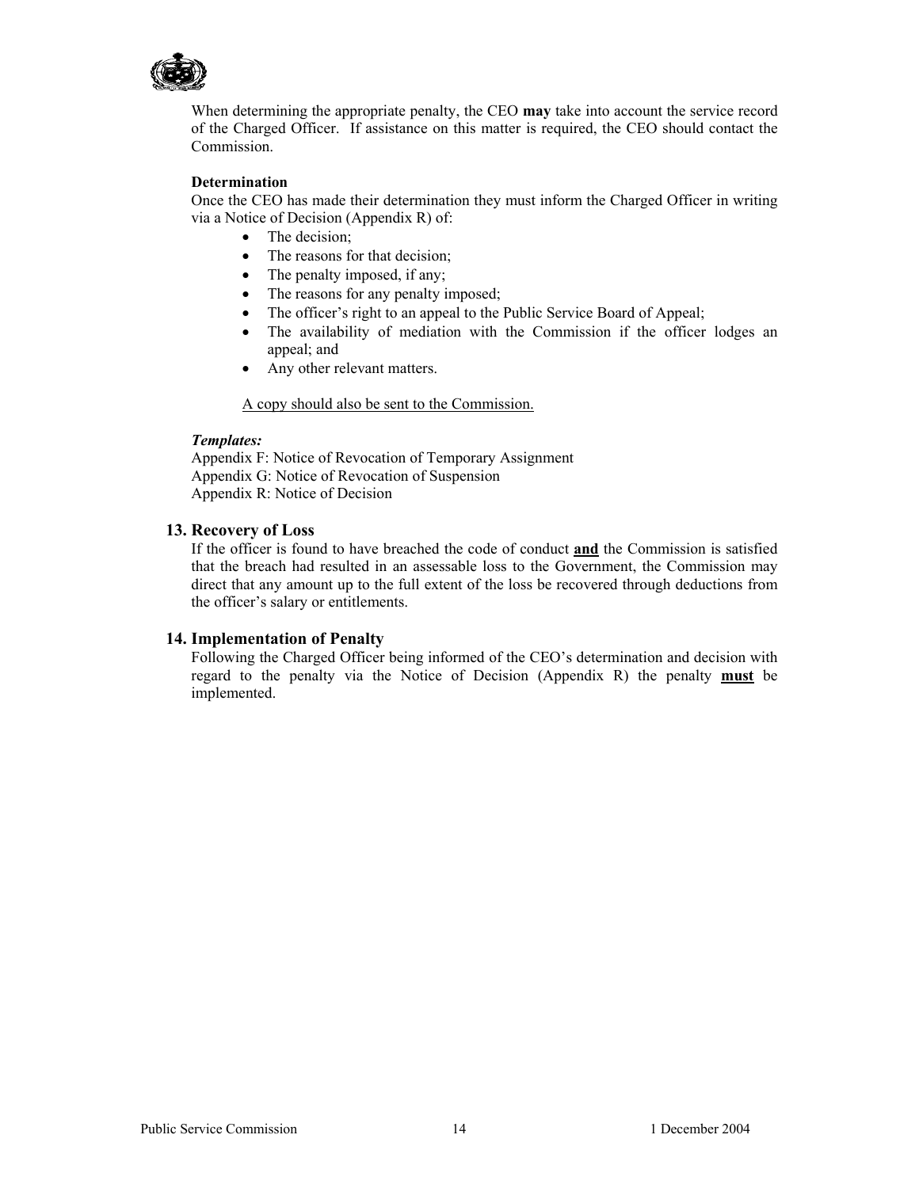When determining the appropriate penalty, the CEO **may** take into account the service record of the Charged Officer. If assistance on this matter is required, the CEO should contact the Commission.

**Determination**

Once the CEO has made their determination they must inform the Charged Officer in writing via a Notice of Decision (Appendix R) of:

- The decision;
- The reasons for that decision;
- The penalty imposed, if any;
- The reasons for any penalty imposed;
- The officer's right to an appeal to the Public Service Board of Appeal;
- The availability of mediation with the Commission if the officer lodges an appeal; and
- Any other relevant matters.

<u>A copy should also be sent to the Commission.</u>

***Templates:***

Appendix F: Notice of Revocation of Temporary Assignment
Appendix G: Notice of Revocation of Suspension
Appendix R: Notice of Decision

### 13. Recovery of Loss

If the officer is found to have breached the code of conduct <u>**and**</u> the Commission is satisfied that the breach had resulted in an assessable loss to the Government, the Commission may direct that any amount up to the full extent of the loss be recovered through deductions from the officer's salary or entitlements.

### 14. Implementation of Penalty

Following the Charged Officer being informed of the CEO's determination and decision with regard to the penalty via the Notice of Decision (Appendix R) the penalty <u>**must**</u> be implemented.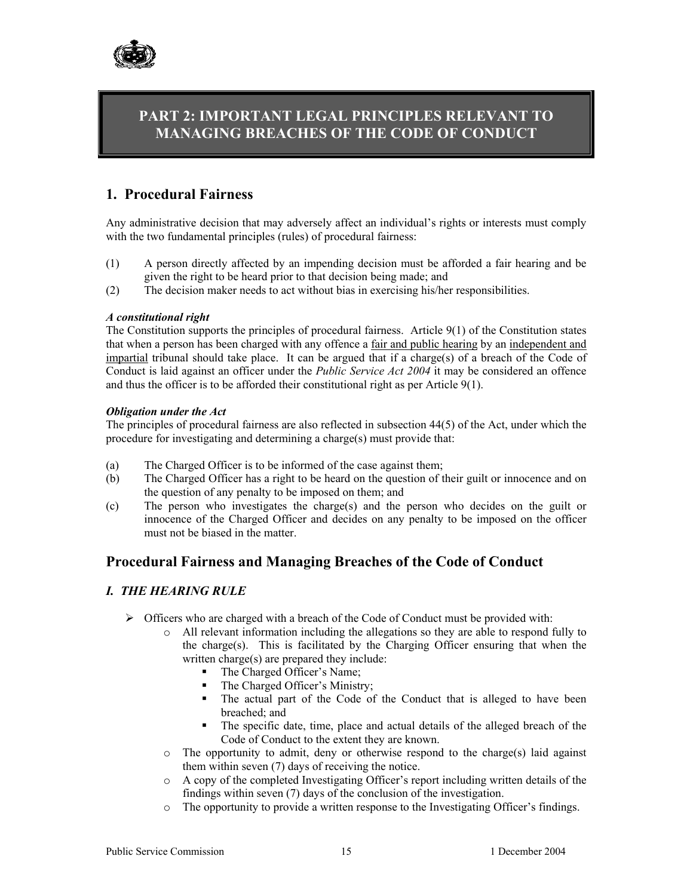# PART 2: IMPORTANT LEGAL PRINCIPLES RELEVANT TO MANAGING BREACHES OF THE CODE OF CONDUCT

## 1. Procedural Fairness

Any administrative decision that may adversely affect an individual's rights or interests must comply with the two fundamental principles (rules) of procedural fairness:

(1) A person directly affected by an impending decision must be afforded a fair hearing and be given the right to be heard prior to that decision being made; and
(2) The decision maker needs to act without bias in exercising his/her responsibilities.

***A constitutional right***
The Constitution supports the principles of procedural fairness. Article 9(1) of the Constitution states that when a person has been charged with any offence a <u>fair and public hearing</u> by an <u>independent and impartial</u> tribunal should take place. It can be argued that if a charge(s) of a breach of the Code of Conduct is laid against an officer under the *Public Service Act 2004* it may be considered an offence and thus the officer is to be afforded their constitutional right as per Article 9(1).

***Obligation under the Act***
The principles of procedural fairness are also reflected in subsection 44(5) of the Act, under which the procedure for investigating and determining a charge(s) must provide that:

(a) The Charged Officer is to be informed of the case against them;
(b) The Charged Officer has a right to be heard on the question of their guilt or innocence and on the question of any penalty to be imposed on them; and
(c) The person who investigates the charge(s) and the person who decides on the guilt or innocence of the Charged Officer and decides on any penalty to be imposed on the officer must not be biased in the matter.

## Procedural Fairness and Managing Breaches of the Code of Conduct

### *I. THE HEARING RULE*

- Officers who are charged with a breach of the Code of Conduct must be provided with:
  - All relevant information including the allegations so they are able to respond fully to the charge(s). This is facilitated by the Charging Officer ensuring that when the written charge(s) are prepared they include:
    - The Charged Officer's Name;
    - The Charged Officer's Ministry;
    - The actual part of the Code of the Conduct that is alleged to have been breached; and
    - The specific date, time, place and actual details of the alleged breach of the Code of Conduct to the extent they are known.
  - The opportunity to admit, deny or otherwise respond to the charge(s) laid against them within seven (7) days of receiving the notice.
  - A copy of the completed Investigating Officer's report including written details of the findings within seven (7) days of the conclusion of the investigation.
  - The opportunity to provide a written response to the Investigating Officer's findings.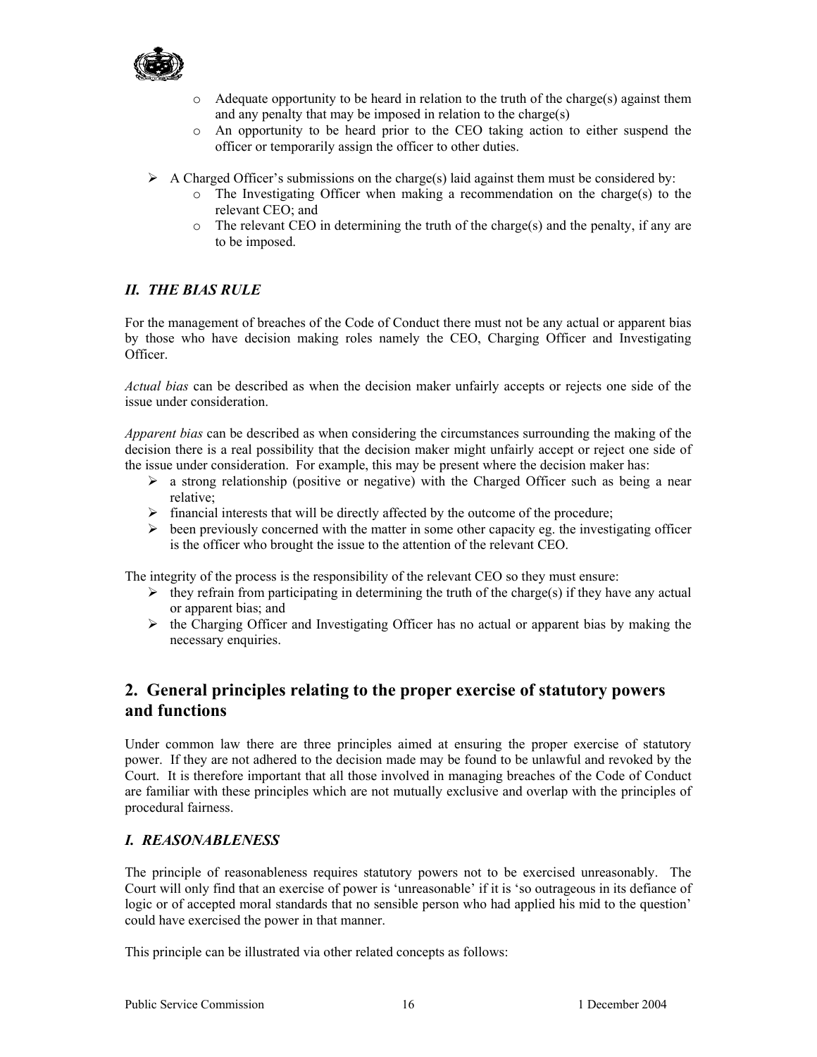- Adequate opportunity to be heard in relation to the truth of the charge(s) against them and any penalty that may be imposed in relation to the charge(s)
- An opportunity to be heard prior to the CEO taking action to either suspend the officer or temporarily assign the officer to other duties.

- A Charged Officer's submissions on the charge(s) laid against them must be considered by:
  - The Investigating Officer when making a recommendation on the charge(s) to the relevant CEO; and
  - The relevant CEO in determining the truth of the charge(s) and the penalty, if any are to be imposed.

### *II. THE BIAS RULE*

For the management of breaches of the Code of Conduct there must not be any actual or apparent bias by those who have decision making roles namely the CEO, Charging Officer and Investigating Officer.

*Actual bias* can be described as when the decision maker unfairly accepts or rejects one side of the issue under consideration.

*Apparent bias* can be described as when considering the circumstances surrounding the making of the decision there is a real possibility that the decision maker might unfairly accept or reject one side of the issue under consideration. For example, this may be present where the decision maker has:

- a strong relationship (positive or negative) with the Charged Officer such as being a near relative;
- financial interests that will be directly affected by the outcome of the procedure;
- been previously concerned with the matter in some other capacity eg. the investigating officer is the officer who brought the issue to the attention of the relevant CEO.

The integrity of the process is the responsibility of the relevant CEO so they must ensure:

- they refrain from participating in determining the truth of the charge(s) if they have any actual or apparent bias; and
- the Charging Officer and Investigating Officer has no actual or apparent bias by making the necessary enquiries.

## 2. General principles relating to the proper exercise of statutory powers and functions

Under common law there are three principles aimed at ensuring the proper exercise of statutory power. If they are not adhered to the decision made may be found to be unlawful and revoked by the Court. It is therefore important that all those involved in managing breaches of the Code of Conduct are familiar with these principles which are not mutually exclusive and overlap with the principles of procedural fairness.

### *I. REASONABLENESS*

The principle of reasonableness requires statutory powers not to be exercised unreasonably. The Court will only find that an exercise of power is 'unreasonable' if it is 'so outrageous in its defiance of logic or of accepted moral standards that no sensible person who had applied his mid to the question' could have exercised the power in that manner.

This principle can be illustrated via other related concepts as follows: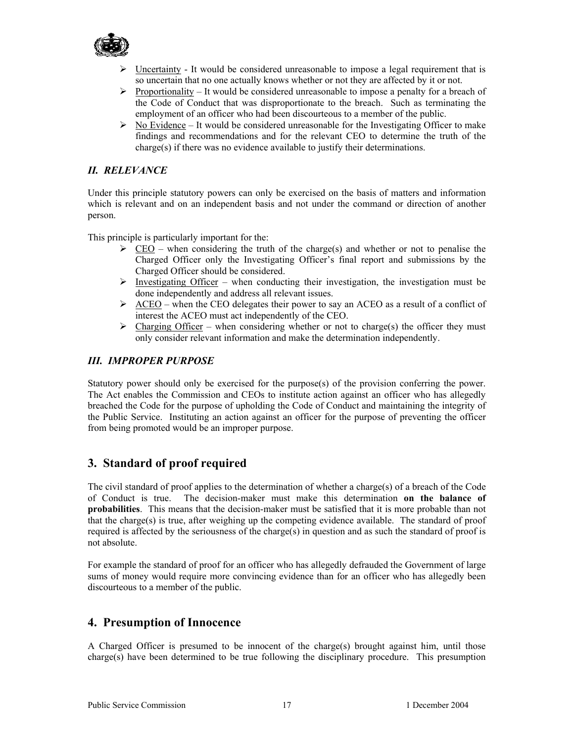- Uncertainty - It would be considered unreasonable to impose a legal requirement that is so uncertain that no one actually knows whether or not they are affected by it or not.
- Proportionality – It would be considered unreasonable to impose a penalty for a breach of the Code of Conduct that was disproportionate to the breach. Such as terminating the employment of an officer who had been discourteous to a member of the public.
- No Evidence – It would be considered unreasonable for the Investigating Officer to make findings and recommendations and for the relevant CEO to determine the truth of the charge(s) if there was no evidence available to justify their determinations.

### *II. RELEVANCE*

Under this principle statutory powers can only be exercised on the basis of matters and information which is relevant and on an independent basis and not under the command or direction of another person.

This principle is particularly important for the:

- CEO – when considering the truth of the charge(s) and whether or not to penalise the Charged Officer only the Investigating Officer's final report and submissions by the Charged Officer should be considered.
- Investigating Officer – when conducting their investigation, the investigation must be done independently and address all relevant issues.
- ACEO – when the CEO delegates their power to say an ACEO as a result of a conflict of interest the ACEO must act independently of the CEO.
- Charging Officer – when considering whether or not to charge(s) the officer they must only consider relevant information and make the determination independently.

### *III. IMPROPER PURPOSE*

Statutory power should only be exercised for the purpose(s) of the provision conferring the power. The Act enables the Commission and CEOs to institute action against an officer who has allegedly breached the Code for the purpose of upholding the Code of Conduct and maintaining the integrity of the Public Service. Instituting an action against an officer for the purpose of preventing the officer from being promoted would be an improper purpose.

## 3. Standard of proof required

The civil standard of proof applies to the determination of whether a charge(s) of a breach of the Code of Conduct is true. The decision-maker must make this determination **on the balance of probabilities**. This means that the decision-maker must be satisfied that it is more probable than not that the charge(s) is true, after weighing up the competing evidence available. The standard of proof required is affected by the seriousness of the charge(s) in question and as such the standard of proof is not absolute.

For example the standard of proof for an officer who has allegedly defrauded the Government of large sums of money would require more convincing evidence than for an officer who has allegedly been discourteous to a member of the public.

## 4. Presumption of Innocence

A Charged Officer is presumed to be innocent of the charge(s) brought against him, until those charge(s) have been determined to be true following the disciplinary procedure. This presumption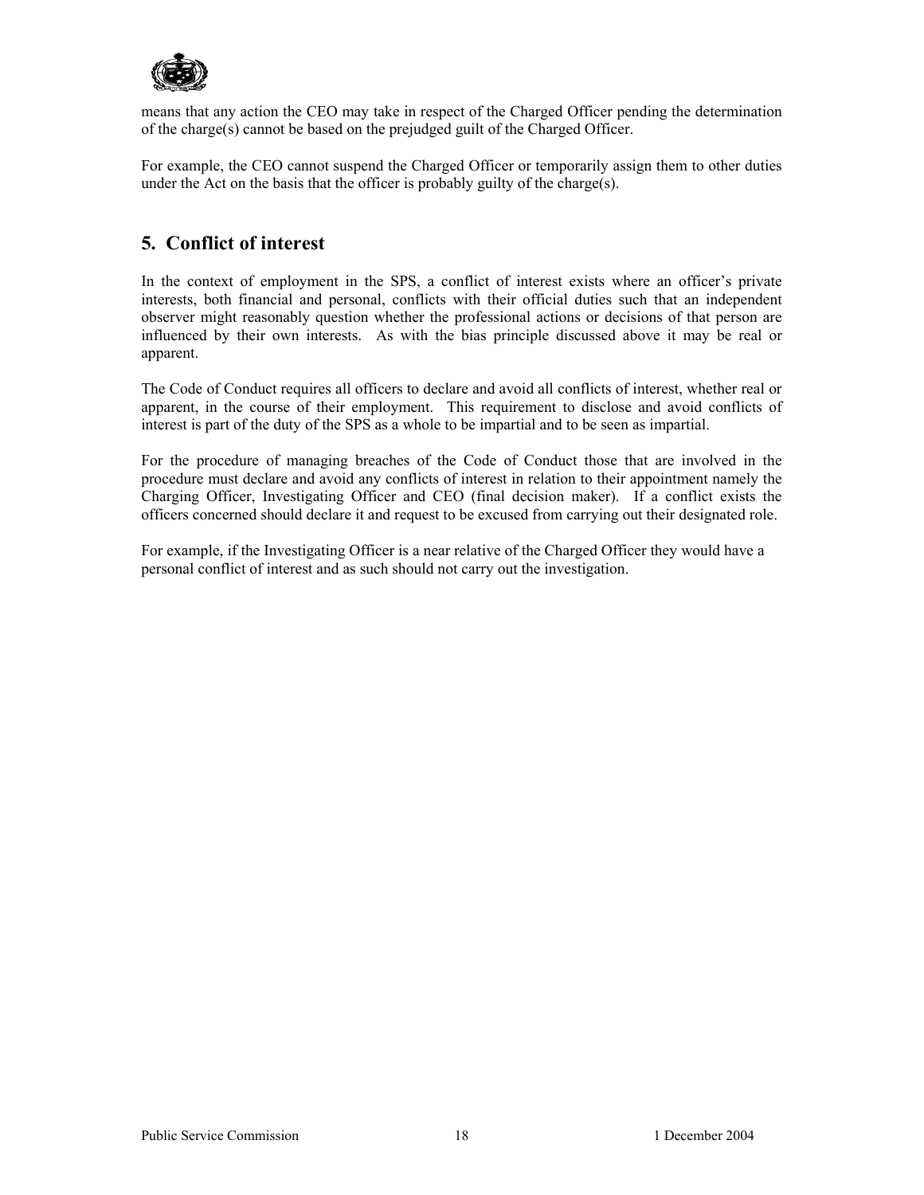means that any action the CEO may take in respect of the Charged Officer pending the determination of the charge(s) cannot be based on the prejudged guilt of the Charged Officer.

For example, the CEO cannot suspend the Charged Officer or temporarily assign them to other duties under the Act on the basis that the officer is probably guilty of the charge(s).

## 5. Conflict of interest

In the context of employment in the SPS, a conflict of interest exists where an officer's private interests, both financial and personal, conflicts with their official duties such that an independent observer might reasonably question whether the professional actions or decisions of that person are influenced by their own interests. As with the bias principle discussed above it may be real or apparent.

The Code of Conduct requires all officers to declare and avoid all conflicts of interest, whether real or apparent, in the course of their employment. This requirement to disclose and avoid conflicts of interest is part of the duty of the SPS as a whole to be impartial and to be seen as impartial.

For the procedure of managing breaches of the Code of Conduct those that are involved in the procedure must declare and avoid any conflicts of interest in relation to their appointment namely the Charging Officer, Investigating Officer and CEO (final decision maker). If a conflict exists the officers concerned should declare it and request to be excused from carrying out their designated role.

For example, if the Investigating Officer is a near relative of the Charged Officer they would have a personal conflict of interest and as such should not carry out the investigation.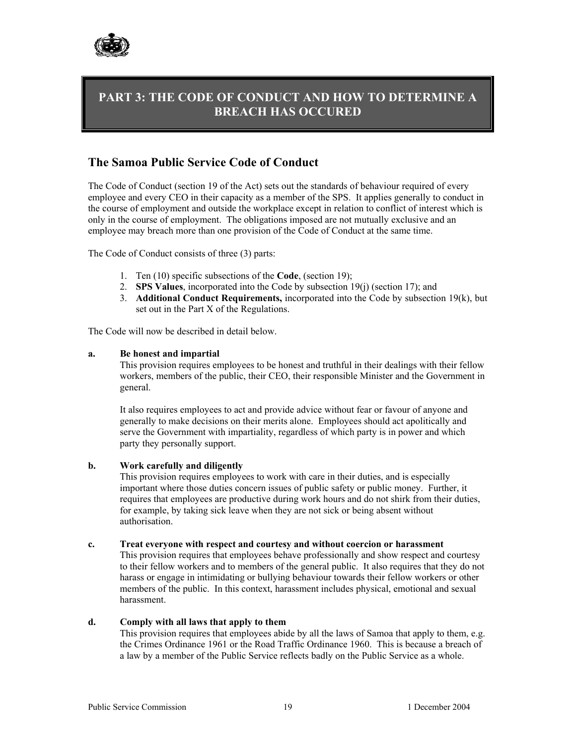## PART 3: THE CODE OF CONDUCT AND HOW TO DETERMINE A BREACH HAS OCCURED

### The Samoa Public Service Code of Conduct

The Code of Conduct (section 19 of the Act) sets out the standards of behaviour required of every employee and every CEO in their capacity as a member of the SPS. It applies generally to conduct in the course of employment and outside the workplace except in relation to conflict of interest which is only in the course of employment. The obligations imposed are not mutually exclusive and an employee may breach more than one provision of the Code of Conduct at the same time.

The Code of Conduct consists of three (3) parts:

1. Ten (10) specific subsections of the **Code**, (section 19);
2. **SPS Values**, incorporated into the Code by subsection 19(j) (section 17); and
3. **Additional Conduct Requirements,** incorporated into the Code by subsection 19(k), but set out in the Part X of the Regulations.

The Code will now be described in detail below.

**a. Be honest and impartial**

This provision requires employees to be honest and truthful in their dealings with their fellow workers, members of the public, their CEO, their responsible Minister and the Government in general.

It also requires employees to act and provide advice without fear or favour of anyone and generally to make decisions on their merits alone. Employees should act apolitically and serve the Government with impartiality, regardless of which party is in power and which party they personally support.

**b. Work carefully and diligently**

This provision requires employees to work with care in their duties, and is especially important where those duties concern issues of public safety or public money. Further, it requires that employees are productive during work hours and do not shirk from their duties, for example, by taking sick leave when they are not sick or being absent without authorisation.

**c. Treat everyone with respect and courtesy and without coercion or harassment**

This provision requires that employees behave professionally and show respect and courtesy to their fellow workers and to members of the general public. It also requires that they do not harass or engage in intimidating or bullying behaviour towards their fellow workers or other members of the public. In this context, harassment includes physical, emotional and sexual harassment.

**d. Comply with all laws that apply to them**

This provision requires that employees abide by all the laws of Samoa that apply to them, e.g. the Crimes Ordinance 1961 or the Road Traffic Ordinance 1960. This is because a breach of a law by a member of the Public Service reflects badly on the Public Service as a whole.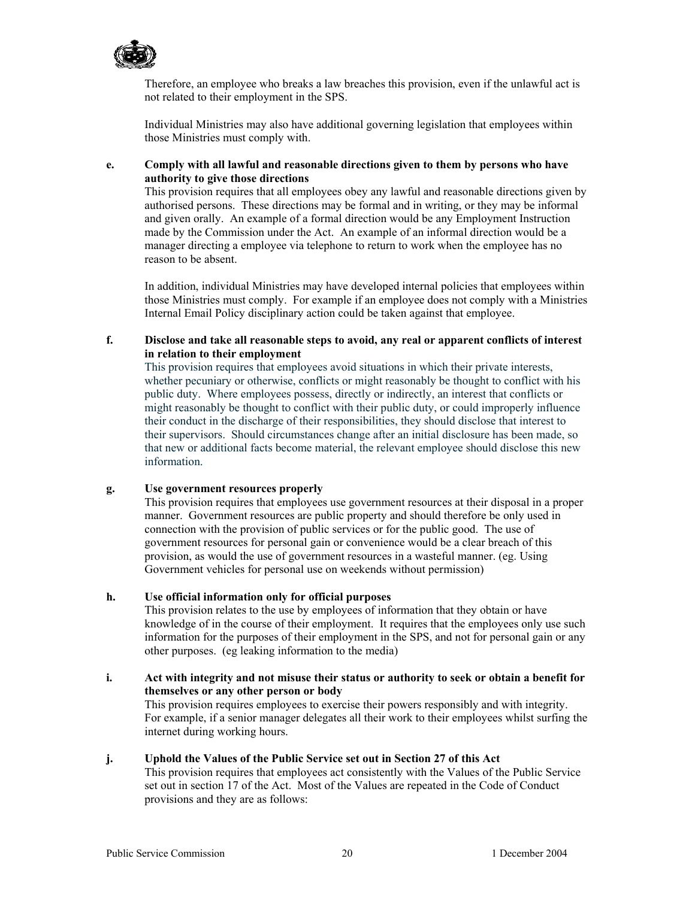Therefore, an employee who breaks a law breaches this provision, even if the unlawful act is not related to their employment in the SPS.

Individual Ministries may also have additional governing legislation that employees within those Ministries must comply with.

**e. Comply with all lawful and reasonable directions given to them by persons who have authority to give those directions**

This provision requires that all employees obey any lawful and reasonable directions given by authorised persons. These directions may be formal and in writing, or they may be informal and given orally. An example of a formal direction would be any Employment Instruction made by the Commission under the Act. An example of an informal direction would be a manager directing a employee via telephone to return to work when the employee has no reason to be absent.

In addition, individual Ministries may have developed internal policies that employees within those Ministries must comply. For example if an employee does not comply with a Ministries Internal Email Policy disciplinary action could be taken against that employee.

**f. Disclose and take all reasonable steps to avoid, any real or apparent conflicts of interest in relation to their employment**

This provision requires that employees avoid situations in which their private interests, whether pecuniary or otherwise, conflicts or might reasonably be thought to conflict with his public duty. Where employees possess, directly or indirectly, an interest that conflicts or might reasonably be thought to conflict with their public duty, or could improperly influence their conduct in the discharge of their responsibilities, they should disclose that interest to their supervisors. Should circumstances change after an initial disclosure has been made, so that new or additional facts become material, the relevant employee should disclose this new information.

**g. Use government resources properly**

This provision requires that employees use government resources at their disposal in a proper manner. Government resources are public property and should therefore be only used in connection with the provision of public services or for the public good. The use of government resources for personal gain or convenience would be a clear breach of this provision, as would the use of government resources in a wasteful manner. (eg. Using Government vehicles for personal use on weekends without permission)

**h. Use official information only for official purposes**

This provision relates to the use by employees of information that they obtain or have knowledge of in the course of their employment. It requires that the employees only use such information for the purposes of their employment in the SPS, and not for personal gain or any other purposes. (eg leaking information to the media)

**i. Act with integrity and not misuse their status or authority to seek or obtain a benefit for themselves or any other person or body**

This provision requires employees to exercise their powers responsibly and with integrity. For example, if a senior manager delegates all their work to their employees whilst surfing the internet during working hours.

**j. Uphold the Values of the Public Service set out in Section 27 of this Act**

This provision requires that employees act consistently with the Values of the Public Service set out in section 17 of the Act. Most of the Values are repeated in the Code of Conduct provisions and they are as follows: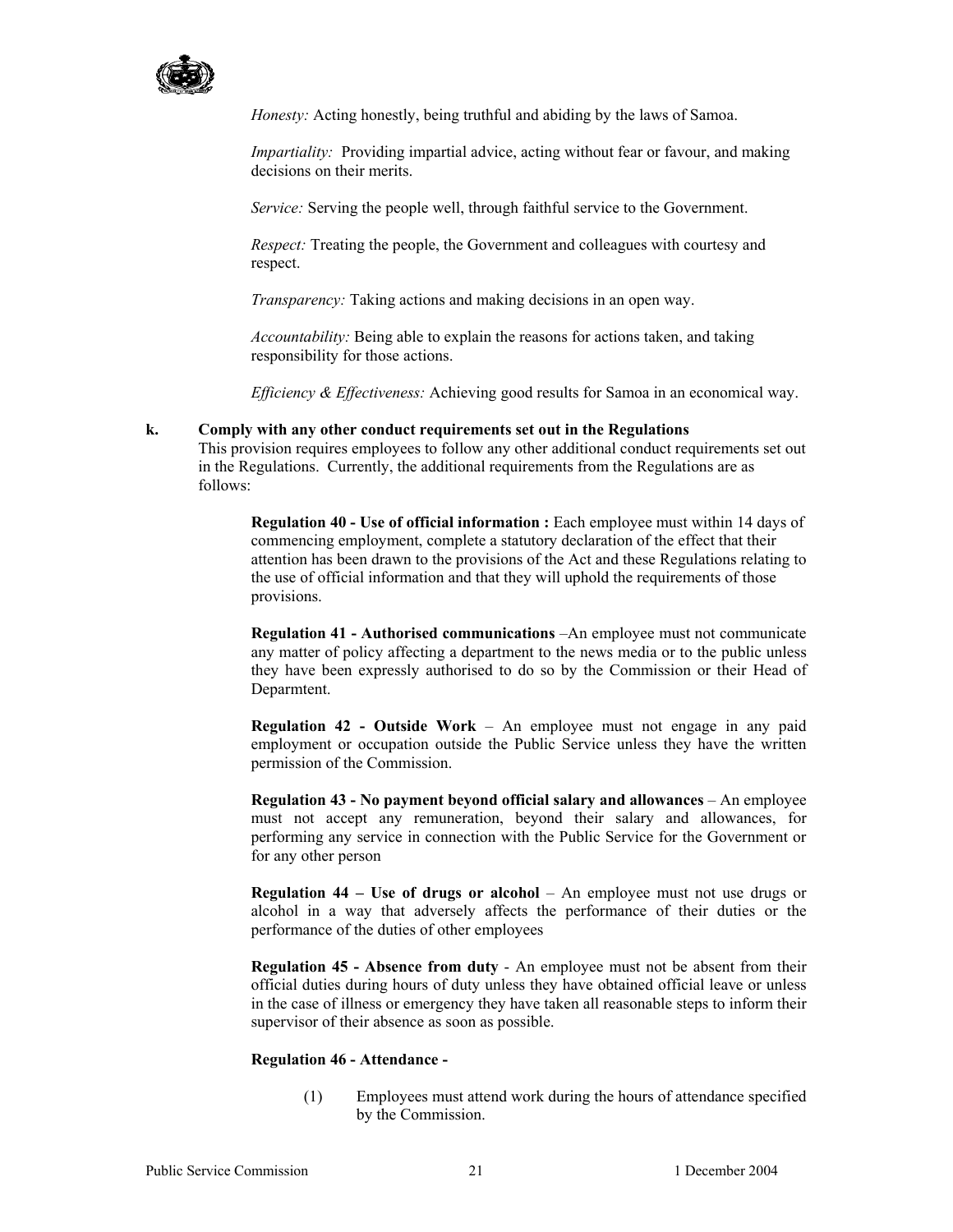*Honesty:* Acting honestly, being truthful and abiding by the laws of Samoa.

*Impartiality:* Providing impartial advice, acting without fear or favour, and making decisions on their merits.

*Service:* Serving the people well, through faithful service to the Government.

*Respect:* Treating the people, the Government and colleagues with courtesy and respect.

*Transparency:* Taking actions and making decisions in an open way.

*Accountability:* Being able to explain the reasons for actions taken, and taking responsibility for those actions.

*Efficiency & Effectiveness:* Achieving good results for Samoa in an economical way.

**k. Comply with any other conduct requirements set out in the Regulations**

This provision requires employees to follow any other additional conduct requirements set out in the Regulations. Currently, the additional requirements from the Regulations are as follows:

**Regulation 40 - Use of official information :** Each employee must within 14 days of commencing employment, complete a statutory declaration of the effect that their attention has been drawn to the provisions of the Act and these Regulations relating to the use of official information and that they will uphold the requirements of those provisions.

**Regulation 41 - Authorised communications** –An employee must not communicate any matter of policy affecting a department to the news media or to the public unless they have been expressly authorised to do so by the Commission or their Head of Deparmtent.

**Regulation 42 - Outside Work** – An employee must not engage in any paid employment or occupation outside the Public Service unless they have the written permission of the Commission.

**Regulation 43 - No payment beyond official salary and allowances** – An employee must not accept any remuneration, beyond their salary and allowances, for performing any service in connection with the Public Service for the Government or for any other person

**Regulation 44 – Use of drugs or alcohol** – An employee must not use drugs or alcohol in a way that adversely affects the performance of their duties or the performance of the duties of other employees

**Regulation 45 - Absence from duty** - An employee must not be absent from their official duties during hours of duty unless they have obtained official leave or unless in the case of illness or emergency they have taken all reasonable steps to inform their supervisor of their absence as soon as possible.

**Regulation 46 - Attendance -**

(1) Employees must attend work during the hours of attendance specified by the Commission.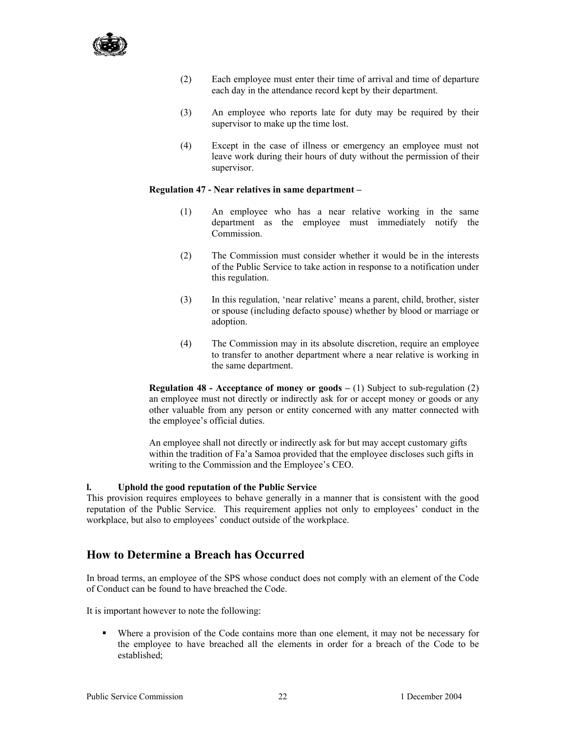(2) Each employee must enter their time of arrival and time of departure each day in the attendance record kept by their department.

(3) An employee who reports late for duty may be required by their supervisor to make up the time lost.

(4) Except in the case of illness or emergency an employee must not leave work during their hours of duty without the permission of their supervisor.

**Regulation 47 - Near relatives in same department –**

(1) An employee who has a near relative working in the same department as the employee must immediately notify the Commission.

(2) The Commission must consider whether it would be in the interests of the Public Service to take action in response to a notification under this regulation.

(3) In this regulation, 'near relative' means a parent, child, brother, sister or spouse (including defacto spouse) whether by blood or marriage or adoption.

(4) The Commission may in its absolute discretion, require an employee to transfer to another department where a near relative is working in the same department.

**Regulation 48 - Acceptance of money or goods –** (1) Subject to sub-regulation (2) an employee must not directly or indirectly ask for or accept money or goods or any other valuable from any person or entity concerned with any matter connected with the employee's official duties.

An employee shall not directly or indirectly ask for but may accept customary gifts within the tradition of Fa'a Samoa provided that the employee discloses such gifts in writing to the Commission and the Employee's CEO.

**l. Uphold the good reputation of the Public Service**

This provision requires employees to behave generally in a manner that is consistent with the good reputation of the Public Service. This requirement applies not only to employees' conduct in the workplace, but also to employees' conduct outside of the workplace.

## How to Determine a Breach has Occurred

In broad terms, an employee of the SPS whose conduct does not comply with an element of the Code of Conduct can be found to have breached the Code.

It is important however to note the following:

- Where a provision of the Code contains more than one element, it may not be necessary for the employee to have breached all the elements in order for a breach of the Code to be established;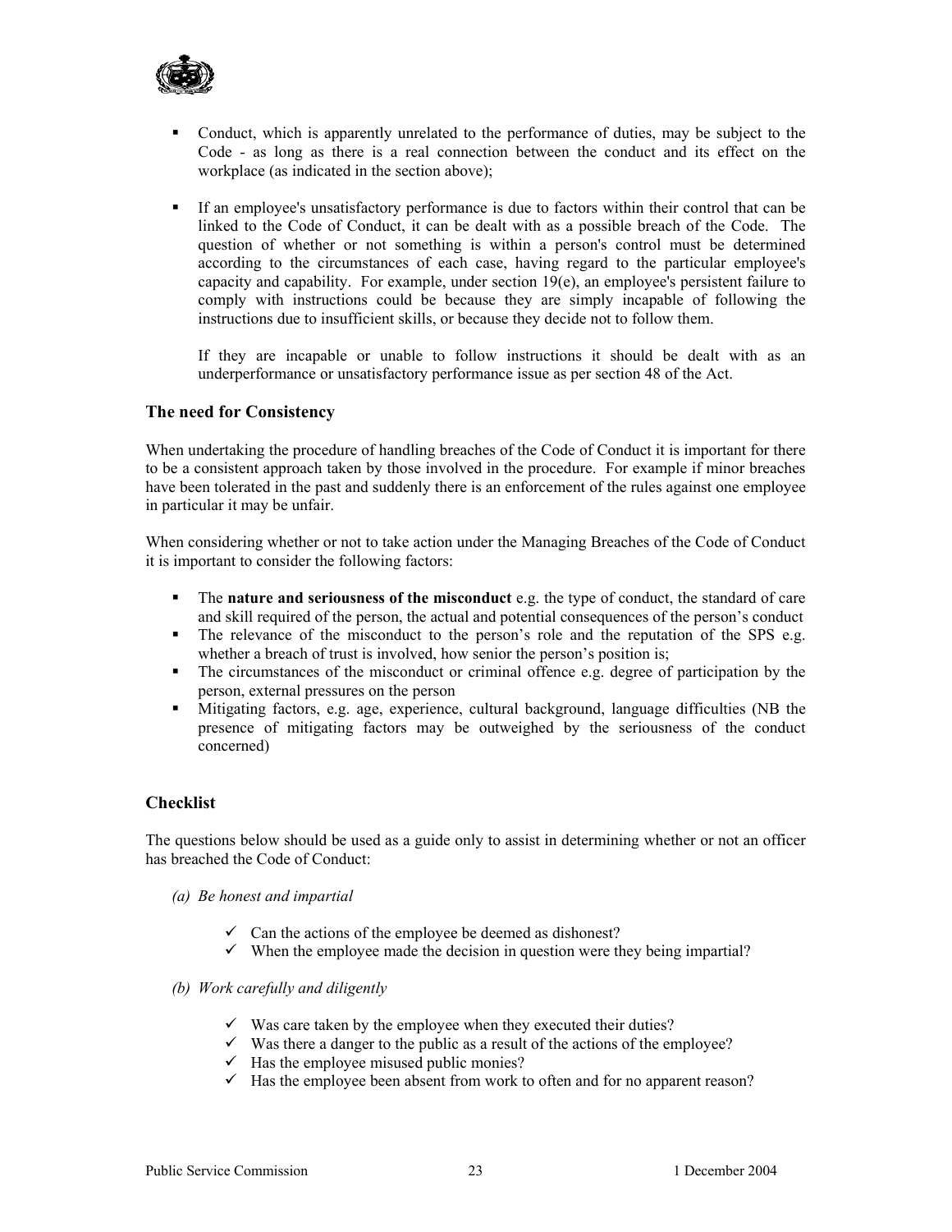- Conduct, which is apparently unrelated to the performance of duties, may be subject to the Code - as long as there is a real connection between the conduct and its effect on the workplace (as indicated in the section above);

- If an employee's unsatisfactory performance is due to factors within their control that can be linked to the Code of Conduct, it can be dealt with as a possible breach of the Code. The question of whether or not something is within a person's control must be determined according to the circumstances of each case, having regard to the particular employee's capacity and capability. For example, under section 19(e), an employee's persistent failure to comply with instructions could be because they are simply incapable of following the instructions due to insufficient skills, or because they decide not to follow them.

  If they are incapable or unable to follow instructions it should be dealt with as an underperformance or unsatisfactory performance issue as per section 48 of the Act.

### The need for Consistency

When undertaking the procedure of handling breaches of the Code of Conduct it is important for there to be a consistent approach taken by those involved in the procedure. For example if minor breaches have been tolerated in the past and suddenly there is an enforcement of the rules against one employee in particular it may be unfair.

When considering whether or not to take action under the Managing Breaches of the Code of Conduct it is important to consider the following factors:

- The **nature and seriousness of the misconduct** e.g. the type of conduct, the standard of care and skill required of the person, the actual and potential consequences of the person's conduct
- The relevance of the misconduct to the person's role and the reputation of the SPS e.g. whether a breach of trust is involved, how senior the person's position is;
- The circumstances of the misconduct or criminal offence e.g. degree of participation by the person, external pressures on the person
- Mitigating factors, e.g. age, experience, cultural background, language difficulties (NB the presence of mitigating factors may be outweighed by the seriousness of the conduct concerned)

### Checklist

The questions below should be used as a guide only to assist in determining whether or not an officer has breached the Code of Conduct:

*(a) Be honest and impartial*

- ✓ Can the actions of the employee be deemed as dishonest?
- ✓ When the employee made the decision in question were they being impartial?

*(b) Work carefully and diligently*

- ✓ Was care taken by the employee when they executed their duties?
- ✓ Was there a danger to the public as a result of the actions of the employee?
- ✓ Has the employee misused public monies?
- ✓ Has the employee been absent from work to often and for no apparent reason?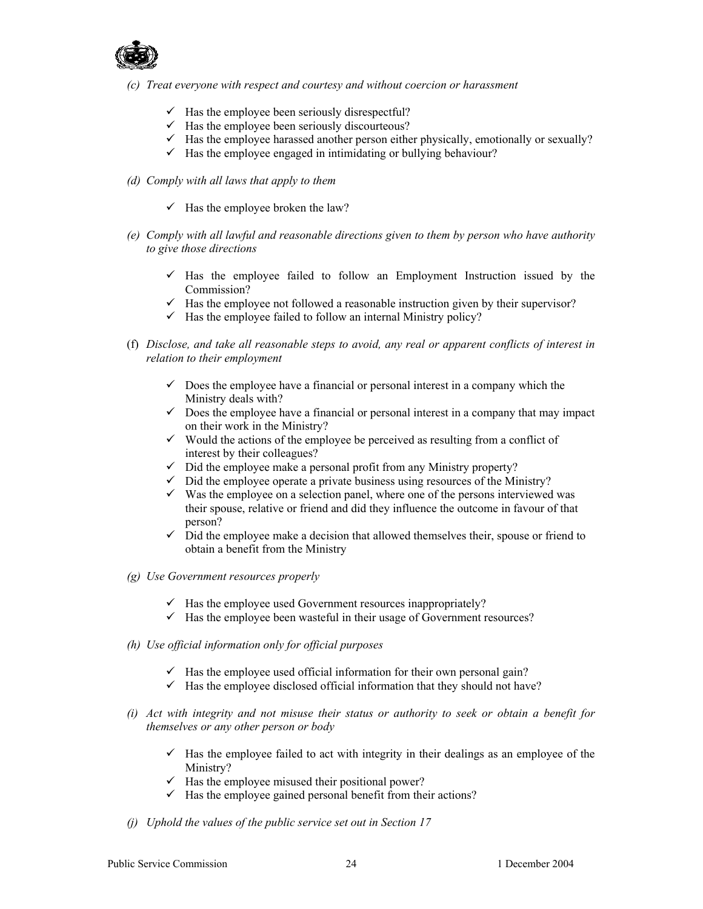*(c) Treat everyone with respect and courtesy and without coercion or harassment*

- ✓ Has the employee been seriously disrespectful?
- ✓ Has the employee been seriously discourteous?
- ✓ Has the employee harassed another person either physically, emotionally or sexually?
- ✓ Has the employee engaged in intimidating or bullying behaviour?

*(d) Comply with all laws that apply to them*

- ✓ Has the employee broken the law?

*(e) Comply with all lawful and reasonable directions given to them by person who have authority to give those directions*

- ✓ Has the employee failed to follow an Employment Instruction issued by the Commission?
- ✓ Has the employee not followed a reasonable instruction given by their supervisor?
- ✓ Has the employee failed to follow an internal Ministry policy?

(f) *Disclose, and take all reasonable steps to avoid, any real or apparent conflicts of interest in relation to their employment*

- ✓ Does the employee have a financial or personal interest in a company which the Ministry deals with?
- ✓ Does the employee have a financial or personal interest in a company that may impact on their work in the Ministry?
- ✓ Would the actions of the employee be perceived as resulting from a conflict of interest by their colleagues?
- ✓ Did the employee make a personal profit from any Ministry property?
- ✓ Did the employee operate a private business using resources of the Ministry?
- ✓ Was the employee on a selection panel, where one of the persons interviewed was their spouse, relative or friend and did they influence the outcome in favour of that person?
- ✓ Did the employee make a decision that allowed themselves their, spouse or friend to obtain a benefit from the Ministry

*(g) Use Government resources properly*

- ✓ Has the employee used Government resources inappropriately?
- ✓ Has the employee been wasteful in their usage of Government resources?

*(h) Use official information only for official purposes*

- ✓ Has the employee used official information for their own personal gain?
- ✓ Has the employee disclosed official information that they should not have?

*(i) Act with integrity and not misuse their status or authority to seek or obtain a benefit for themselves or any other person or body*

- ✓ Has the employee failed to act with integrity in their dealings as an employee of the Ministry?
- ✓ Has the employee misused their positional power?
- ✓ Has the employee gained personal benefit from their actions?

*(j) Uphold the values of the public service set out in Section 17*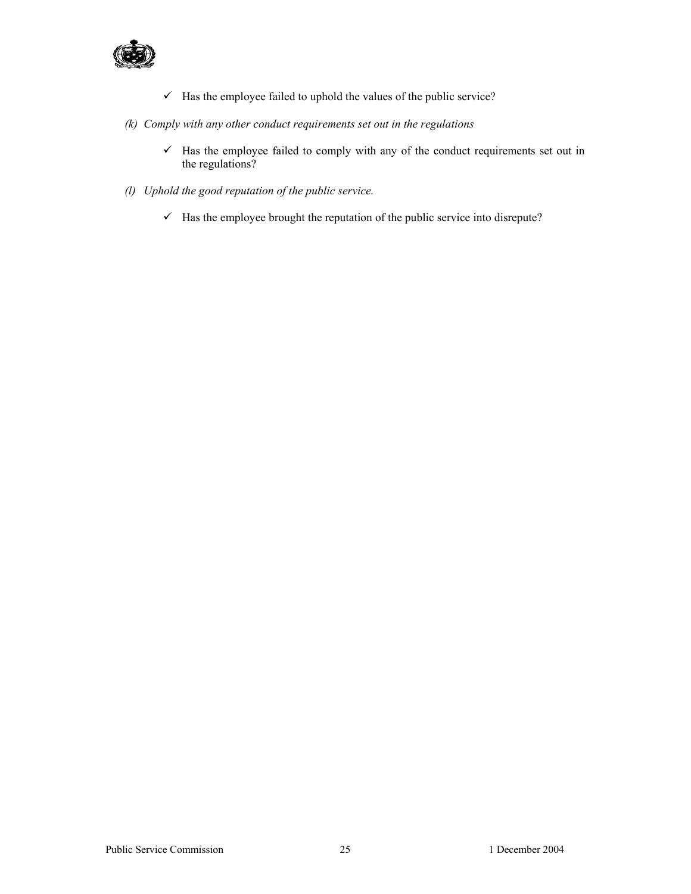- ✓ Has the employee failed to uphold the values of the public service?

*(k) Comply with any other conduct requirements set out in the regulations*

- ✓ Has the employee failed to comply with any of the conduct requirements set out in the regulations?

*(l) Uphold the good reputation of the public service.*

- ✓ Has the employee brought the reputation of the public service into disrepute?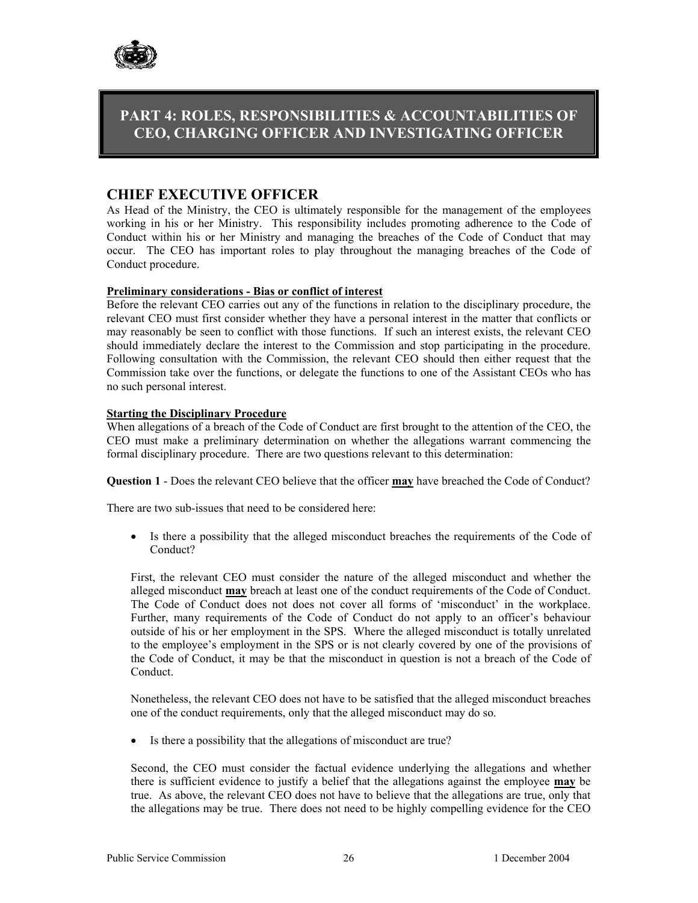# PART 4: ROLES, RESPONSIBILITIES & ACCOUNTABILITIES OF CEO, CHARGING OFFICER AND INVESTIGATING OFFICER

## CHIEF EXECUTIVE OFFICER

As Head of the Ministry, the CEO is ultimately responsible for the management of the employees working in his or her Ministry. This responsibility includes promoting adherence to the Code of Conduct within his or her Ministry and managing the breaches of the Code of Conduct that may occur. The CEO has important roles to play throughout the managing breaches of the Code of Conduct procedure.

**Preliminary considerations - Bias or conflict of interest**

Before the relevant CEO carries out any of the functions in relation to the disciplinary procedure, the relevant CEO must first consider whether they have a personal interest in the matter that conflicts or may reasonably be seen to conflict with those functions. If such an interest exists, the relevant CEO should immediately declare the interest to the Commission and stop participating in the procedure. Following consultation with the Commission, the relevant CEO should then either request that the Commission take over the functions, or delegate the functions to one of the Assistant CEOs who has no such personal interest.

**Starting the Disciplinary Procedure**

When allegations of a breach of the Code of Conduct are first brought to the attention of the CEO, the CEO must make a preliminary determination on whether the allegations warrant commencing the formal disciplinary procedure. There are two questions relevant to this determination:

**Question 1** - Does the relevant CEO believe that the officer **may** have breached the Code of Conduct?

There are two sub-issues that need to be considered here:

- Is there a possibility that the alleged misconduct breaches the requirements of the Code of Conduct?

  First, the relevant CEO must consider the nature of the alleged misconduct and whether the alleged misconduct **may** breach at least one of the conduct requirements of the Code of Conduct. The Code of Conduct does not does not cover all forms of 'misconduct' in the workplace. Further, many requirements of the Code of Conduct do not apply to an officer's behaviour outside of his or her employment in the SPS. Where the alleged misconduct is totally unrelated to the employee's employment in the SPS or is not clearly covered by one of the provisions of the Code of Conduct, it may be that the misconduct in question is not a breach of the Code of Conduct.

  Nonetheless, the relevant CEO does not have to be satisfied that the alleged misconduct breaches one of the conduct requirements, only that the alleged misconduct may do so.

- Is there a possibility that the allegations of misconduct are true?

  Second, the CEO must consider the factual evidence underlying the allegations and whether there is sufficient evidence to justify a belief that the allegations against the employee **may** be true. As above, the relevant CEO does not have to believe that the allegations are true, only that the allegations may be true. There does not need to be highly compelling evidence for the CEO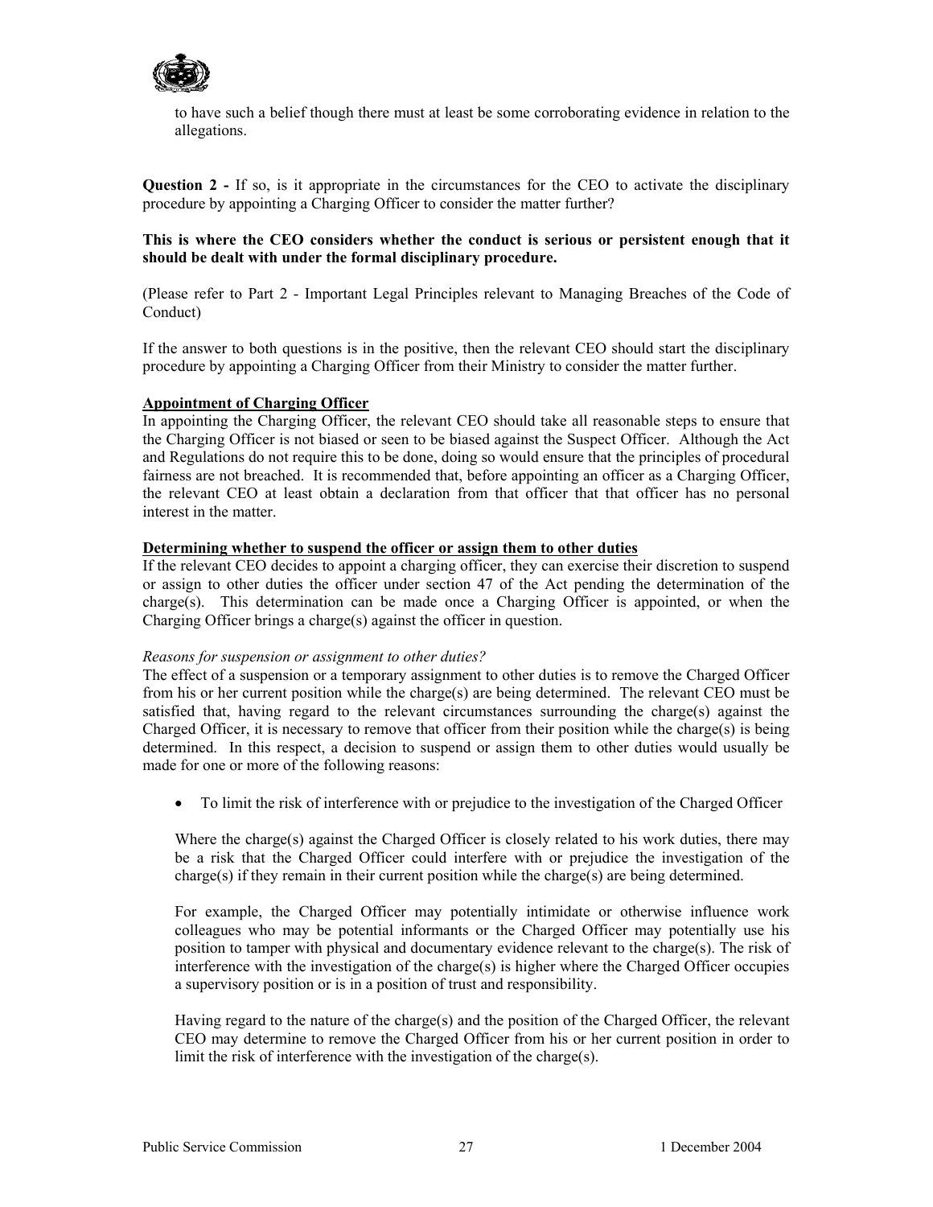to have such a belief though there must at least be some corroborating evidence in relation to the allegations.

**Question 2 -** If so, is it appropriate in the circumstances for the CEO to activate the disciplinary procedure by appointing a Charging Officer to consider the matter further?

**This is where the CEO considers whether the conduct is serious or persistent enough that it should be dealt with under the formal disciplinary procedure.**

(Please refer to Part 2 - Important Legal Principles relevant to Managing Breaches of the Code of Conduct)

If the answer to both questions is in the positive, then the relevant CEO should start the disciplinary procedure by appointing a Charging Officer from their Ministry to consider the matter further.

**Appointment of Charging Officer**

In appointing the Charging Officer, the relevant CEO should take all reasonable steps to ensure that the Charging Officer is not biased or seen to be biased against the Suspect Officer. Although the Act and Regulations do not require this to be done, doing so would ensure that the principles of procedural fairness are not breached. It is recommended that, before appointing an officer as a Charging Officer, the relevant CEO at least obtain a declaration from that officer that that officer has no personal interest in the matter.

**Determining whether to suspend the officer or assign them to other duties**

If the relevant CEO decides to appoint a charging officer, they can exercise their discretion to suspend or assign to other duties the officer under section 47 of the Act pending the determination of the charge(s). This determination can be made once a Charging Officer is appointed, or when the Charging Officer brings a charge(s) against the officer in question.

*Reasons for suspension or assignment to other duties?*

The effect of a suspension or a temporary assignment to other duties is to remove the Charged Officer from his or her current position while the charge(s) are being determined. The relevant CEO must be satisfied that, having regard to the relevant circumstances surrounding the charge(s) against the Charged Officer, it is necessary to remove that officer from their position while the charge(s) is being determined. In this respect, a decision to suspend or assign them to other duties would usually be made for one or more of the following reasons:

- To limit the risk of interference with or prejudice to the investigation of the Charged Officer

  Where the charge(s) against the Charged Officer is closely related to his work duties, there may be a risk that the Charged Officer could interfere with or prejudice the investigation of the charge(s) if they remain in their current position while the charge(s) are being determined.

  For example, the Charged Officer may potentially intimidate or otherwise influence work colleagues who may be potential informants or the Charged Officer may potentially use his position to tamper with physical and documentary evidence relevant to the charge(s). The risk of interference with the investigation of the charge(s) is higher where the Charged Officer occupies a supervisory position or is in a position of trust and responsibility.

  Having regard to the nature of the charge(s) and the position of the Charged Officer, the relevant CEO may determine to remove the Charged Officer from his or her current position in order to limit the risk of interference with the investigation of the charge(s).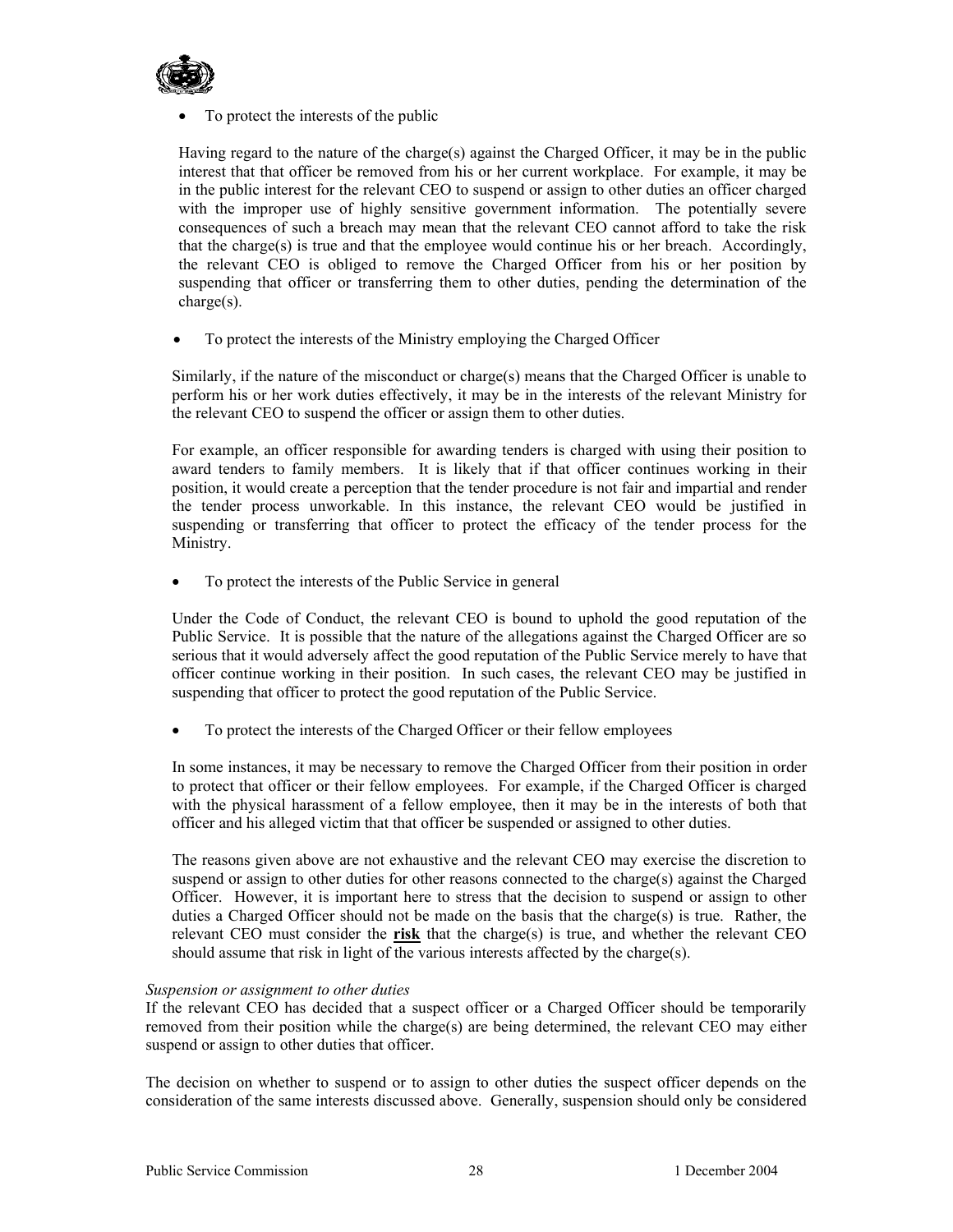- To protect the interests of the public

  Having regard to the nature of the charge(s) against the Charged Officer, it may be in the public interest that that officer be removed from his or her current workplace. For example, it may be in the public interest for the relevant CEO to suspend or assign to other duties an officer charged with the improper use of highly sensitive government information. The potentially severe consequences of such a breach may mean that the relevant CEO cannot afford to take the risk that the charge(s) is true and that the employee would continue his or her breach. Accordingly, the relevant CEO is obliged to remove the Charged Officer from his or her position by suspending that officer or transferring them to other duties, pending the determination of the charge(s).

- To protect the interests of the Ministry employing the Charged Officer

  Similarly, if the nature of the misconduct or charge(s) means that the Charged Officer is unable to perform his or her work duties effectively, it may be in the interests of the relevant Ministry for the relevant CEO to suspend the officer or assign them to other duties.

  For example, an officer responsible for awarding tenders is charged with using their position to award tenders to family members. It is likely that if that officer continues working in their position, it would create a perception that the tender procedure is not fair and impartial and render the tender process unworkable. In this instance, the relevant CEO would be justified in suspending or transferring that officer to protect the efficacy of the tender process for the Ministry.

- To protect the interests of the Public Service in general

  Under the Code of Conduct, the relevant CEO is bound to uphold the good reputation of the Public Service. It is possible that the nature of the allegations against the Charged Officer are so serious that it would adversely affect the good reputation of the Public Service merely to have that officer continue working in their position. In such cases, the relevant CEO may be justified in suspending that officer to protect the good reputation of the Public Service.

- To protect the interests of the Charged Officer or their fellow employees

  In some instances, it may be necessary to remove the Charged Officer from their position in order to protect that officer or their fellow employees. For example, if the Charged Officer is charged with the physical harassment of a fellow employee, then it may be in the interests of both that officer and his alleged victim that that officer be suspended or assigned to other duties.

  The reasons given above are not exhaustive and the relevant CEO may exercise the discretion to suspend or assign to other duties for other reasons connected to the charge(s) against the Charged Officer. However, it is important here to stress that the decision to suspend or assign to other duties a Charged Officer should not be made on the basis that the charge(s) is true. Rather, the relevant CEO must consider the **<u>risk</u>** that the charge(s) is true, and whether the relevant CEO should assume that risk in light of the various interests affected by the charge(s).

*Suspension or assignment to other duties*

If the relevant CEO has decided that a suspect officer or a Charged Officer should be temporarily removed from their position while the charge(s) are being determined, the relevant CEO may either suspend or assign to other duties that officer.

The decision on whether to suspend or to assign to other duties the suspect officer depends on the consideration of the same interests discussed above. Generally, suspension should only be considered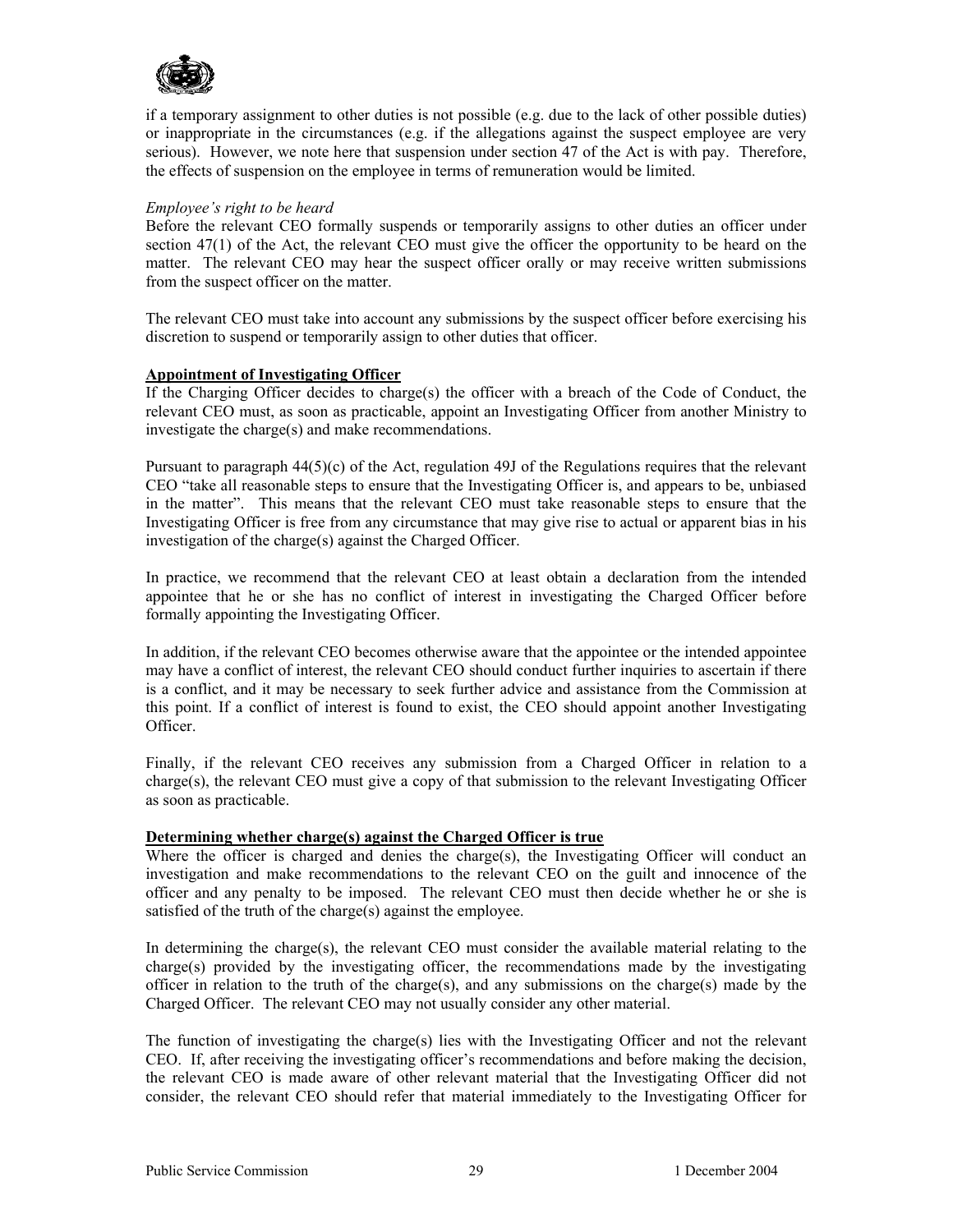if a temporary assignment to other duties is not possible (e.g. due to the lack of other possible duties) or inappropriate in the circumstances (e.g. if the allegations against the suspect employee are very serious). However, we note here that suspension under section 47 of the Act is with pay. Therefore, the effects of suspension on the employee in terms of remuneration would be limited.

*Employee's right to be heard*

Before the relevant CEO formally suspends or temporarily assigns to other duties an officer under section 47(1) of the Act, the relevant CEO must give the officer the opportunity to be heard on the matter. The relevant CEO may hear the suspect officer orally or may receive written submissions from the suspect officer on the matter.

The relevant CEO must take into account any submissions by the suspect officer before exercising his discretion to suspend or temporarily assign to other duties that officer.

**Appointment of Investigating Officer**

If the Charging Officer decides to charge(s) the officer with a breach of the Code of Conduct, the relevant CEO must, as soon as practicable, appoint an Investigating Officer from another Ministry to investigate the charge(s) and make recommendations.

Pursuant to paragraph 44(5)(c) of the Act, regulation 49J of the Regulations requires that the relevant CEO "take all reasonable steps to ensure that the Investigating Officer is, and appears to be, unbiased in the matter". This means that the relevant CEO must take reasonable steps to ensure that the Investigating Officer is free from any circumstance that may give rise to actual or apparent bias in his investigation of the charge(s) against the Charged Officer.

In practice, we recommend that the relevant CEO at least obtain a declaration from the intended appointee that he or she has no conflict of interest in investigating the Charged Officer before formally appointing the Investigating Officer.

In addition, if the relevant CEO becomes otherwise aware that the appointee or the intended appointee may have a conflict of interest, the relevant CEO should conduct further inquiries to ascertain if there is a conflict, and it may be necessary to seek further advice and assistance from the Commission at this point. If a conflict of interest is found to exist, the CEO should appoint another Investigating Officer.

Finally, if the relevant CEO receives any submission from a Charged Officer in relation to a charge(s), the relevant CEO must give a copy of that submission to the relevant Investigating Officer as soon as practicable.

**Determining whether charge(s) against the Charged Officer is true**

Where the officer is charged and denies the charge(s), the Investigating Officer will conduct an investigation and make recommendations to the relevant CEO on the guilt and innocence of the officer and any penalty to be imposed. The relevant CEO must then decide whether he or she is satisfied of the truth of the charge(s) against the employee.

In determining the charge(s), the relevant CEO must consider the available material relating to the charge(s) provided by the investigating officer, the recommendations made by the investigating officer in relation to the truth of the charge(s), and any submissions on the charge(s) made by the Charged Officer. The relevant CEO may not usually consider any other material.

The function of investigating the charge(s) lies with the Investigating Officer and not the relevant CEO. If, after receiving the investigating officer's recommendations and before making the decision, the relevant CEO is made aware of other relevant material that the Investigating Officer did not consider, the relevant CEO should refer that material immediately to the Investigating Officer for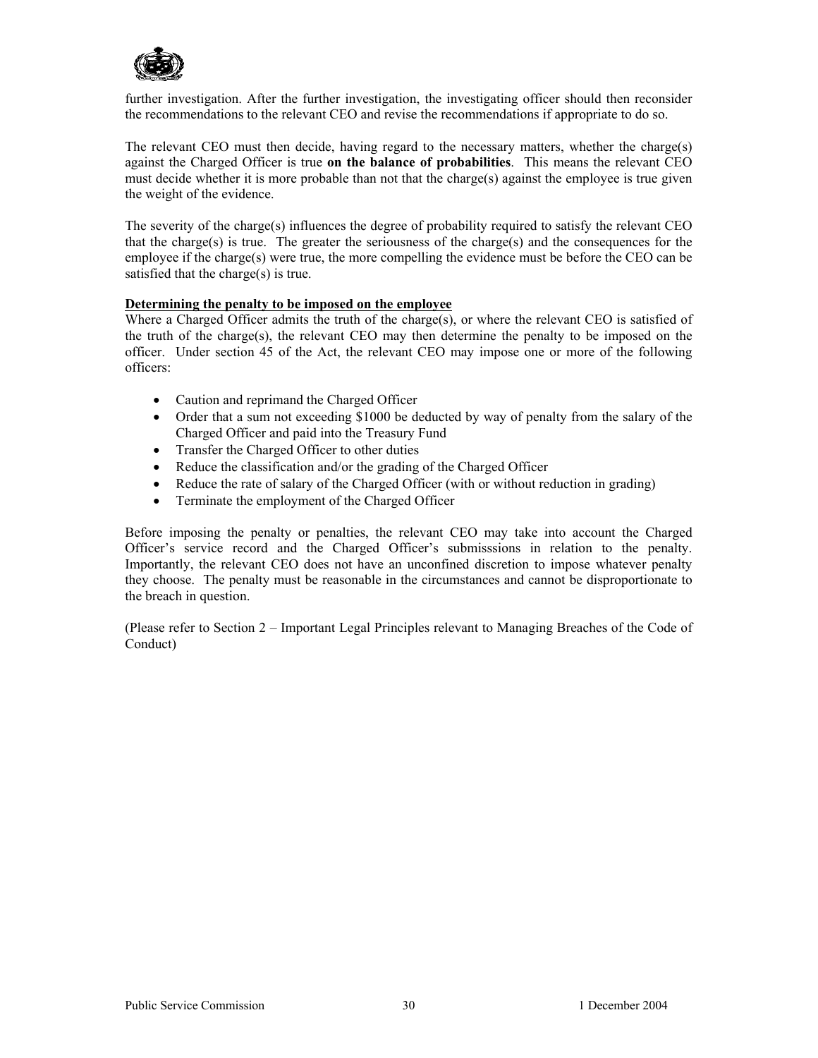further investigation. After the further investigation, the investigating officer should then reconsider the recommendations to the relevant CEO and revise the recommendations if appropriate to do so.

The relevant CEO must then decide, having regard to the necessary matters, whether the charge(s) against the Charged Officer is true **on the balance of probabilities**. This means the relevant CEO must decide whether it is more probable than not that the charge(s) against the employee is true given the weight of the evidence.

The severity of the charge(s) influences the degree of probability required to satisfy the relevant CEO that the charge(s) is true. The greater the seriousness of the charge(s) and the consequences for the employee if the charge(s) were true, the more compelling the evidence must be before the CEO can be satisfied that the charge(s) is true.

**Determining the penalty to be imposed on the employee**

Where a Charged Officer admits the truth of the charge(s), or where the relevant CEO is satisfied of the truth of the charge(s), the relevant CEO may then determine the penalty to be imposed on the officer. Under section 45 of the Act, the relevant CEO may impose one or more of the following officers:

- Caution and reprimand the Charged Officer
- Order that a sum not exceeding $1000 be deducted by way of penalty from the salary of the Charged Officer and paid into the Treasury Fund
- Transfer the Charged Officer to other duties
- Reduce the classification and/or the grading of the Charged Officer
- Reduce the rate of salary of the Charged Officer (with or without reduction in grading)
- Terminate the employment of the Charged Officer

Before imposing the penalty or penalties, the relevant CEO may take into account the Charged Officer's service record and the Charged Officer's submisssions in relation to the penalty. Importantly, the relevant CEO does not have an unconfined discretion to impose whatever penalty they choose. The penalty must be reasonable in the circumstances and cannot be disproportionate to the breach in question.

(Please refer to Section 2 – Important Legal Principles relevant to Managing Breaches of the Code of Conduct)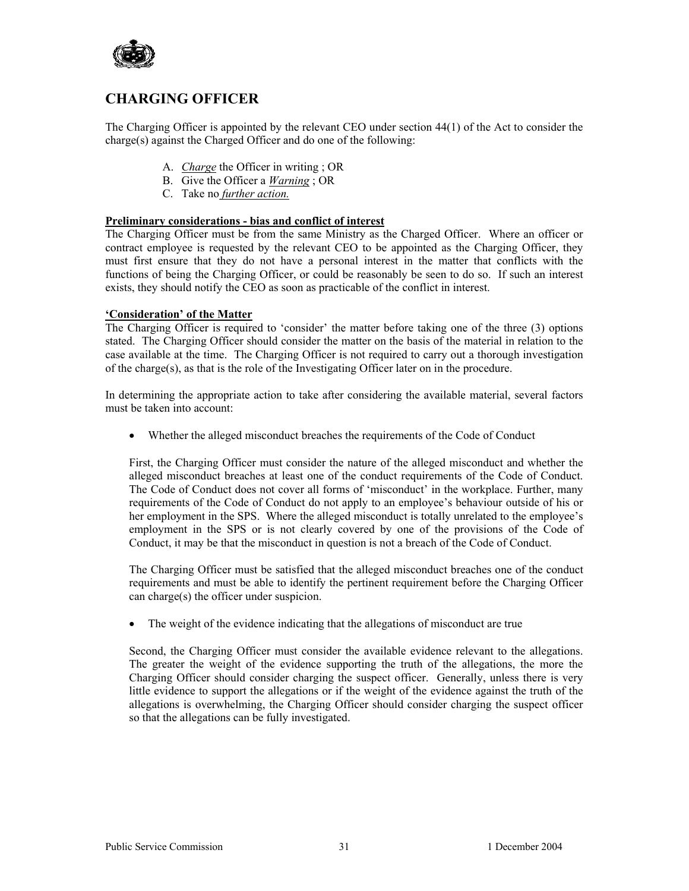## CHARGING OFFICER

The Charging Officer is appointed by the relevant CEO under section 44(1) of the Act to consider the charge(s) against the Charged Officer and do one of the following:

A. *Charge* the Officer in writing ; OR
B. Give the Officer a *Warning* ; OR
C. Take no *further action.*

**Preliminary considerations - bias and conflict of interest**

The Charging Officer must be from the same Ministry as the Charged Officer. Where an officer or contract employee is requested by the relevant CEO to be appointed as the Charging Officer, they must first ensure that they do not have a personal interest in the matter that conflicts with the functions of being the Charging Officer, or could be reasonably be seen to do so. If such an interest exists, they should notify the CEO as soon as practicable of the conflict in interest.

**'Consideration' of the Matter**

The Charging Officer is required to 'consider' the matter before taking one of the three (3) options stated. The Charging Officer should consider the matter on the basis of the material in relation to the case available at the time. The Charging Officer is not required to carry out a thorough investigation of the charge(s), as that is the role of the Investigating Officer later on in the procedure.

In determining the appropriate action to take after considering the available material, several factors must be taken into account:

- Whether the alleged misconduct breaches the requirements of the Code of Conduct

  First, the Charging Officer must consider the nature of the alleged misconduct and whether the alleged misconduct breaches at least one of the conduct requirements of the Code of Conduct. The Code of Conduct does not cover all forms of 'misconduct' in the workplace. Further, many requirements of the Code of Conduct do not apply to an employee's behaviour outside of his or her employment in the SPS. Where the alleged misconduct is totally unrelated to the employee's employment in the SPS or is not clearly covered by one of the provisions of the Code of Conduct, it may be that the misconduct in question is not a breach of the Code of Conduct.

  The Charging Officer must be satisfied that the alleged misconduct breaches one of the conduct requirements and must be able to identify the pertinent requirement before the Charging Officer can charge(s) the officer under suspicion.

- The weight of the evidence indicating that the allegations of misconduct are true

  Second, the Charging Officer must consider the available evidence relevant to the allegations. The greater the weight of the evidence supporting the truth of the allegations, the more the Charging Officer should consider charging the suspect officer. Generally, unless there is very little evidence to support the allegations or if the weight of the evidence against the truth of the allegations is overwhelming, the Charging Officer should consider charging the suspect officer so that the allegations can be fully investigated.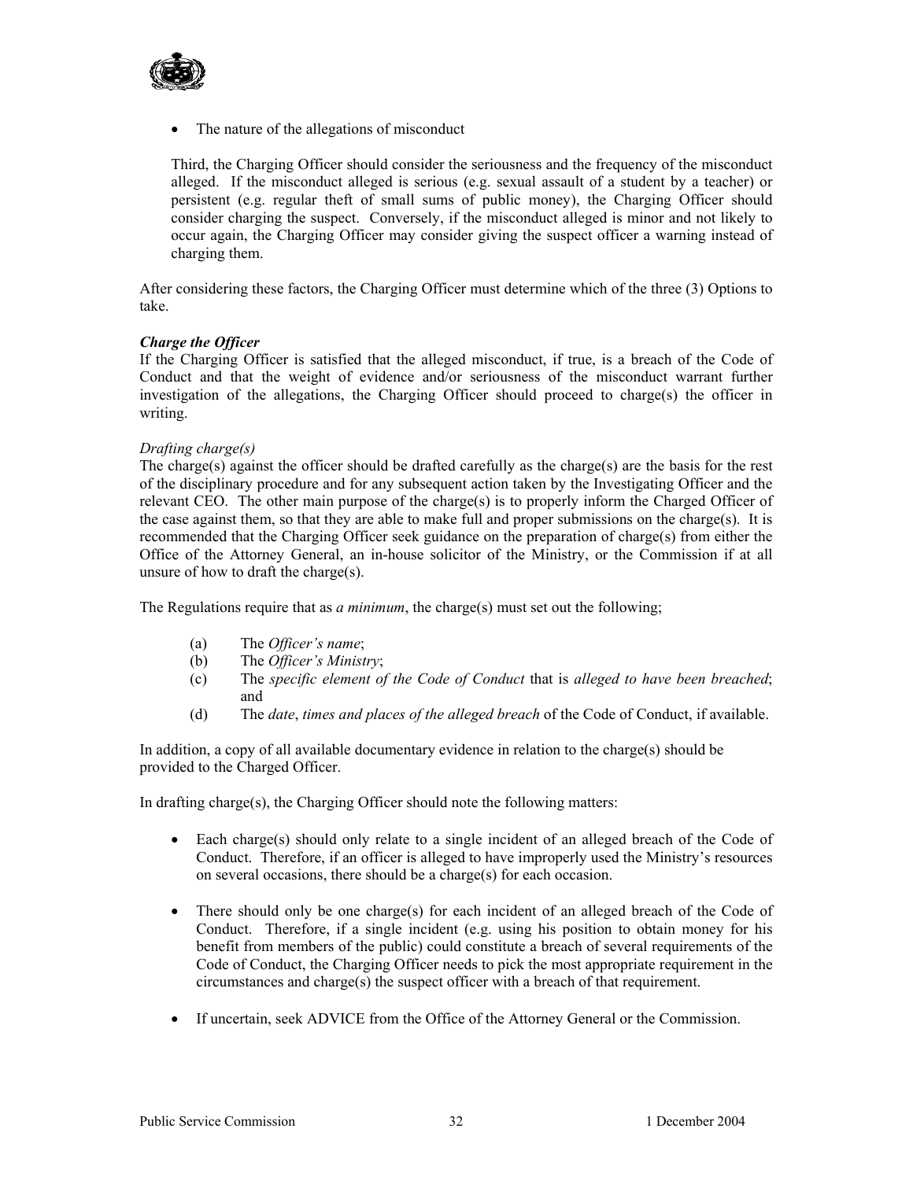- The nature of the allegations of misconduct

  Third, the Charging Officer should consider the seriousness and the frequency of the misconduct alleged. If the misconduct alleged is serious (e.g. sexual assault of a student by a teacher) or persistent (e.g. regular theft of small sums of public money), the Charging Officer should consider charging the suspect. Conversely, if the misconduct alleged is minor and not likely to occur again, the Charging Officer may consider giving the suspect officer a warning instead of charging them.

After considering these factors, the Charging Officer must determine which of the three (3) Options to take.

***Charge the Officer***

If the Charging Officer is satisfied that the alleged misconduct, if true, is a breach of the Code of Conduct and that the weight of evidence and/or seriousness of the misconduct warrant further investigation of the allegations, the Charging Officer should proceed to charge(s) the officer in writing.

*Drafting charge(s)*

The charge(s) against the officer should be drafted carefully as the charge(s) are the basis for the rest of the disciplinary procedure and for any subsequent action taken by the Investigating Officer and the relevant CEO. The other main purpose of the charge(s) is to properly inform the Charged Officer of the case against them, so that they are able to make full and proper submissions on the charge(s). It is recommended that the Charging Officer seek guidance on the preparation of charge(s) from either the Office of the Attorney General, an in-house solicitor of the Ministry, or the Commission if at all unsure of how to draft the charge(s).

The Regulations require that as *a minimum*, the charge(s) must set out the following;

(a) The *Officer's name*;
(b) The *Officer's Ministry*;
(c) The *specific element of the Code of Conduct* that is *alleged to have been breached*; and
(d) The *date*, *times and places of the alleged breach* of the Code of Conduct, if available.

In addition, a copy of all available documentary evidence in relation to the charge(s) should be provided to the Charged Officer.

In drafting charge(s), the Charging Officer should note the following matters:

- Each charge(s) should only relate to a single incident of an alleged breach of the Code of Conduct. Therefore, if an officer is alleged to have improperly used the Ministry's resources on several occasions, there should be a charge(s) for each occasion.

- There should only be one charge(s) for each incident of an alleged breach of the Code of Conduct. Therefore, if a single incident (e.g. using his position to obtain money for his benefit from members of the public) could constitute a breach of several requirements of the Code of Conduct, the Charging Officer needs to pick the most appropriate requirement in the circumstances and charge(s) the suspect officer with a breach of that requirement.

- If uncertain, seek ADVICE from the Office of the Attorney General or the Commission.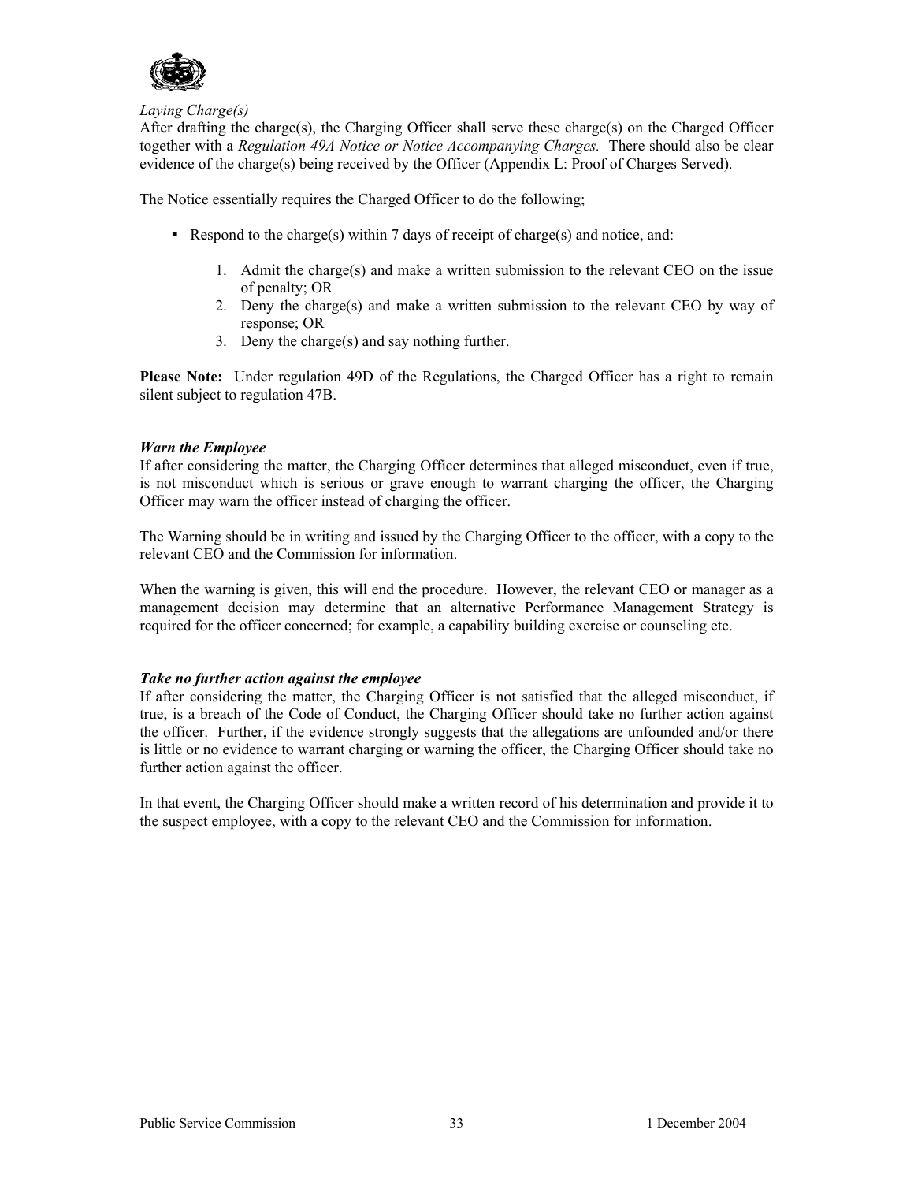*Laying Charge(s)*
After drafting the charge(s), the Charging Officer shall serve these charge(s) on the Charged Officer together with a *Regulation 49A Notice or Notice Accompanying Charges.* There should also be clear evidence of the charge(s) being received by the Officer (Appendix L: Proof of Charges Served).

The Notice essentially requires the Charged Officer to do the following;

- Respond to the charge(s) within 7 days of receipt of charge(s) and notice, and:

    1. Admit the charge(s) and make a written submission to the relevant CEO on the issue of penalty; OR
    2. Deny the charge(s) and make a written submission to the relevant CEO by way of response; OR
    3. Deny the charge(s) and say nothing further.

**Please Note:** Under regulation 49D of the Regulations, the Charged Officer has a right to remain silent subject to regulation 47B.

***Warn the Employee***
If after considering the matter, the Charging Officer determines that alleged misconduct, even if true, is not misconduct which is serious or grave enough to warrant charging the officer, the Charging Officer may warn the officer instead of charging the officer.

The Warning should be in writing and issued by the Charging Officer to the officer, with a copy to the relevant CEO and the Commission for information.

When the warning is given, this will end the procedure. However, the relevant CEO or manager as a management decision may determine that an alternative Performance Management Strategy is required for the officer concerned; for example, a capability building exercise or counseling etc.

***Take no further action against the employee***
If after considering the matter, the Charging Officer is not satisfied that the alleged misconduct, if true, is a breach of the Code of Conduct, the Charging Officer should take no further action against the officer. Further, if the evidence strongly suggests that the allegations are unfounded and/or there is little or no evidence to warrant charging or warning the officer, the Charging Officer should take no further action against the officer.

In that event, the Charging Officer should make a written record of his determination and provide it to the suspect employee, with a copy to the relevant CEO and the Commission for information.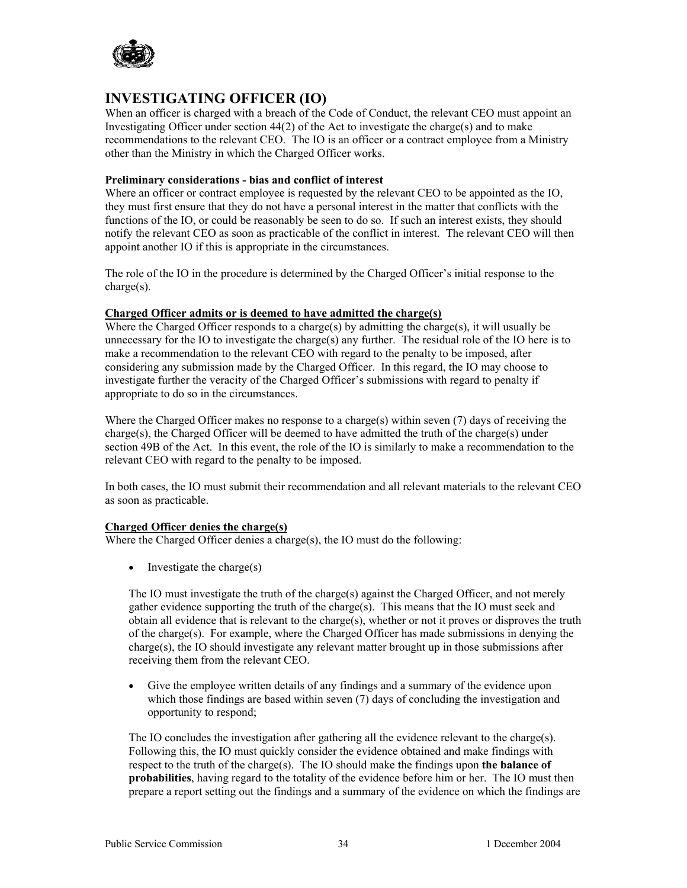## INVESTIGATING OFFICER (IO)

When an officer is charged with a breach of the Code of Conduct, the relevant CEO must appoint an Investigating Officer under section 44(2) of the Act to investigate the charge(s) and to make recommendations to the relevant CEO. The IO is an officer or a contract employee from a Ministry other than the Ministry in which the Charged Officer works.

**Preliminary considerations - bias and conflict of interest**

Where an officer or contract employee is requested by the relevant CEO to be appointed as the IO, they must first ensure that they do not have a personal interest in the matter that conflicts with the functions of the IO, or could be reasonably be seen to do so. If such an interest exists, they should notify the relevant CEO as soon as practicable of the conflict in interest. The relevant CEO will then appoint another IO if this is appropriate in the circumstances.

The role of the IO in the procedure is determined by the Charged Officer's initial response to the charge(s).

**Charged Officer admits or is deemed to have admitted the charge(s)**

Where the Charged Officer responds to a charge(s) by admitting the charge(s), it will usually be unnecessary for the IO to investigate the charge(s) any further. The residual role of the IO here is to make a recommendation to the relevant CEO with regard to the penalty to be imposed, after considering any submission made by the Charged Officer. In this regard, the IO may choose to investigate further the veracity of the Charged Officer's submissions with regard to penalty if appropriate to do so in the circumstances.

Where the Charged Officer makes no response to a charge(s) within seven (7) days of receiving the charge(s), the Charged Officer will be deemed to have admitted the truth of the charge(s) under section 49B of the Act. In this event, the role of the IO is similarly to make a recommendation to the relevant CEO with regard to the penalty to be imposed.

In both cases, the IO must submit their recommendation and all relevant materials to the relevant CEO as soon as practicable.

**Charged Officer denies the charge(s)**

Where the Charged Officer denies a charge(s), the IO must do the following:

- Investigate the charge(s)

  The IO must investigate the truth of the charge(s) against the Charged Officer, and not merely gather evidence supporting the truth of the charge(s). This means that the IO must seek and obtain all evidence that is relevant to the charge(s), whether or not it proves or disproves the truth of the charge(s). For example, where the Charged Officer has made submissions in denying the charge(s), the IO should investigate any relevant matter brought up in those submissions after receiving them from the relevant CEO.

- Give the employee written details of any findings and a summary of the evidence upon which those findings are based within seven (7) days of concluding the investigation and opportunity to respond;

  The IO concludes the investigation after gathering all the evidence relevant to the charge(s). Following this, the IO must quickly consider the evidence obtained and make findings with respect to the truth of the charge(s). The IO should make the findings upon **the balance of probabilities**, having regard to the totality of the evidence before him or her. The IO must then prepare a report setting out the findings and a summary of the evidence on which the findings are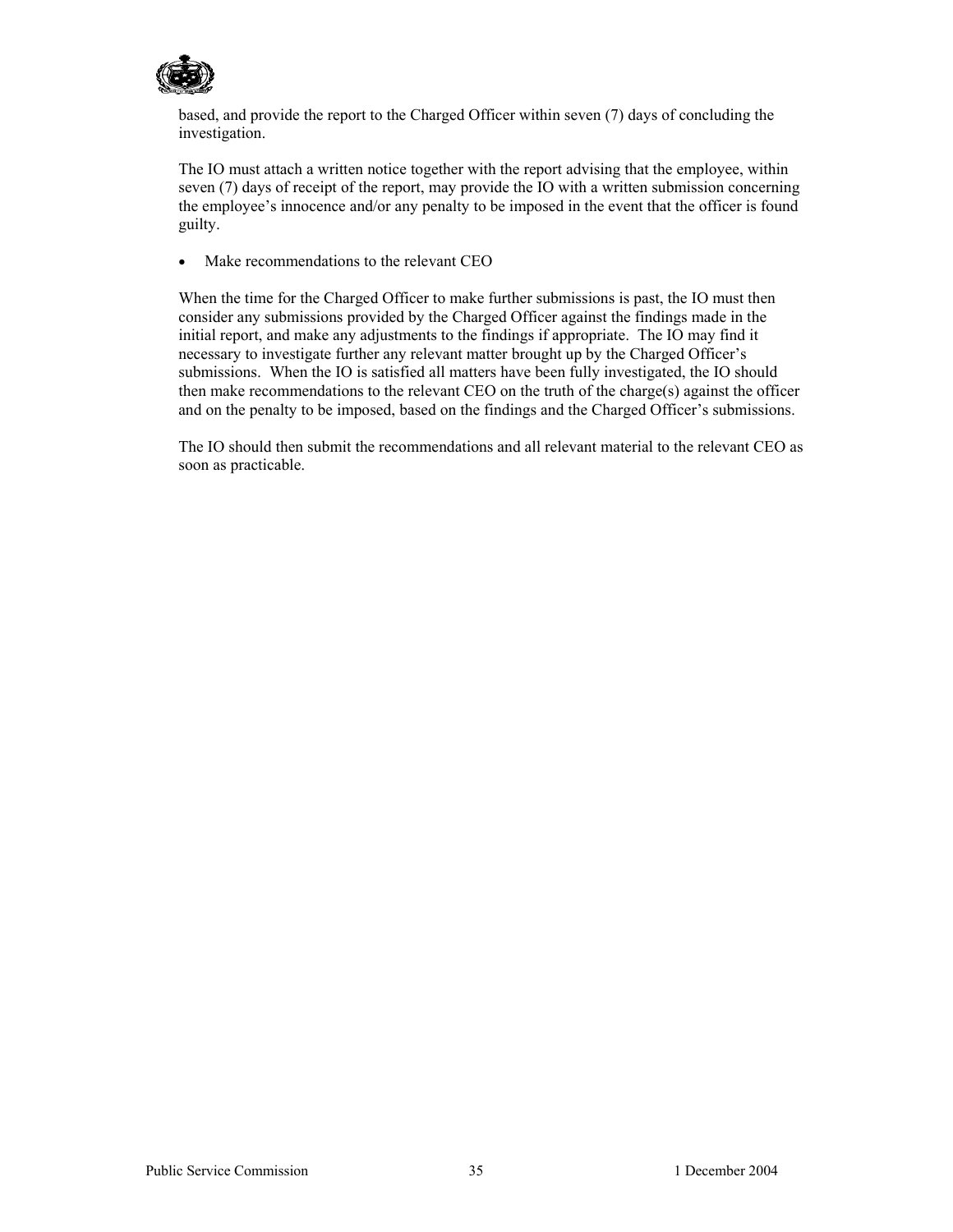based, and provide the report to the Charged Officer within seven (7) days of concluding the investigation.

The IO must attach a written notice together with the report advising that the employee, within seven (7) days of receipt of the report, may provide the IO with a written submission concerning the employee's innocence and/or any penalty to be imposed in the event that the officer is found guilty.

- Make recommendations to the relevant CEO

When the time for the Charged Officer to make further submissions is past, the IO must then consider any submissions provided by the Charged Officer against the findings made in the initial report, and make any adjustments to the findings if appropriate. The IO may find it necessary to investigate further any relevant matter brought up by the Charged Officer's submissions. When the IO is satisfied all matters have been fully investigated, the IO should then make recommendations to the relevant CEO on the truth of the charge(s) against the officer and on the penalty to be imposed, based on the findings and the Charged Officer's submissions.

The IO should then submit the recommendations and all relevant material to the relevant CEO as soon as practicable.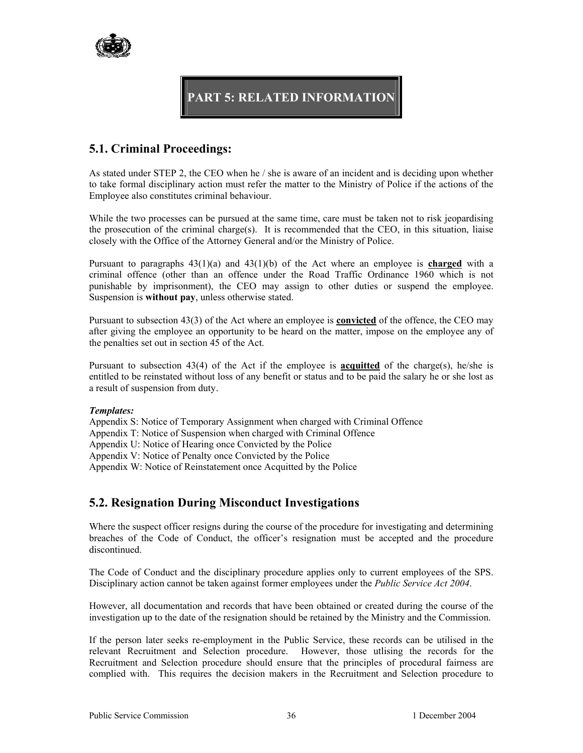# PART 5: RELATED INFORMATION

## 5.1. Criminal Proceedings:

As stated under STEP 2, the CEO when he / she is aware of an incident and is deciding upon whether to take formal disciplinary action must refer the matter to the Ministry of Police if the actions of the Employee also constitutes criminal behaviour.

While the two processes can be pursued at the same time, care must be taken not to risk jeopardising the prosecution of the criminal charge(s). It is recommended that the CEO, in this situation, liaise closely with the Office of the Attorney General and/or the Ministry of Police.

Pursuant to paragraphs 43(1)(a) and 43(1)(b) of the Act where an employee is **charged** with a criminal offence (other than an offence under the Road Traffic Ordinance 1960 which is not punishable by imprisonment), the CEO may assign to other duties or suspend the employee. Suspension is **without pay**, unless otherwise stated.

Pursuant to subsection 43(3) of the Act where an employee is **convicted** of the offence, the CEO may after giving the employee an opportunity to be heard on the matter, impose on the employee any of the penalties set out in section 45 of the Act.

Pursuant to subsection 43(4) of the Act if the employee is **acquitted** of the charge(s), he/she is entitled to be reinstated without loss of any benefit or status and to be paid the salary he or she lost as a result of suspension from duty.

***Templates:***

Appendix S: Notice of Temporary Assignment when charged with Criminal Offence
Appendix T: Notice of Suspension when charged with Criminal Offence
Appendix U: Notice of Hearing once Convicted by the Police
Appendix V: Notice of Penalty once Convicted by the Police
Appendix W: Notice of Reinstatement once Acquitted by the Police

## 5.2. Resignation During Misconduct Investigations

Where the suspect officer resigns during the course of the procedure for investigating and determining breaches of the Code of Conduct, the officer's resignation must be accepted and the procedure discontinued.

The Code of Conduct and the disciplinary procedure applies only to current employees of the SPS. Disciplinary action cannot be taken against former employees under the *Public Service Act 2004*.

However, all documentation and records that have been obtained or created during the course of the investigation up to the date of the resignation should be retained by the Ministry and the Commission.

If the person later seeks re-employment in the Public Service, these records can be utilised in the relevant Recruitment and Selection procedure. However, those utlising the records for the Recruitment and Selection procedure should ensure that the principles of procedural fairness are complied with. This requires the decision makers in the Recruitment and Selection procedure to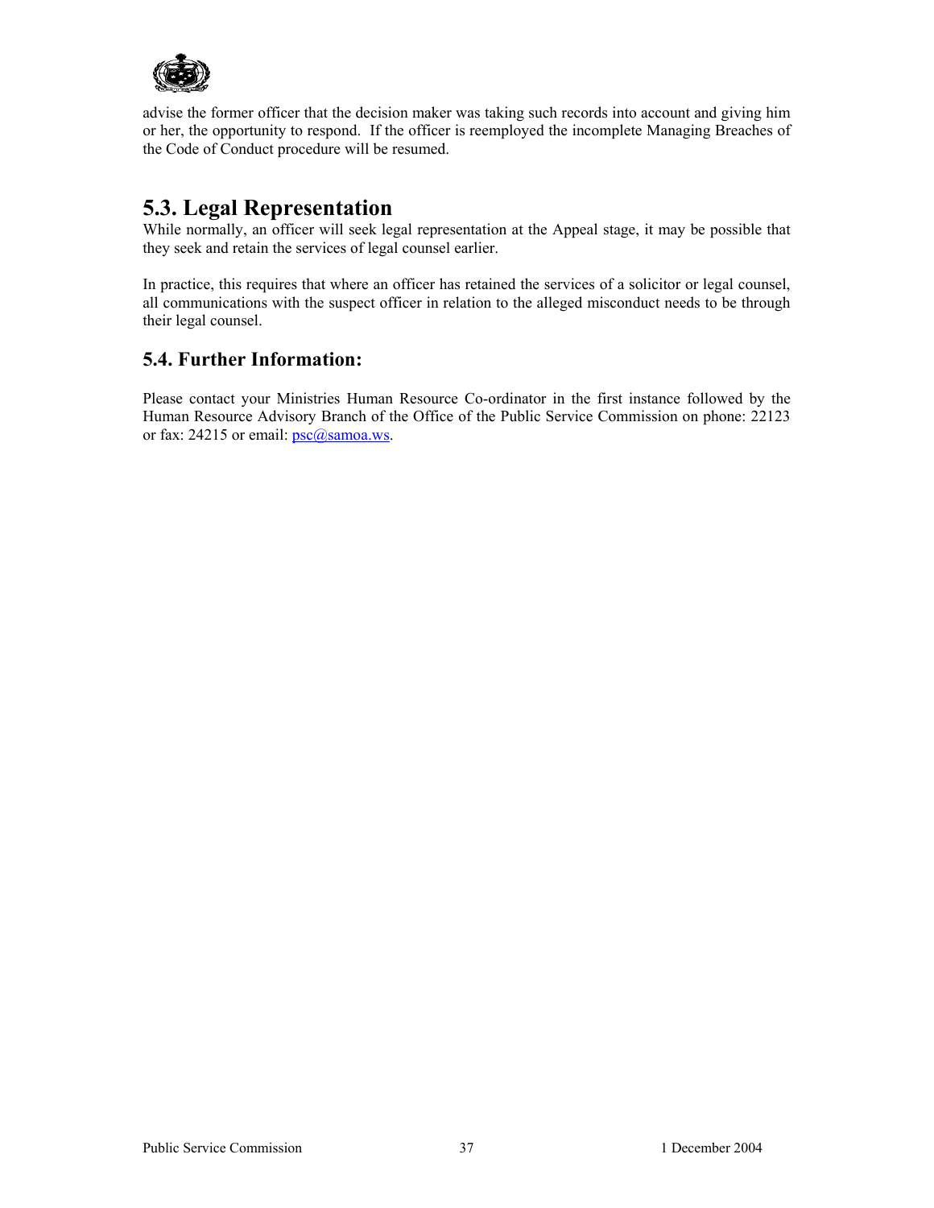advise the former officer that the decision maker was taking such records into account and giving him or her, the opportunity to respond. If the officer is reemployed the incomplete Managing Breaches of the Code of Conduct procedure will be resumed.

## 5.3. Legal Representation

While normally, an officer will seek legal representation at the Appeal stage, it may be possible that they seek and retain the services of legal counsel earlier.

In practice, this requires that where an officer has retained the services of a solicitor or legal counsel, all communications with the suspect officer in relation to the alleged misconduct needs to be through their legal counsel.

### 5.4. Further Information:

Please contact your Ministries Human Resource Co-ordinator in the first instance followed by the Human Resource Advisory Branch of the Office of the Public Service Commission on phone: 22123 or fax: 24215 or email: psc@samoa.ws.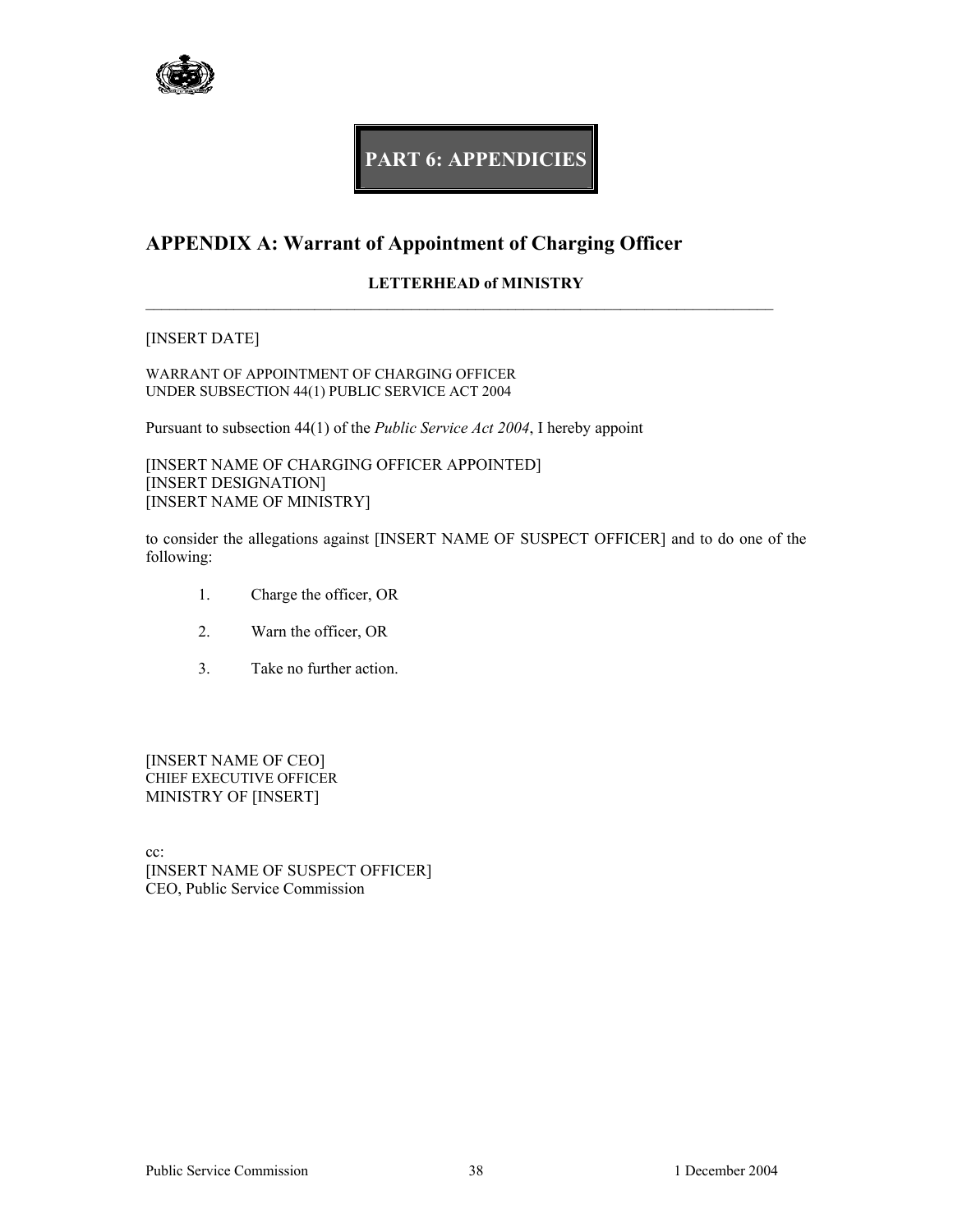# PART 6: APPENDICIES

## APPENDIX A: Warrant of Appointment of Charging Officer

**LETTERHEAD of MINISTRY**

---

[INSERT DATE]

WARRANT OF APPOINTMENT OF CHARGING OFFICER
UNDER SUBSECTION 44(1) PUBLIC SERVICE ACT 2004

Pursuant to subsection 44(1) of the *Public Service Act 2004*, I hereby appoint

[INSERT NAME OF CHARGING OFFICER APPOINTED]
[INSERT DESIGNATION]
[INSERT NAME OF MINISTRY]

to consider the allegations against [INSERT NAME OF SUSPECT OFFICER] and to do one of the following:

1. Charge the officer, OR
2. Warn the officer, OR
3. Take no further action.

[INSERT NAME OF CEO]
CHIEF EXECUTIVE OFFICER
MINISTRY OF [INSERT]

cc:
[INSERT NAME OF SUSPECT OFFICER]
CEO, Public Service Commission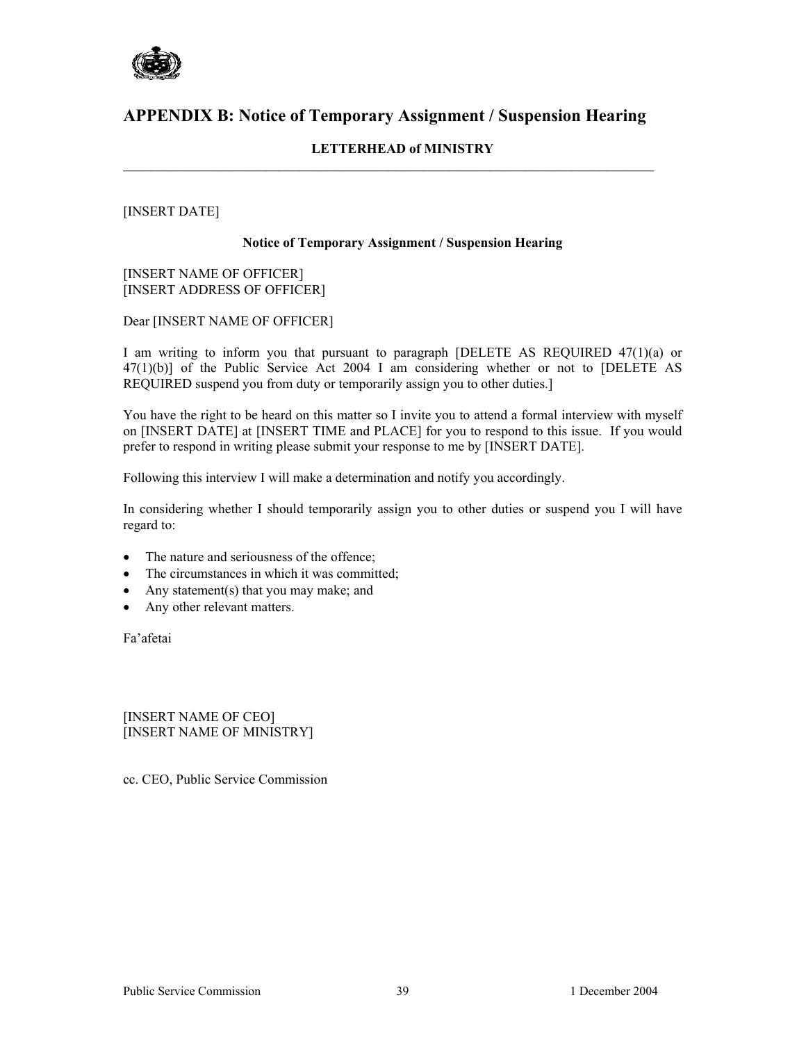## APPENDIX B: Notice of Temporary Assignment / Suspension Hearing

**LETTERHEAD of MINISTRY**

---

[INSERT DATE]

**Notice of Temporary Assignment / Suspension Hearing**

[INSERT NAME OF OFFICER]
[INSERT ADDRESS OF OFFICER]

Dear [INSERT NAME OF OFFICER]

I am writing to inform you that pursuant to paragraph [DELETE AS REQUIRED 47(1)(a) or 47(1)(b)] of the Public Service Act 2004 I am considering whether or not to [DELETE AS REQUIRED suspend you from duty or temporarily assign you to other duties.]

You have the right to be heard on this matter so I invite you to attend a formal interview with myself on [INSERT DATE] at [INSERT TIME and PLACE] for you to respond to this issue. If you would prefer to respond in writing please submit your response to me by [INSERT DATE].

Following this interview I will make a determination and notify you accordingly.

In considering whether I should temporarily assign you to other duties or suspend you I will have regard to:

- The nature and seriousness of the offence;
- The circumstances in which it was committed;
- Any statement(s) that you may make; and
- Any other relevant matters.

Fa'afetai

[INSERT NAME OF CEO]
[INSERT NAME OF MINISTRY]

cc. CEO, Public Service Commission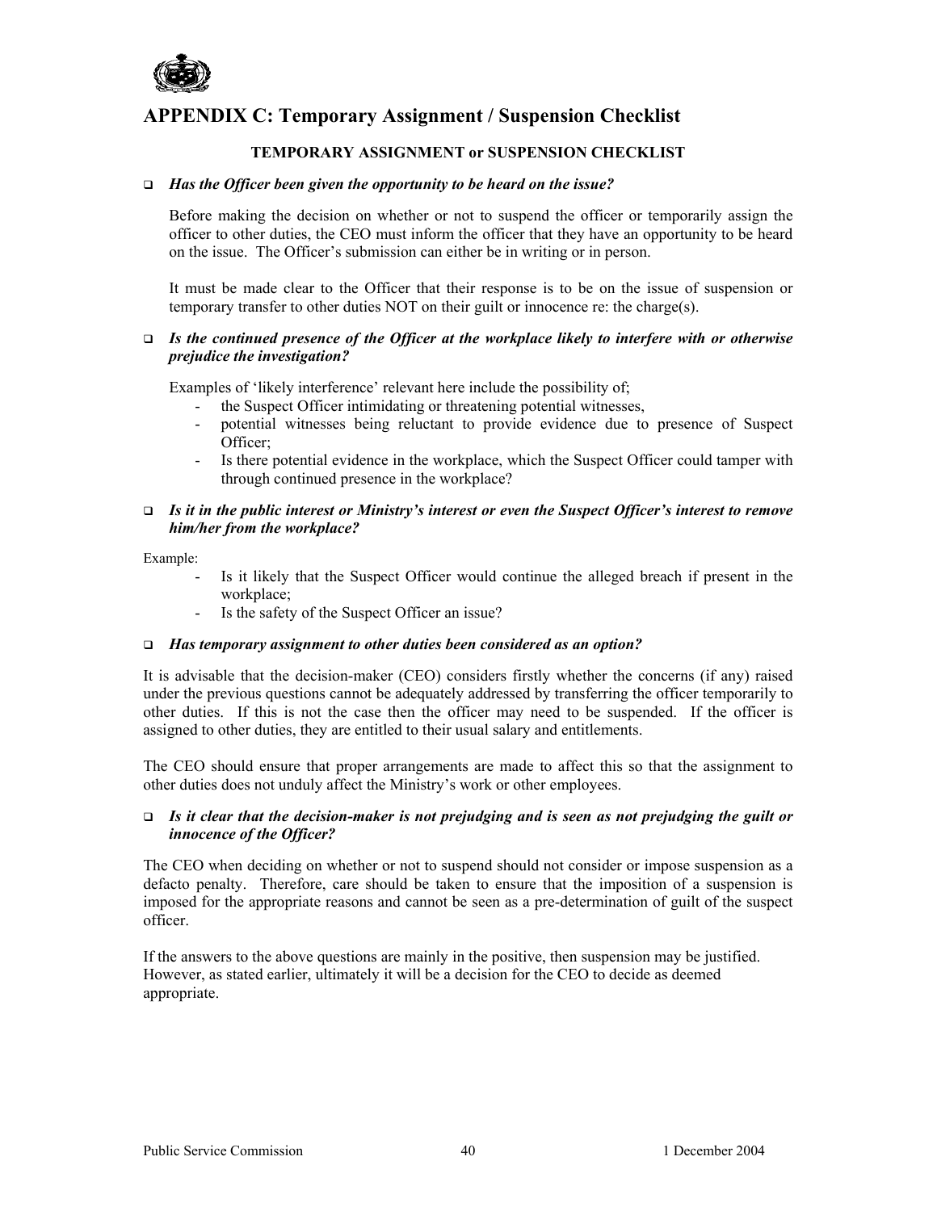# APPENDIX C: Temporary Assignment / Suspension Checklist

**TEMPORARY ASSIGNMENT or SUSPENSION CHECKLIST**

- ***Has the Officer been given the opportunity to be heard on the issue?***

  Before making the decision on whether or not to suspend the officer or temporarily assign the officer to other duties, the CEO must inform the officer that they have an opportunity to be heard on the issue. The Officer's submission can either be in writing or in person.

  It must be made clear to the Officer that their response is to be on the issue of suspension or temporary transfer to other duties NOT on their guilt or innocence re: the charge(s).

- ***Is the continued presence of the Officer at the workplace likely to interfere with or otherwise prejudice the investigation?***

  Examples of 'likely interference' relevant here include the possibility of;
  - the Suspect Officer intimidating or threatening potential witnesses,
  - potential witnesses being reluctant to provide evidence due to presence of Suspect Officer;
  - Is there potential evidence in the workplace, which the Suspect Officer could tamper with through continued presence in the workplace?

- ***Is it in the public interest or Ministry's interest or even the Suspect Officer's interest to remove him/her from the workplace?***

Example:
  - Is it likely that the Suspect Officer would continue the alleged breach if present in the workplace;
  - Is the safety of the Suspect Officer an issue?

- ***Has temporary assignment to other duties been considered as an option?***

It is advisable that the decision-maker (CEO) considers firstly whether the concerns (if any) raised under the previous questions cannot be adequately addressed by transferring the officer temporarily to other duties. If this is not the case then the officer may need to be suspended. If the officer is assigned to other duties, they are entitled to their usual salary and entitlements.

The CEO should ensure that proper arrangements are made to affect this so that the assignment to other duties does not unduly affect the Ministry's work or other employees.

- ***Is it clear that the decision-maker is not prejudging and is seen as not prejudging the guilt or innocence of the Officer?***

The CEO when deciding on whether or not to suspend should not consider or impose suspension as a defacto penalty. Therefore, care should be taken to ensure that the imposition of a suspension is imposed for the appropriate reasons and cannot be seen as a pre-determination of guilt of the suspect officer.

If the answers to the above questions are mainly in the positive, then suspension may be justified. However, as stated earlier, ultimately it will be a decision for the CEO to decide as deemed appropriate.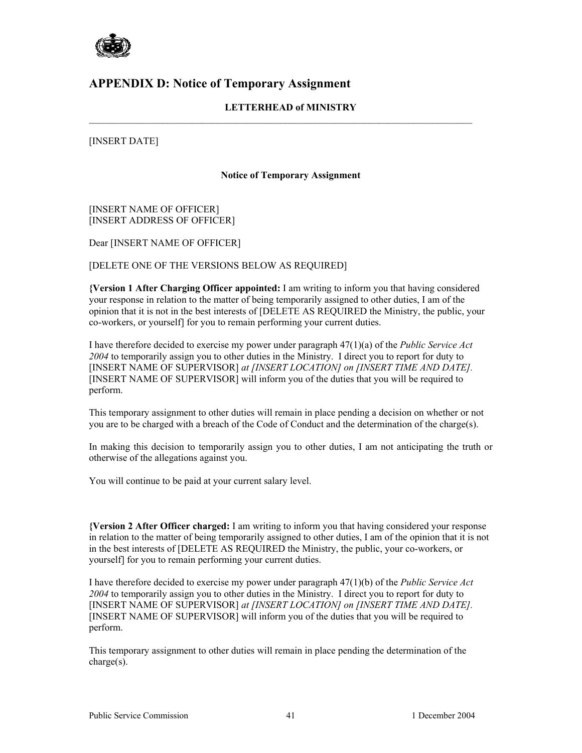## APPENDIX D: Notice of Temporary Assignment

**LETTERHEAD of MINISTRY**

---

[INSERT DATE]

**Notice of Temporary Assignment**

[INSERT NAME OF OFFICER]
[INSERT ADDRESS OF OFFICER]

Dear [INSERT NAME OF OFFICER]

[DELETE ONE OF THE VERSIONS BELOW AS REQUIRED]

**{Version 1 After Charging Officer appointed:** I am writing to inform you that having considered your response in relation to the matter of being temporarily assigned to other duties, I am of the opinion that it is not in the best interests of [DELETE AS REQUIRED the Ministry, the public, your co-workers, or yourself] for you to remain performing your current duties.

I have therefore decided to exercise my power under paragraph 47(1)(a) of the *Public Service Act 2004* to temporarily assign you to other duties in the Ministry. I direct you to report for duty to [INSERT NAME OF SUPERVISOR] *at [INSERT LOCATION] on [INSERT TIME AND DATE].* [INSERT NAME OF SUPERVISOR] will inform you of the duties that you will be required to perform.

This temporary assignment to other duties will remain in place pending a decision on whether or not you are to be charged with a breach of the Code of Conduct and the determination of the charge(s).

In making this decision to temporarily assign you to other duties, I am not anticipating the truth or otherwise of the allegations against you.

You will continue to be paid at your current salary level.

**{Version 2 After Officer charged:** I am writing to inform you that having considered your response in relation to the matter of being temporarily assigned to other duties, I am of the opinion that it is not in the best interests of [DELETE AS REQUIRED the Ministry, the public, your co-workers, or yourself] for you to remain performing your current duties.

I have therefore decided to exercise my power under paragraph 47(1)(b) of the *Public Service Act 2004* to temporarily assign you to other duties in the Ministry. I direct you to report for duty to [INSERT NAME OF SUPERVISOR] *at [INSERT LOCATION] on [INSERT TIME AND DATE].* [INSERT NAME OF SUPERVISOR] will inform you of the duties that you will be required to perform.

This temporary assignment to other duties will remain in place pending the determination of the charge(s).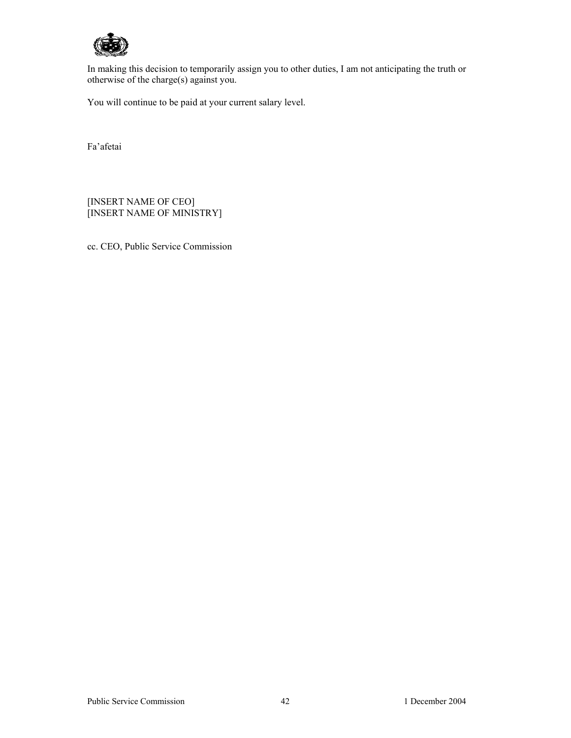In making this decision to temporarily assign you to other duties, I am not anticipating the truth or otherwise of the charge(s) against you.

You will continue to be paid at your current salary level.

Fa'afetai

[INSERT NAME OF CEO]
[INSERT NAME OF MINISTRY]

cc. CEO, Public Service Commission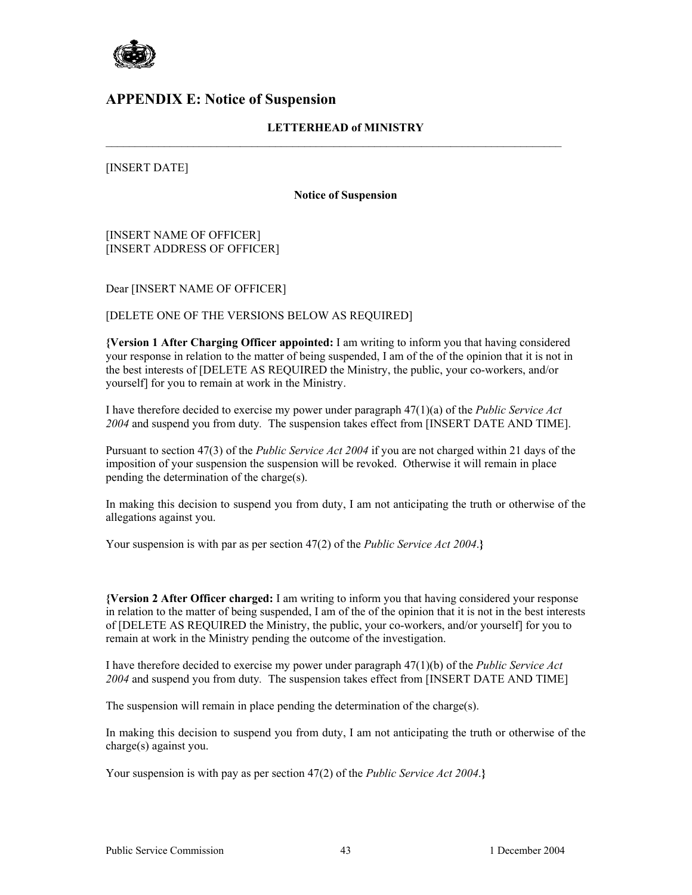## APPENDIX E: Notice of Suspension

**LETTERHEAD of MINISTRY**

---

[INSERT DATE]

**Notice of Suspension**

[INSERT NAME OF OFFICER]
[INSERT ADDRESS OF OFFICER]

Dear [INSERT NAME OF OFFICER]

[DELETE ONE OF THE VERSIONS BELOW AS REQUIRED]

**{Version 1 After Charging Officer appointed:** I am writing to inform you that having considered your response in relation to the matter of being suspended, I am of the of the opinion that it is not in the best interests of [DELETE AS REQUIRED the Ministry, the public, your co-workers, and/or yourself] for you to remain at work in the Ministry.

I have therefore decided to exercise my power under paragraph 47(1)(a) of the *Public Service Act 2004* and suspend you from duty. The suspension takes effect from [INSERT DATE AND TIME].

Pursuant to section 47(3) of the *Public Service Act 2004* if you are not charged within 21 days of the imposition of your suspension the suspension will be revoked. Otherwise it will remain in place pending the determination of the charge(s).

In making this decision to suspend you from duty, I am not anticipating the truth or otherwise of the allegations against you.

Your suspension is with par as per section 47(2) of the *Public Service Act 2004*.**}**

**{Version 2 After Officer charged:** I am writing to inform you that having considered your response in relation to the matter of being suspended, I am of the of the opinion that it is not in the best interests of [DELETE AS REQUIRED the Ministry, the public, your co-workers, and/or yourself] for you to remain at work in the Ministry pending the outcome of the investigation.

I have therefore decided to exercise my power under paragraph 47(1)(b) of the *Public Service Act 2004* and suspend you from duty. The suspension takes effect from [INSERT DATE AND TIME]

The suspension will remain in place pending the determination of the charge(s).

In making this decision to suspend you from duty, I am not anticipating the truth or otherwise of the charge(s) against you.

Your suspension is with pay as per section 47(2) of the *Public Service Act 2004*.**}**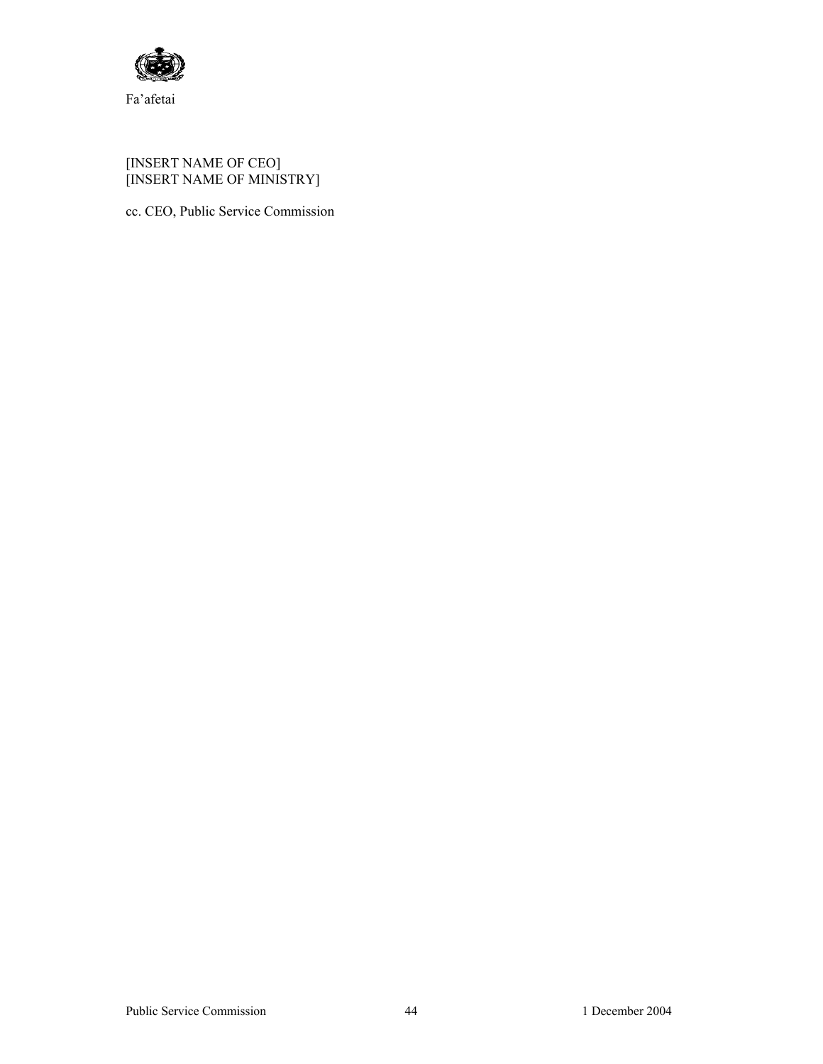Fa'afetai

[INSERT NAME OF CEO]
[INSERT NAME OF MINISTRY]

cc. CEO, Public Service Commission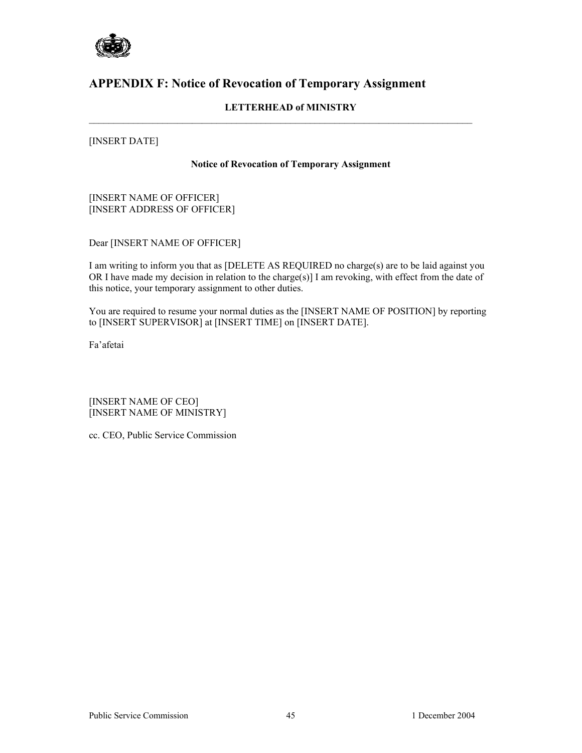# APPENDIX F: Notice of Revocation of Temporary Assignment

**LETTERHEAD of MINISTRY**

---

[INSERT DATE]

**Notice of Revocation of Temporary Assignment**

[INSERT NAME OF OFFICER]
[INSERT ADDRESS OF OFFICER]

Dear [INSERT NAME OF OFFICER]

I am writing to inform you that as [DELETE AS REQUIRED no charge(s) are to be laid against you OR I have made my decision in relation to the charge(s)] I am revoking, with effect from the date of this notice, your temporary assignment to other duties.

You are required to resume your normal duties as the [INSERT NAME OF POSITION] by reporting to [INSERT SUPERVISOR] at [INSERT TIME] on [INSERT DATE].

Fa'afetai

[INSERT NAME OF CEO]
[INSERT NAME OF MINISTRY]

cc. CEO, Public Service Commission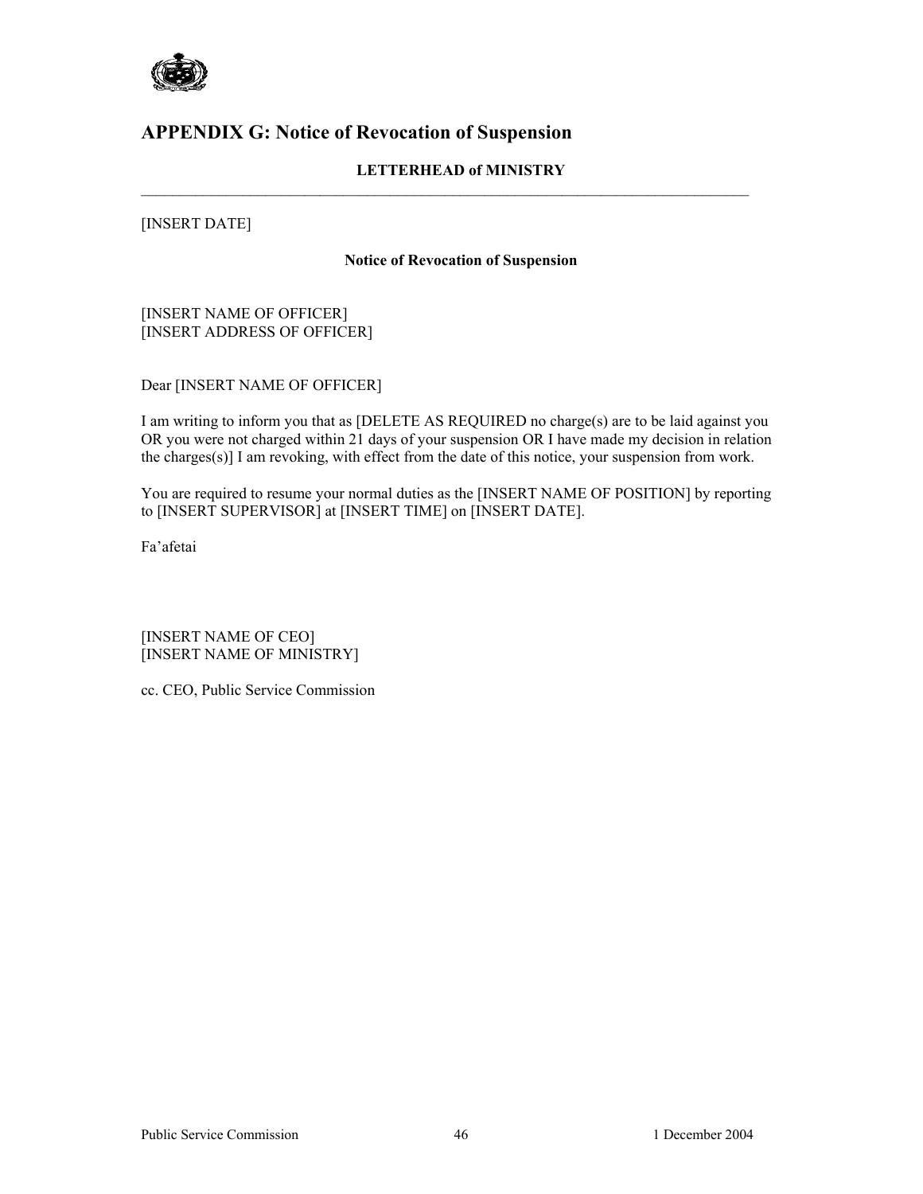## APPENDIX G: Notice of Revocation of Suspension

**LETTERHEAD of MINISTRY**

---

[INSERT DATE]

**Notice of Revocation of Suspension**

[INSERT NAME OF OFFICER]
[INSERT ADDRESS OF OFFICER]

Dear [INSERT NAME OF OFFICER]

I am writing to inform you that as [DELETE AS REQUIRED no charge(s) are to be laid against you OR you were not charged within 21 days of your suspension OR I have made my decision in relation the charges(s)] I am revoking, with effect from the date of this notice, your suspension from work.

You are required to resume your normal duties as the [INSERT NAME OF POSITION] by reporting to [INSERT SUPERVISOR] at [INSERT TIME] on [INSERT DATE].

Fa'afetai

[INSERT NAME OF CEO]
[INSERT NAME OF MINISTRY]

cc. CEO, Public Service Commission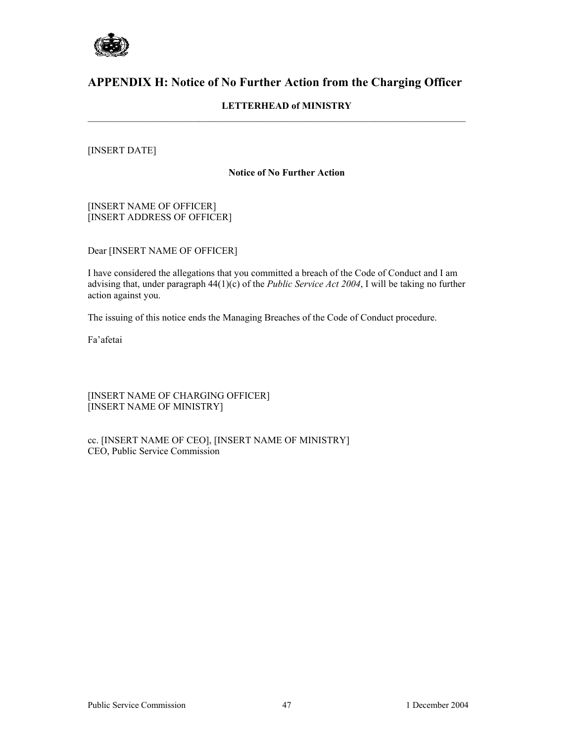## APPENDIX H: Notice of No Further Action from the Charging Officer

**LETTERHEAD of MINISTRY**

---

[INSERT DATE]

**Notice of No Further Action**

[INSERT NAME OF OFFICER]
[INSERT ADDRESS OF OFFICER]

Dear [INSERT NAME OF OFFICER]

I have considered the allegations that you committed a breach of the Code of Conduct and I am advising that, under paragraph 44(1)(c) of the *Public Service Act 2004*, I will be taking no further action against you.

The issuing of this notice ends the Managing Breaches of the Code of Conduct procedure.

Fa'afetai

[INSERT NAME OF CHARGING OFFICER]
[INSERT NAME OF MINISTRY]

cc. [INSERT NAME OF CEO], [INSERT NAME OF MINISTRY]
CEO, Public Service Commission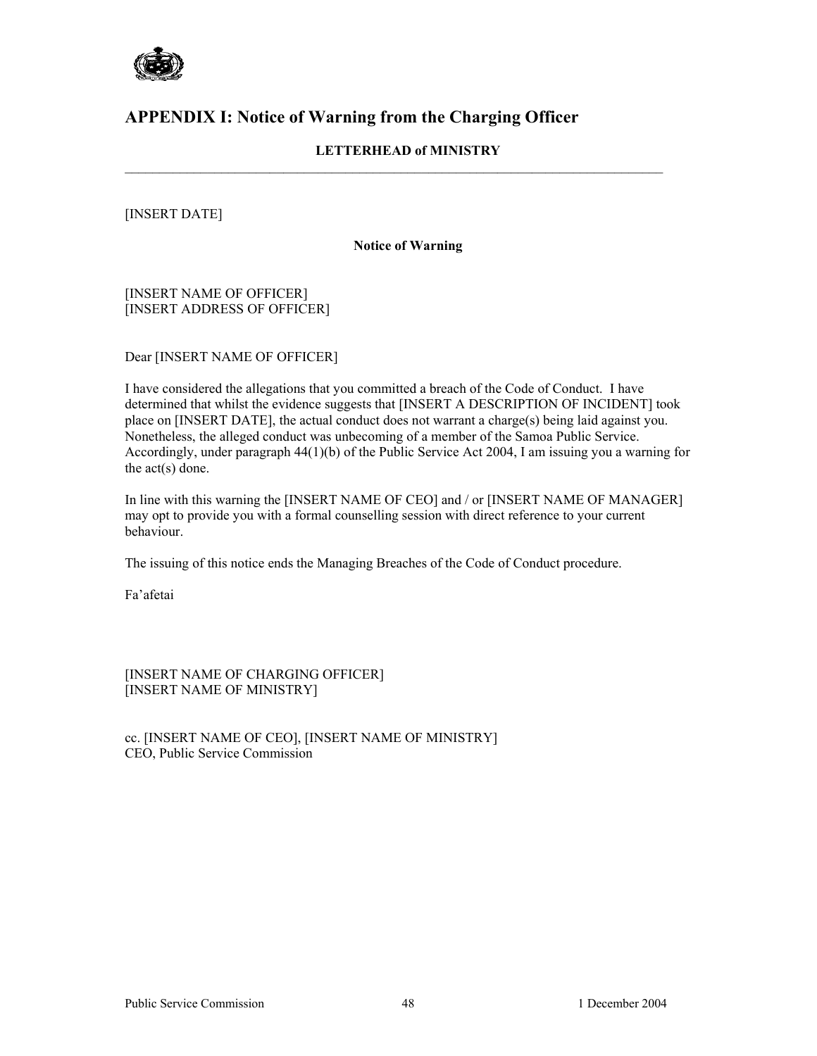## APPENDIX I: Notice of Warning from the Charging Officer

**LETTERHEAD of MINISTRY**

---

[INSERT DATE]

**Notice of Warning**

[INSERT NAME OF OFFICER]
[INSERT ADDRESS OF OFFICER]

Dear [INSERT NAME OF OFFICER]

I have considered the allegations that you committed a breach of the Code of Conduct. I have determined that whilst the evidence suggests that [INSERT A DESCRIPTION OF INCIDENT] took place on [INSERT DATE], the actual conduct does not warrant a charge(s) being laid against you. Nonetheless, the alleged conduct was unbecoming of a member of the Samoa Public Service. Accordingly, under paragraph 44(1)(b) of the Public Service Act 2004, I am issuing you a warning for the act(s) done.

In line with this warning the [INSERT NAME OF CEO] and / or [INSERT NAME OF MANAGER] may opt to provide you with a formal counselling session with direct reference to your current behaviour.

The issuing of this notice ends the Managing Breaches of the Code of Conduct procedure.

Fa'afetai

[INSERT NAME OF CHARGING OFFICER]
[INSERT NAME OF MINISTRY]

cc. [INSERT NAME OF CEO], [INSERT NAME OF MINISTRY]
CEO, Public Service Commission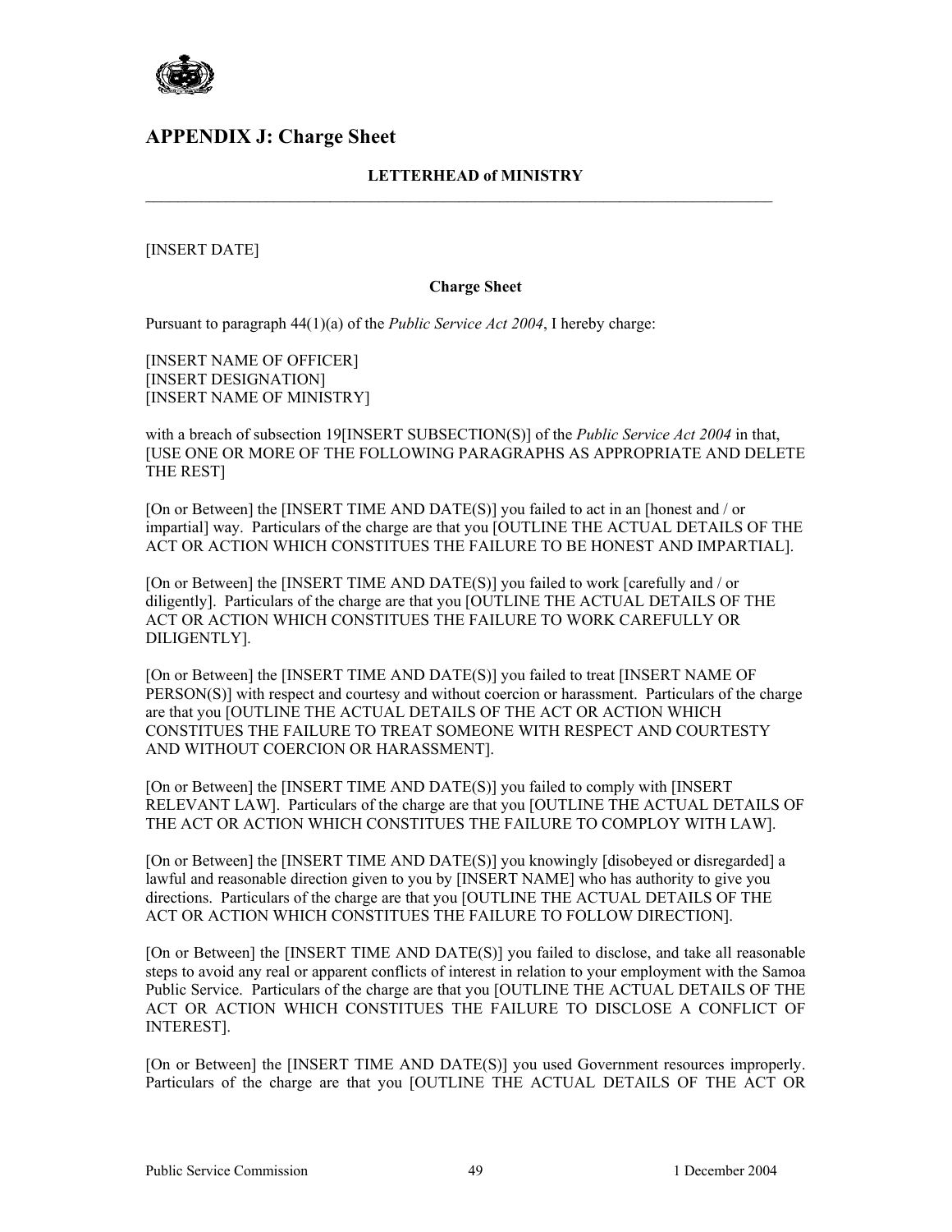## APPENDIX J: Charge Sheet

**LETTERHEAD of MINISTRY**

---

[INSERT DATE]

**Charge Sheet**

Pursuant to paragraph 44(1)(a) of the *Public Service Act 2004*, I hereby charge:

[INSERT NAME OF OFFICER]
[INSERT DESIGNATION]
[INSERT NAME OF MINISTRY]

with a breach of subsection 19[INSERT SUBSECTION(S)] of the *Public Service Act 2004* in that, [USE ONE OR MORE OF THE FOLLOWING PARAGRAPHS AS APPROPRIATE AND DELETE THE REST]

[On or Between] the [INSERT TIME AND DATE(S)] you failed to act in an [honest and / or impartial] way. Particulars of the charge are that you [OUTLINE THE ACTUAL DETAILS OF THE ACT OR ACTION WHICH CONSTITUES THE FAILURE TO BE HONEST AND IMPARTIAL].

[On or Between] the [INSERT TIME AND DATE(S)] you failed to work [carefully and / or diligently]. Particulars of the charge are that you [OUTLINE THE ACTUAL DETAILS OF THE ACT OR ACTION WHICH CONSTITUES THE FAILURE TO WORK CAREFULLY OR DILIGENTLY].

[On or Between] the [INSERT TIME AND DATE(S)] you failed to treat [INSERT NAME OF PERSON(S)] with respect and courtesy and without coercion or harassment. Particulars of the charge are that you [OUTLINE THE ACTUAL DETAILS OF THE ACT OR ACTION WHICH CONSTITUES THE FAILURE TO TREAT SOMEONE WITH RESPECT AND COURTESTY AND WITHOUT COERCION OR HARASSMENT].

[On or Between] the [INSERT TIME AND DATE(S)] you failed to comply with [INSERT RELEVANT LAW]. Particulars of the charge are that you [OUTLINE THE ACTUAL DETAILS OF THE ACT OR ACTION WHICH CONSTITUES THE FAILURE TO COMPLOY WITH LAW].

[On or Between] the [INSERT TIME AND DATE(S)] you knowingly [disobeyed or disregarded] a lawful and reasonable direction given to you by [INSERT NAME] who has authority to give you directions. Particulars of the charge are that you [OUTLINE THE ACTUAL DETAILS OF THE ACT OR ACTION WHICH CONSTITUES THE FAILURE TO FOLLOW DIRECTION].

[On or Between] the [INSERT TIME AND DATE(S)] you failed to disclose, and take all reasonable steps to avoid any real or apparent conflicts of interest in relation to your employment with the Samoa Public Service. Particulars of the charge are that you [OUTLINE THE ACTUAL DETAILS OF THE ACT OR ACTION WHICH CONSTITUES THE FAILURE TO DISCLOSE A CONFLICT OF INTEREST].

[On or Between] the [INSERT TIME AND DATE(S)] you used Government resources improperly. Particulars of the charge are that you [OUTLINE THE ACTUAL DETAILS OF THE ACT OR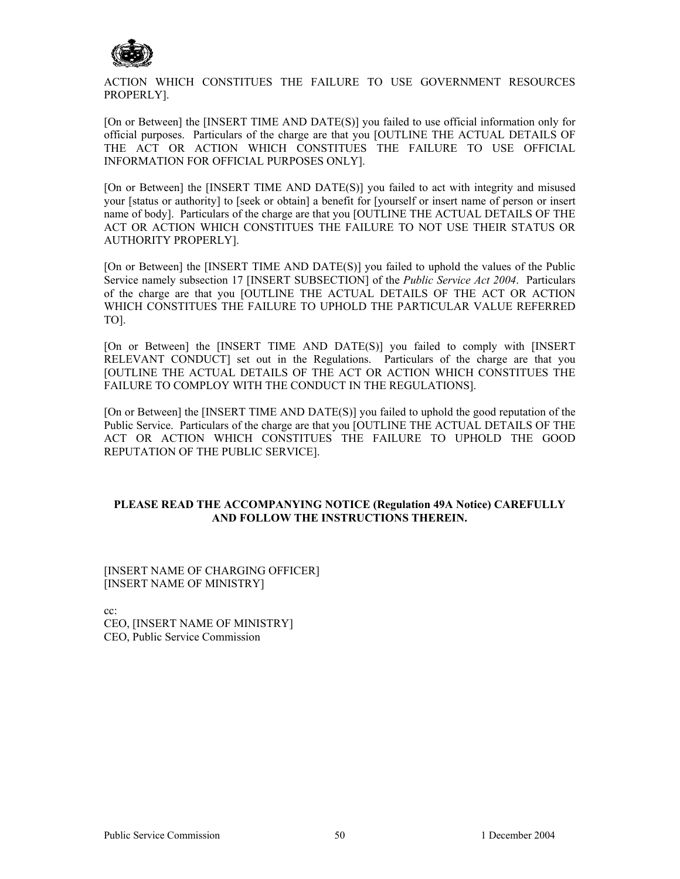ACTION WHICH CONSTITUES THE FAILURE TO USE GOVERNMENT RESOURCES PROPERLY].

[On or Between] the [INSERT TIME AND DATE(S)] you failed to use official information only for official purposes. Particulars of the charge are that you [OUTLINE THE ACTUAL DETAILS OF THE ACT OR ACTION WHICH CONSTITUES THE FAILURE TO USE OFFICIAL INFORMATION FOR OFFICIAL PURPOSES ONLY].

[On or Between] the [INSERT TIME AND DATE(S)] you failed to act with integrity and misused your [status or authority] to [seek or obtain] a benefit for [yourself or insert name of person or insert name of body]. Particulars of the charge are that you [OUTLINE THE ACTUAL DETAILS OF THE ACT OR ACTION WHICH CONSTITUES THE FAILURE TO NOT USE THEIR STATUS OR AUTHORITY PROPERLY].

[On or Between] the [INSERT TIME AND DATE(S)] you failed to uphold the values of the Public Service namely subsection 17 [INSERT SUBSECTION] of the *Public Service Act 2004*. Particulars of the charge are that you [OUTLINE THE ACTUAL DETAILS OF THE ACT OR ACTION WHICH CONSTITUES THE FAILURE TO UPHOLD THE PARTICULAR VALUE REFERRED TO].

[On or Between] the [INSERT TIME AND DATE(S)] you failed to comply with [INSERT RELEVANT CONDUCT] set out in the Regulations. Particulars of the charge are that you [OUTLINE THE ACTUAL DETAILS OF THE ACT OR ACTION WHICH CONSTITUES THE FAILURE TO COMPLOY WITH THE CONDUCT IN THE REGULATIONS].

[On or Between] the [INSERT TIME AND DATE(S)] you failed to uphold the good reputation of the Public Service. Particulars of the charge are that you [OUTLINE THE ACTUAL DETAILS OF THE ACT OR ACTION WHICH CONSTITUES THE FAILURE TO UPHOLD THE GOOD REPUTATION OF THE PUBLIC SERVICE].

**PLEASE READ THE ACCOMPANYING NOTICE (Regulation 49A Notice) CAREFULLY AND FOLLOW THE INSTRUCTIONS THEREIN.**

[INSERT NAME OF CHARGING OFFICER]
[INSERT NAME OF MINISTRY]

cc:
CEO, [INSERT NAME OF MINISTRY]
CEO, Public Service Commission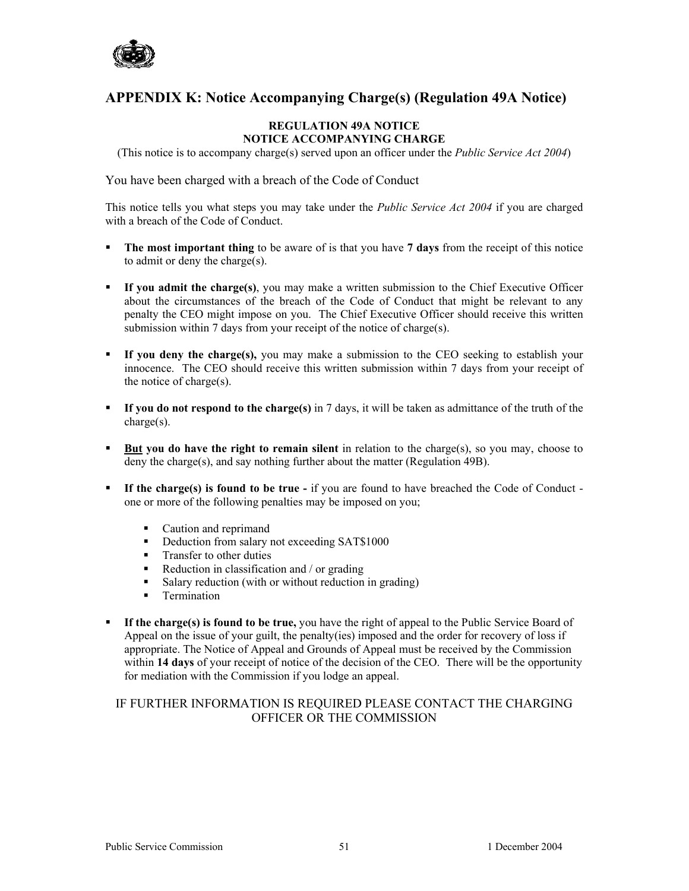## APPENDIX K: Notice Accompanying Charge(s) (Regulation 49A Notice)

**REGULATION 49A NOTICE**
**NOTICE ACCOMPANYING CHARGE**

(This notice is to accompany charge(s) served upon an officer under the *Public Service Act 2004*)

You have been charged with a breach of the Code of Conduct

This notice tells you what steps you may take under the *Public Service Act 2004* if you are charged with a breach of the Code of Conduct.

- **The most important thing** to be aware of is that you have **7 days** from the receipt of this notice to admit or deny the charge(s).

- **If you admit the charge(s)**, you may make a written submission to the Chief Executive Officer about the circumstances of the breach of the Code of Conduct that might be relevant to any penalty the CEO might impose on you. The Chief Executive Officer should receive this written submission within 7 days from your receipt of the notice of charge(s).

- **If you deny the charge(s),** you may make a submission to the CEO seeking to establish your innocence. The CEO should receive this written submission within 7 days from your receipt of the notice of charge(s).

- **If you do not respond to the charge(s)** in 7 days, it will be taken as admittance of the truth of the charge(s).

- **<u>But</u> you do have the right to remain silent** in relation to the charge(s), so you may, choose to deny the charge(s), and say nothing further about the matter (Regulation 49B).

- **If the charge(s) is found to be true -** if you are found to have breached the Code of Conduct - one or more of the following penalties may be imposed on you;

  - Caution and reprimand
  - Deduction from salary not exceeding SAT$1000
  - Transfer to other duties
  - Reduction in classification and / or grading
  - Salary reduction (with or without reduction in grading)
  - Termination

- **If the charge(s) is found to be true,** you have the right of appeal to the Public Service Board of Appeal on the issue of your guilt, the penalty(ies) imposed and the order for recovery of loss if appropriate. The Notice of Appeal and Grounds of Appeal must be received by the Commission within **14 days** of your receipt of notice of the decision of the CEO. There will be the opportunity for mediation with the Commission if you lodge an appeal.

IF FURTHER INFORMATION IS REQUIRED PLEASE CONTACT THE CHARGING OFFICER OR THE COMMISSION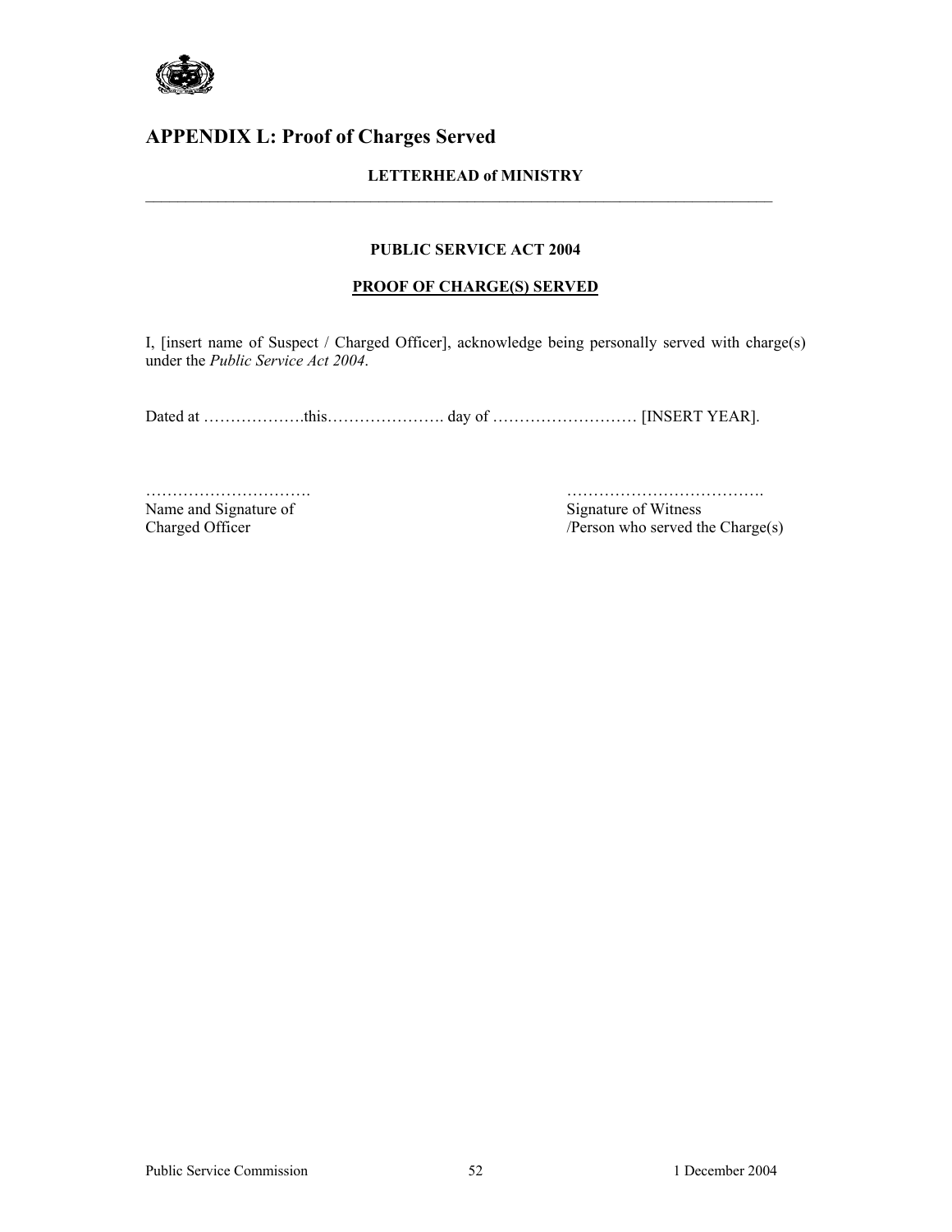# APPENDIX L: Proof of Charges Served

**LETTERHEAD of MINISTRY**

---

**PUBLIC SERVICE ACT 2004**

**<u>PROOF OF CHARGE(S) SERVED</u>**

I, [insert name of Suspect / Charged Officer], acknowledge being personally served with charge(s) under the *Public Service Act 2004*.

Dated at ……………….this…………………. day of ……………………… [INSERT YEAR].

| | |
|---|---|
| …………………………. | ………………………………. |
| Name and Signature of Charged Officer | Signature of Witness /Person who served the Charge(s) |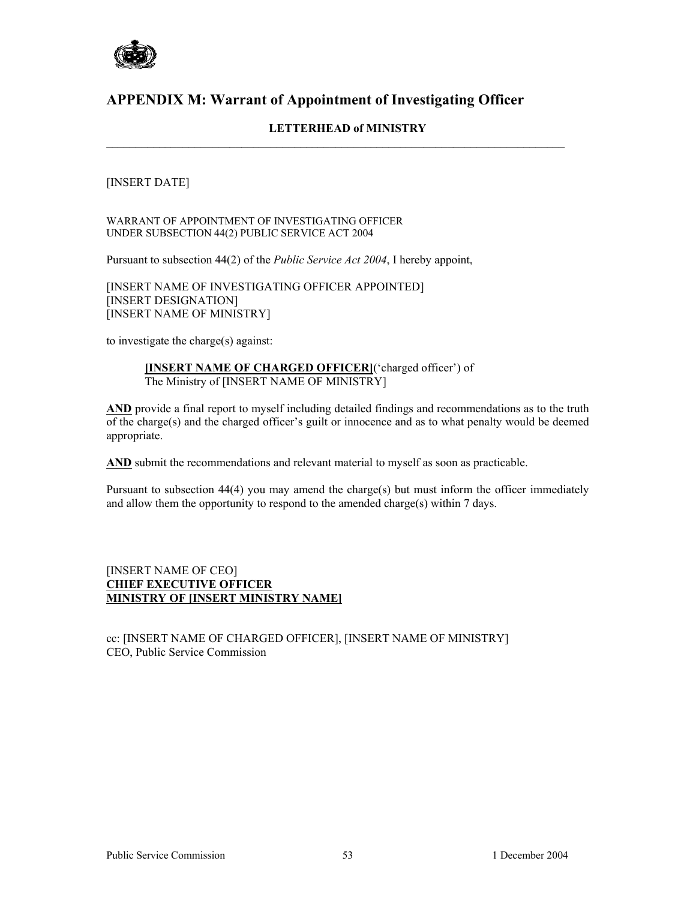## APPENDIX M: Warrant of Appointment of Investigating Officer

**LETTERHEAD of MINISTRY**

---

[INSERT DATE]

WARRANT OF APPOINTMENT OF INVESTIGATING OFFICER
UNDER SUBSECTION 44(2) PUBLIC SERVICE ACT 2004

Pursuant to subsection 44(2) of the *Public Service Act 2004*, I hereby appoint,

[INSERT NAME OF INVESTIGATING OFFICER APPOINTED]
[INSERT DESIGNATION]
[INSERT NAME OF MINISTRY]

to investigate the charge(s) against:

> **[INSERT NAME OF CHARGED OFFICER]**(‘charged officer’) of
> The Ministry of [INSERT NAME OF MINISTRY]

**AND** provide a final report to myself including detailed findings and recommendations as to the truth of the charge(s) and the charged officer’s guilt or innocence and as to what penalty would be deemed appropriate.

**AND** submit the recommendations and relevant material to myself as soon as practicable.

Pursuant to subsection 44(4) you may amend the charge(s) but must inform the officer immediately and allow them the opportunity to respond to the amended charge(s) within 7 days.

[INSERT NAME OF CEO]
**CHIEF EXECUTIVE OFFICER**
**MINISTRY OF [INSERT MINISTRY NAME]**

cc: [INSERT NAME OF CHARGED OFFICER], [INSERT NAME OF MINISTRY]
CEO, Public Service Commission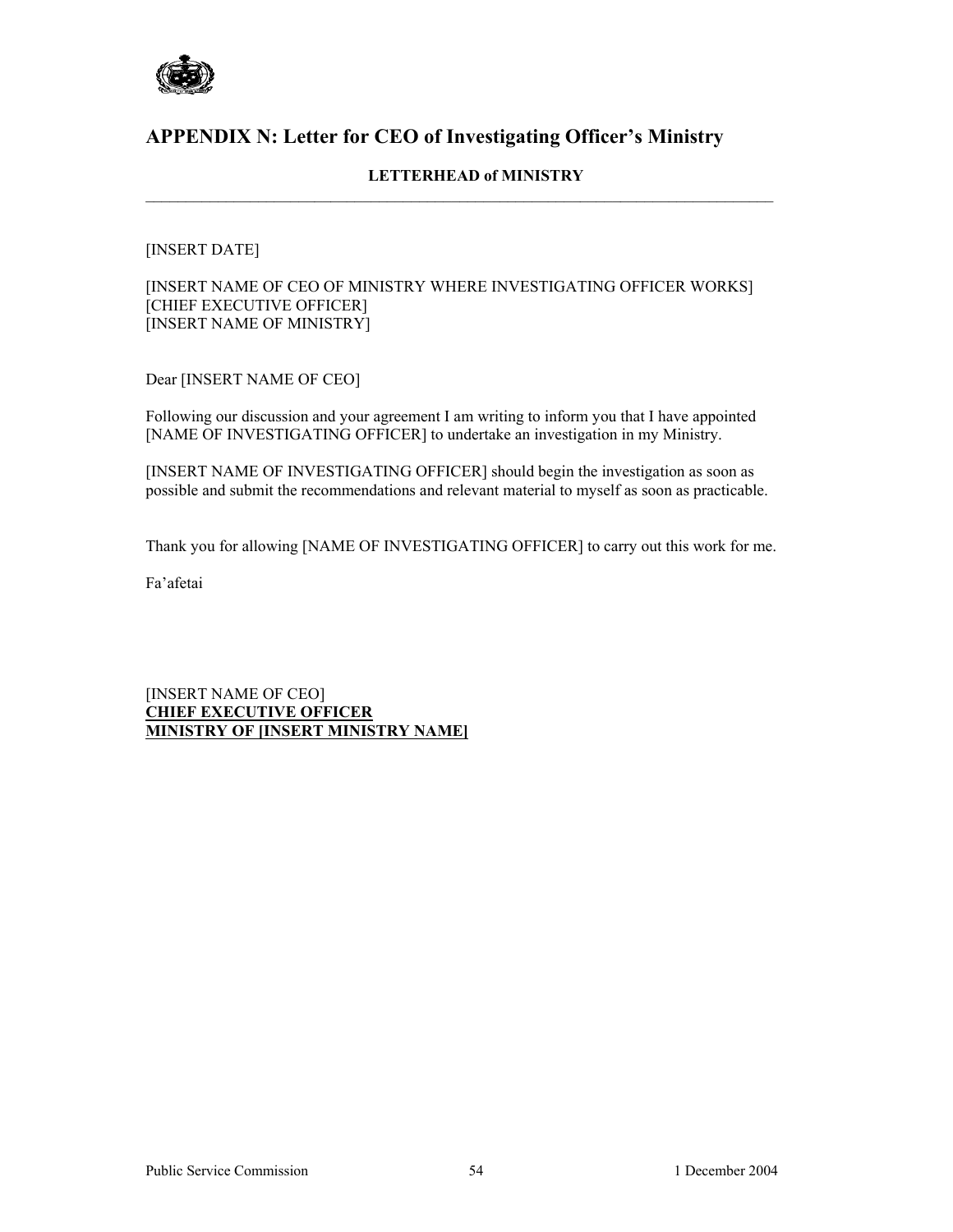## APPENDIX N: Letter for CEO of Investigating Officer's Ministry

**LETTERHEAD of MINISTRY**

---

[INSERT DATE]

[INSERT NAME OF CEO OF MINISTRY WHERE INVESTIGATING OFFICER WORKS]
[CHIEF EXECUTIVE OFFICER]
[INSERT NAME OF MINISTRY]

Dear [INSERT NAME OF CEO]

Following our discussion and your agreement I am writing to inform you that I have appointed [NAME OF INVESTIGATING OFFICER] to undertake an investigation in my Ministry.

[INSERT NAME OF INVESTIGATING OFFICER] should begin the investigation as soon as possible and submit the recommendations and relevant material to myself as soon as practicable.

Thank you for allowing [NAME OF INVESTIGATING OFFICER] to carry out this work for me.

Fa'afetai

[INSERT NAME OF CEO]
**CHIEF EXECUTIVE OFFICER**
**MINISTRY OF [INSERT MINISTRY NAME]**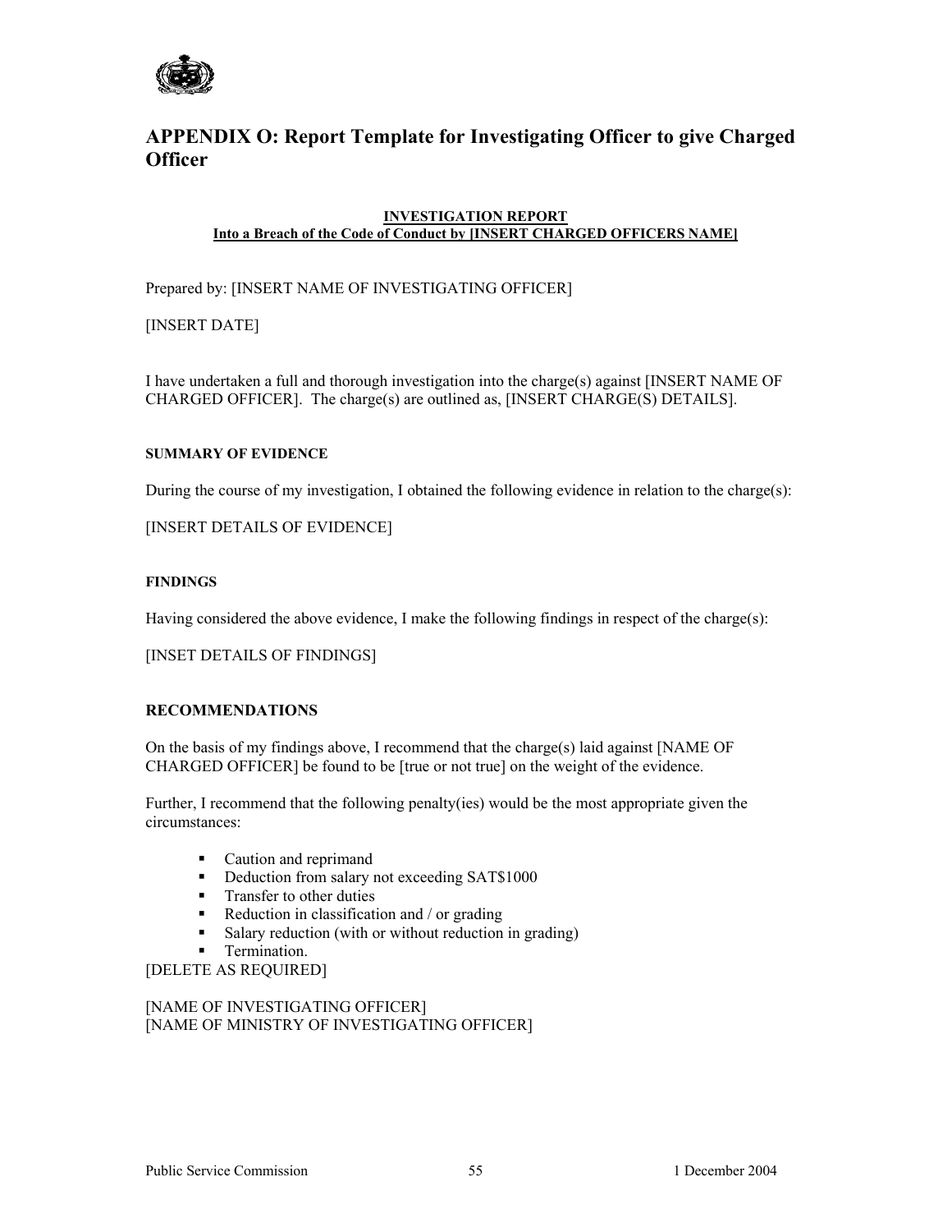# APPENDIX O: Report Template for Investigating Officer to give Charged Officer

**INVESTIGATION REPORT**
**Into a Breach of the Code of Conduct by [INSERT CHARGED OFFICERS NAME]**

Prepared by: [INSERT NAME OF INVESTIGATING OFFICER]

[INSERT DATE]

I have undertaken a full and thorough investigation into the charge(s) against [INSERT NAME OF CHARGED OFFICER]. The charge(s) are outlined as, [INSERT CHARGE(S) DETAILS].

#### SUMMARY OF EVIDENCE

During the course of my investigation, I obtained the following evidence in relation to the charge(s):

[INSERT DETAILS OF EVIDENCE]

#### FINDINGS

Having considered the above evidence, I make the following findings in respect of the charge(s):

[INSET DETAILS OF FINDINGS]

### RECOMMENDATIONS

On the basis of my findings above, I recommend that the charge(s) laid against [NAME OF CHARGED OFFICER] be found to be [true or not true] on the weight of the evidence.

Further, I recommend that the following penalty(ies) would be the most appropriate given the circumstances:

- Caution and reprimand
- Deduction from salary not exceeding SAT$1000
- Transfer to other duties
- Reduction in classification and / or grading
- Salary reduction (with or without reduction in grading)
- Termination.

[DELETE AS REQUIRED]

[NAME OF INVESTIGATING OFFICER]
[NAME OF MINISTRY OF INVESTIGATING OFFICER]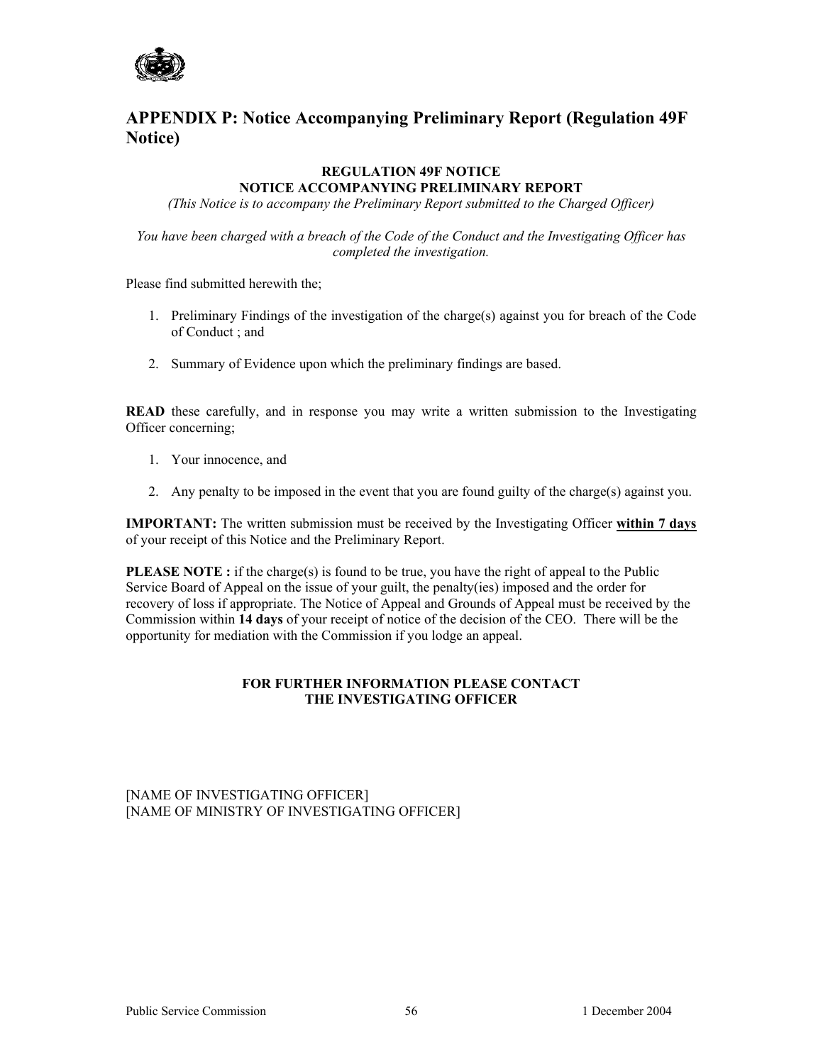## APPENDIX P: Notice Accompanying Preliminary Report (Regulation 49F Notice)

**REGULATION 49F NOTICE**
**NOTICE ACCOMPANYING PRELIMINARY REPORT**

*(This Notice is to accompany the Preliminary Report submitted to the Charged Officer)*

*You have been charged with a breach of the Code of the Conduct and the Investigating Officer has completed the investigation.*

Please find submitted herewith the;

1. Preliminary Findings of the investigation of the charge(s) against you for breach of the Code of Conduct ; and
2. Summary of Evidence upon which the preliminary findings are based.

**READ** these carefully, and in response you may write a written submission to the Investigating Officer concerning;

1. Your innocence, and
2. Any penalty to be imposed in the event that you are found guilty of the charge(s) against you.

**IMPORTANT:** The written submission must be received by the Investigating Officer **<u>within 7 days</u>** of your receipt of this Notice and the Preliminary Report.

**PLEASE NOTE :** if the charge(s) is found to be true, you have the right of appeal to the Public Service Board of Appeal on the issue of your guilt, the penalty(ies) imposed and the order for recovery of loss if appropriate. The Notice of Appeal and Grounds of Appeal must be received by the Commission within **14 days** of your receipt of notice of the decision of the CEO. There will be the opportunity for mediation with the Commission if you lodge an appeal.

**FOR FURTHER INFORMATION PLEASE CONTACT**
**THE INVESTIGATING OFFICER**

[NAME OF INVESTIGATING OFFICER]
[NAME OF MINISTRY OF INVESTIGATING OFFICER]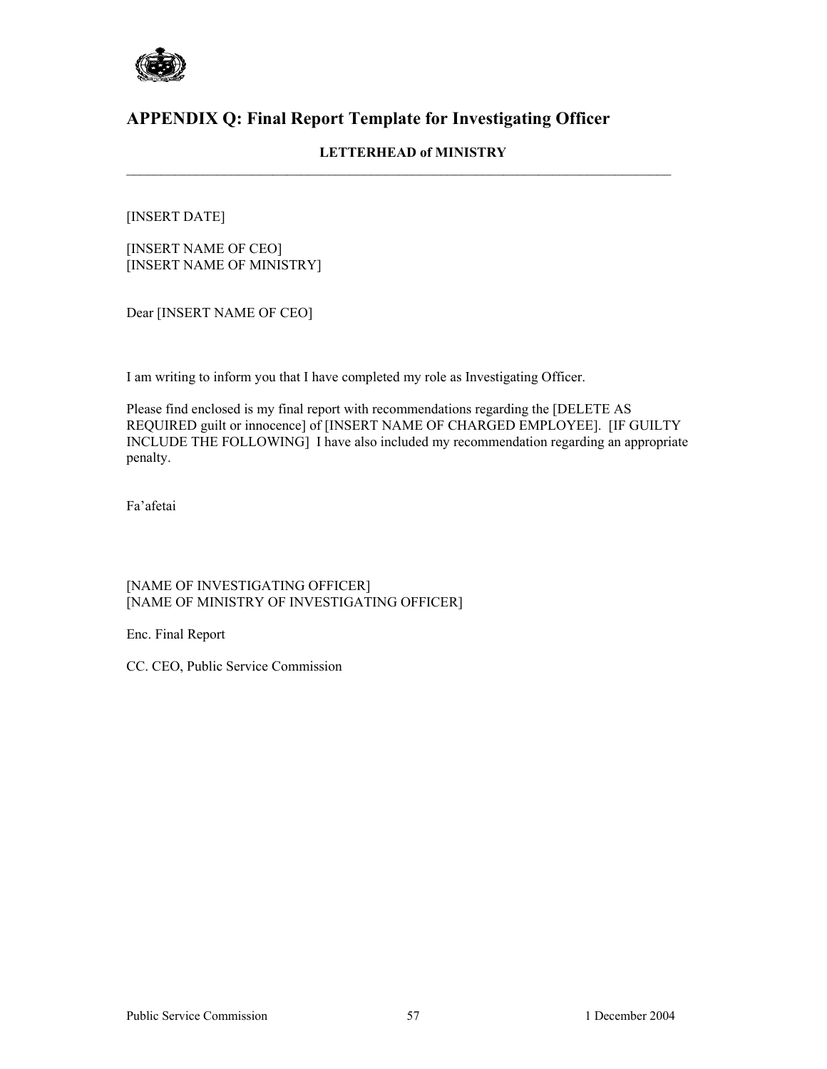## APPENDIX Q: Final Report Template for Investigating Officer

**LETTERHEAD of MINISTRY**

---

[INSERT DATE]

[INSERT NAME OF CEO]
[INSERT NAME OF MINISTRY]

Dear [INSERT NAME OF CEO]

I am writing to inform you that I have completed my role as Investigating Officer.

Please find enclosed is my final report with recommendations regarding the [DELETE AS REQUIRED guilt or innocence] of [INSERT NAME OF CHARGED EMPLOYEE]. [IF GUILTY INCLUDE THE FOLLOWING] I have also included my recommendation regarding an appropriate penalty.

Fa'afetai

[NAME OF INVESTIGATING OFFICER]
[NAME OF MINISTRY OF INVESTIGATING OFFICER]

Enc. Final Report

CC. CEO, Public Service Commission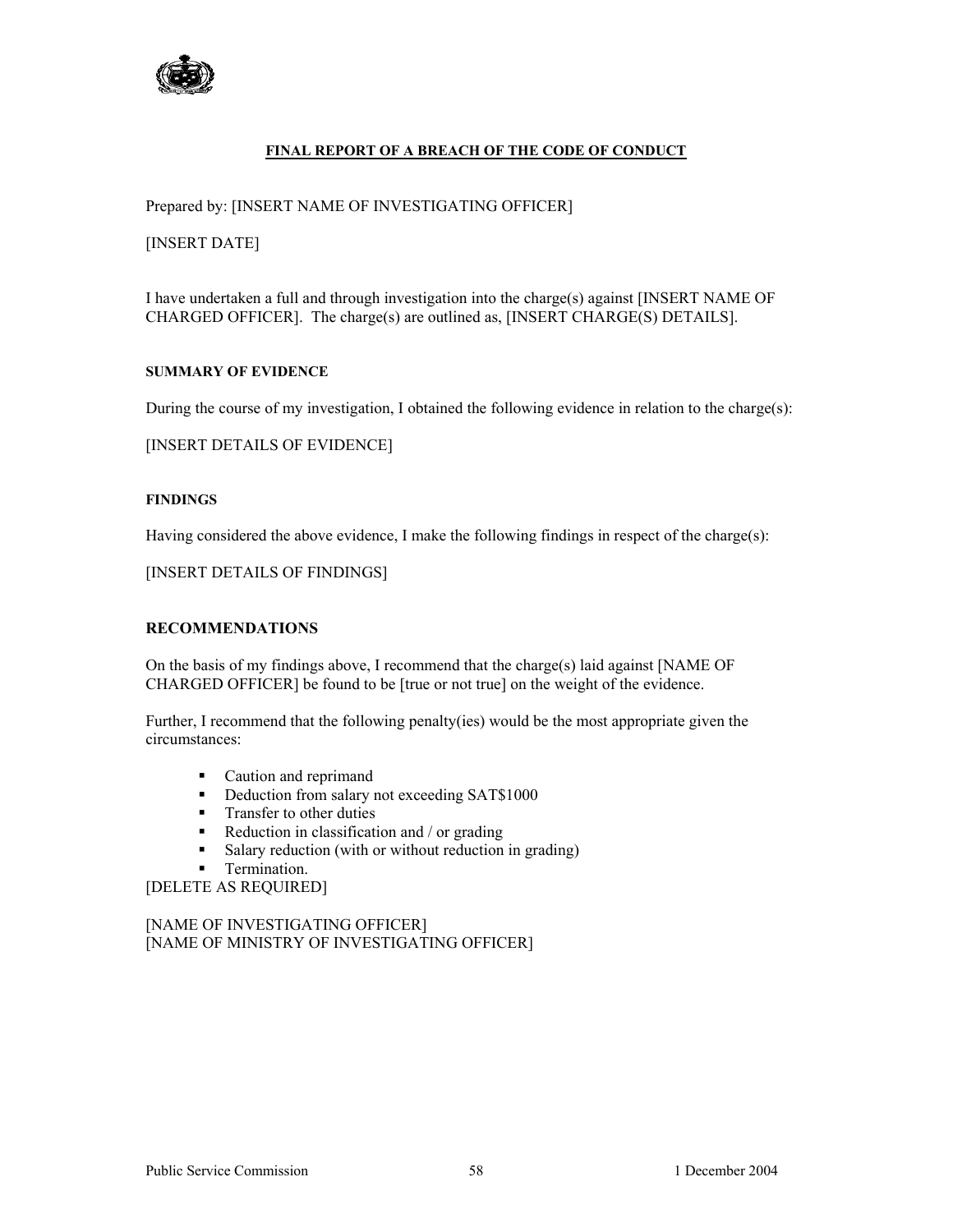## FINAL REPORT OF A BREACH OF THE CODE OF CONDUCT

Prepared by: [INSERT NAME OF INVESTIGATING OFFICER]

[INSERT DATE]

I have undertaken a full and through investigation into the charge(s) against [INSERT NAME OF CHARGED OFFICER]. The charge(s) are outlined as, [INSERT CHARGE(S) DETAILS].

### SUMMARY OF EVIDENCE

During the course of my investigation, I obtained the following evidence in relation to the charge(s):

[INSERT DETAILS OF EVIDENCE]

### FINDINGS

Having considered the above evidence, I make the following findings in respect of the charge(s):

[INSERT DETAILS OF FINDINGS]

### RECOMMENDATIONS

On the basis of my findings above, I recommend that the charge(s) laid against [NAME OF CHARGED OFFICER] be found to be [true or not true] on the weight of the evidence.

Further, I recommend that the following penalty(ies) would be the most appropriate given the circumstances:

- Caution and reprimand
- Deduction from salary not exceeding SAT$1000
- Transfer to other duties
- Reduction in classification and / or grading
- Salary reduction (with or without reduction in grading)
- Termination.

[DELETE AS REQUIRED]

[NAME OF INVESTIGATING OFFICER]
[NAME OF MINISTRY OF INVESTIGATING OFFICER]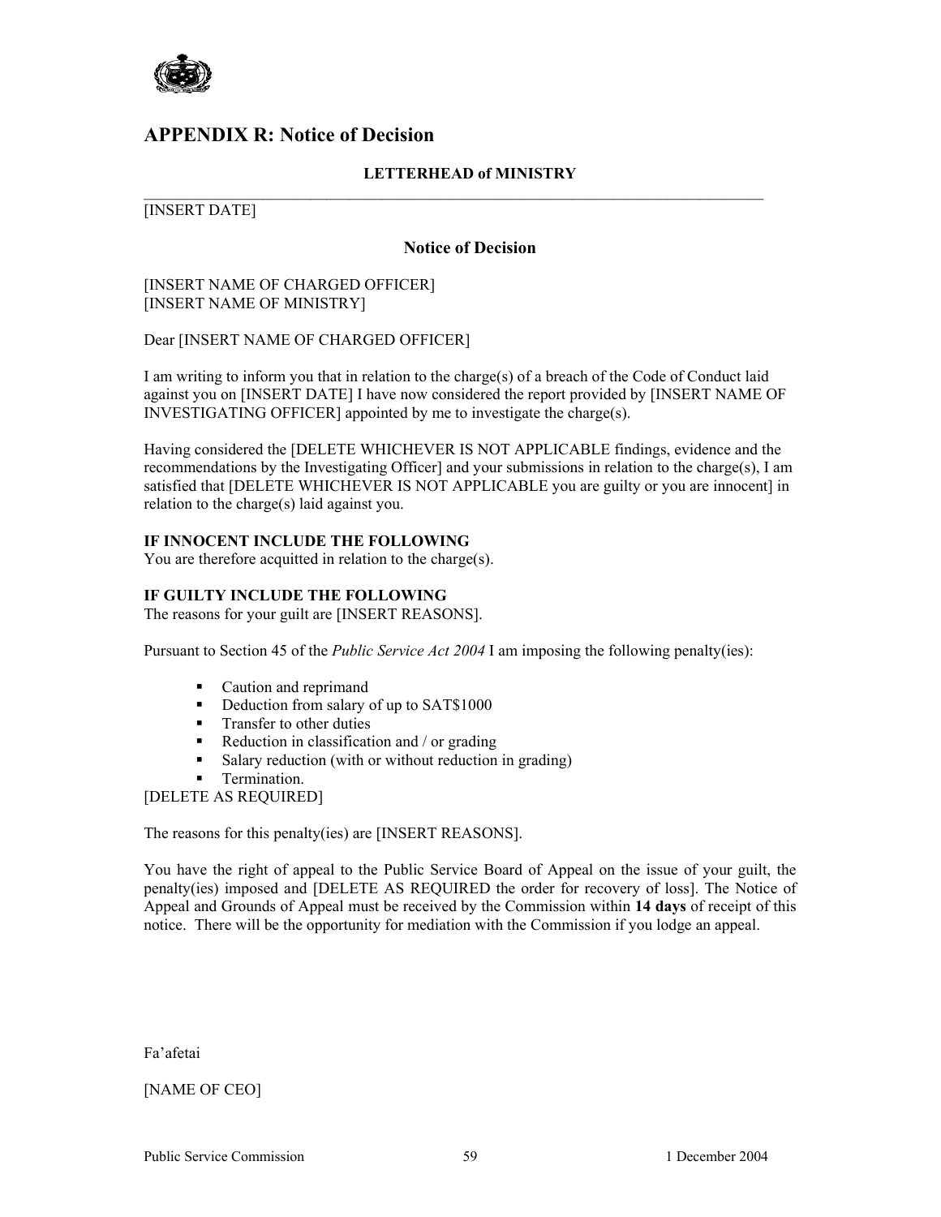## APPENDIX R: Notice of Decision

**LETTERHEAD of MINISTRY**

---

[INSERT DATE]

**Notice of Decision**

[INSERT NAME OF CHARGED OFFICER]
[INSERT NAME OF MINISTRY]

Dear [INSERT NAME OF CHARGED OFFICER]

I am writing to inform you that in relation to the charge(s) of a breach of the Code of Conduct laid against you on [INSERT DATE] I have now considered the report provided by [INSERT NAME OF INVESTIGATING OFFICER] appointed by me to investigate the charge(s).

Having considered the [DELETE WHICHEVER IS NOT APPLICABLE findings, evidence and the recommendations by the Investigating Officer] and your submissions in relation to the charge(s), I am satisfied that [DELETE WHICHEVER IS NOT APPLICABLE you are guilty or you are innocent] in relation to the charge(s) laid against you.

**IF INNOCENT INCLUDE THE FOLLOWING**
You are therefore acquitted in relation to the charge(s).

**IF GUILTY INCLUDE THE FOLLOWING**
The reasons for your guilt are [INSERT REASONS].

Pursuant to Section 45 of the *Public Service Act 2004* I am imposing the following penalty(ies):

- Caution and reprimand
- Deduction from salary of up to SAT$1000
- Transfer to other duties
- Reduction in classification and / or grading
- Salary reduction (with or without reduction in grading)
- Termination.

[DELETE AS REQUIRED]

The reasons for this penalty(ies) are [INSERT REASONS].

You have the right of appeal to the Public Service Board of Appeal on the issue of your guilt, the penalty(ies) imposed and [DELETE AS REQUIRED the order for recovery of loss]. The Notice of Appeal and Grounds of Appeal must be received by the Commission within **14 days** of receipt of this notice. There will be the opportunity for mediation with the Commission if you lodge an appeal.

Fa'afetai

[NAME OF CEO]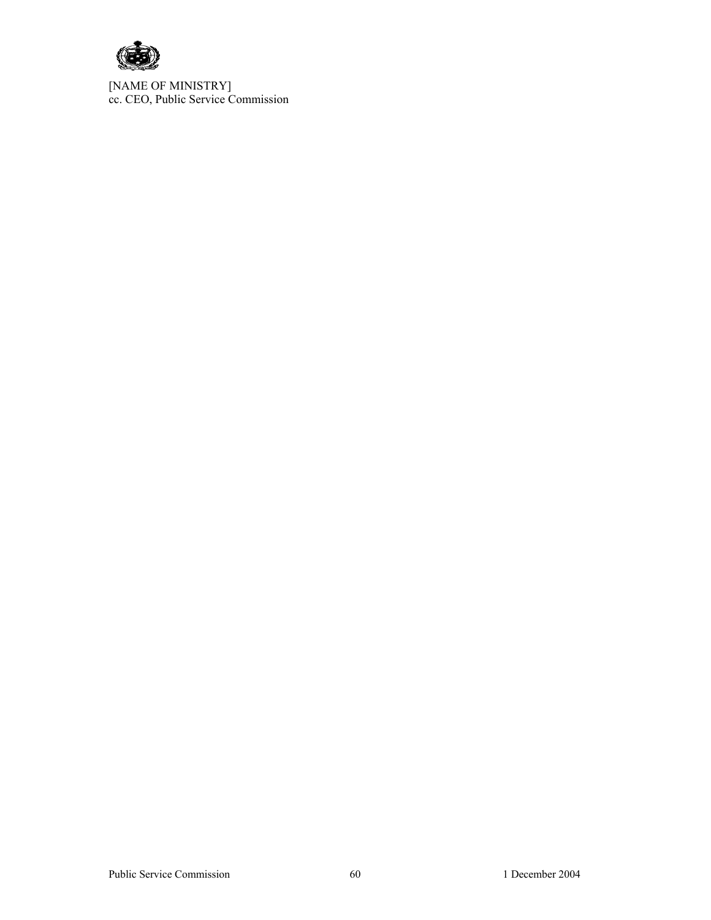[NAME OF MINISTRY]
cc. CEO, Public Service Commission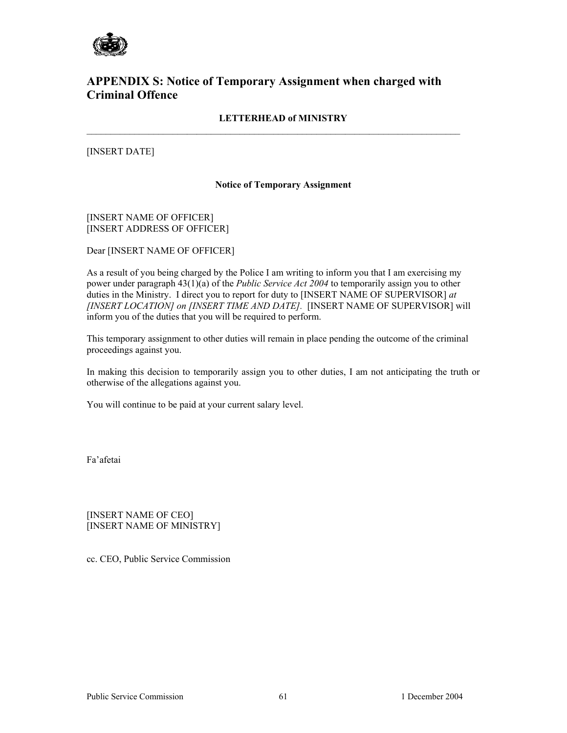## APPENDIX S: Notice of Temporary Assignment when charged with Criminal Offence

**LETTERHEAD of MINISTRY**

---

[INSERT DATE]

**Notice of Temporary Assignment**

[INSERT NAME OF OFFICER]
[INSERT ADDRESS OF OFFICER]

Dear [INSERT NAME OF OFFICER]

As a result of you being charged by the Police I am writing to inform you that I am exercising my power under paragraph 43(1)(a) of the *Public Service Act 2004* to temporarily assign you to other duties in the Ministry. I direct you to report for duty to [INSERT NAME OF SUPERVISOR] *at [INSERT LOCATION] on [INSERT TIME AND DATE]*. [INSERT NAME OF SUPERVISOR] will inform you of the duties that you will be required to perform.

This temporary assignment to other duties will remain in place pending the outcome of the criminal proceedings against you.

In making this decision to temporarily assign you to other duties, I am not anticipating the truth or otherwise of the allegations against you.

You will continue to be paid at your current salary level.

Fa'afetai

[INSERT NAME OF CEO]
[INSERT NAME OF MINISTRY]

cc. CEO, Public Service Commission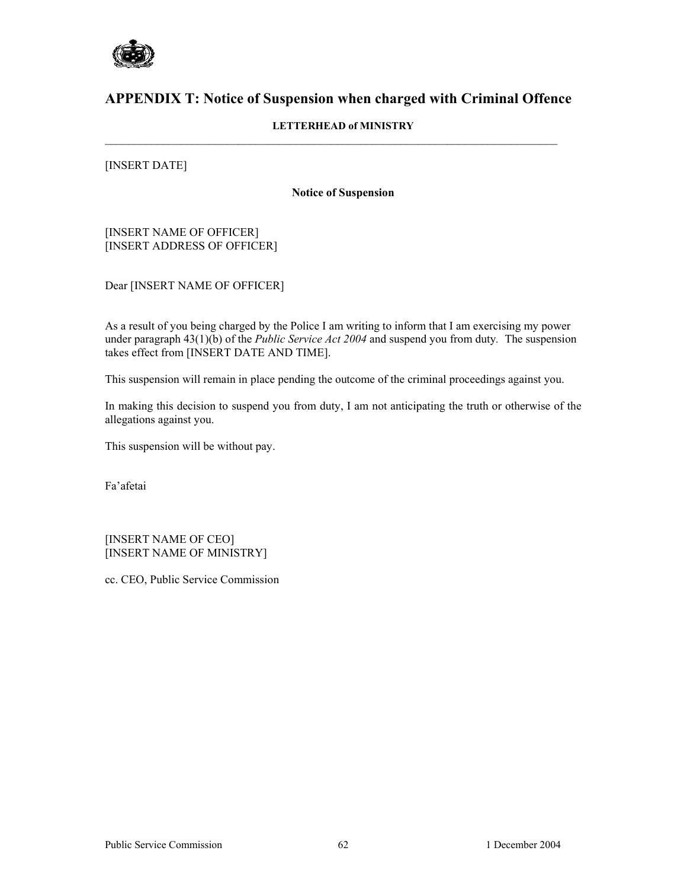# APPENDIX T: Notice of Suspension when charged with Criminal Offence

**LETTERHEAD of MINISTRY**

---

[INSERT DATE]

**Notice of Suspension**

[INSERT NAME OF OFFICER]
[INSERT ADDRESS OF OFFICER]

Dear [INSERT NAME OF OFFICER]

As a result of you being charged by the Police I am writing to inform that I am exercising my power under paragraph 43(1)(b) of the *Public Service Act 2004* and suspend you from duty. The suspension takes effect from [INSERT DATE AND TIME].

This suspension will remain in place pending the outcome of the criminal proceedings against you.

In making this decision to suspend you from duty, I am not anticipating the truth or otherwise of the allegations against you.

This suspension will be without pay.

Fa'afetai

[INSERT NAME OF CEO]
[INSERT NAME OF MINISTRY]

cc. CEO, Public Service Commission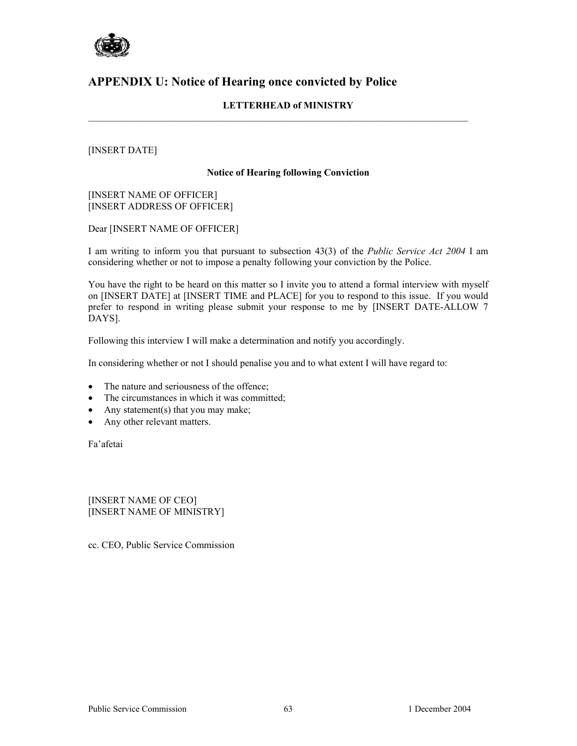## APPENDIX U: Notice of Hearing once convicted by Police

**LETTERHEAD of MINISTRY**

---

[INSERT DATE]

**Notice of Hearing following Conviction**

[INSERT NAME OF OFFICER]
[INSERT ADDRESS OF OFFICER]

Dear [INSERT NAME OF OFFICER]

I am writing to inform you that pursuant to subsection 43(3) of the *Public Service Act 2004* I am considering whether or not to impose a penalty following your conviction by the Police.

You have the right to be heard on this matter so I invite you to attend a formal interview with myself on [INSERT DATE] at [INSERT TIME and PLACE] for you to respond to this issue. If you would prefer to respond in writing please submit your response to me by [INSERT DATE-ALLOW 7 DAYS].

Following this interview I will make a determination and notify you accordingly.

In considering whether or not I should penalise you and to what extent I will have regard to:

- The nature and seriousness of the offence;
- The circumstances in which it was committed;
- Any statement(s) that you may make;
- Any other relevant matters.

Fa'afetai

[INSERT NAME OF CEO]
[INSERT NAME OF MINISTRY]

cc. CEO, Public Service Commission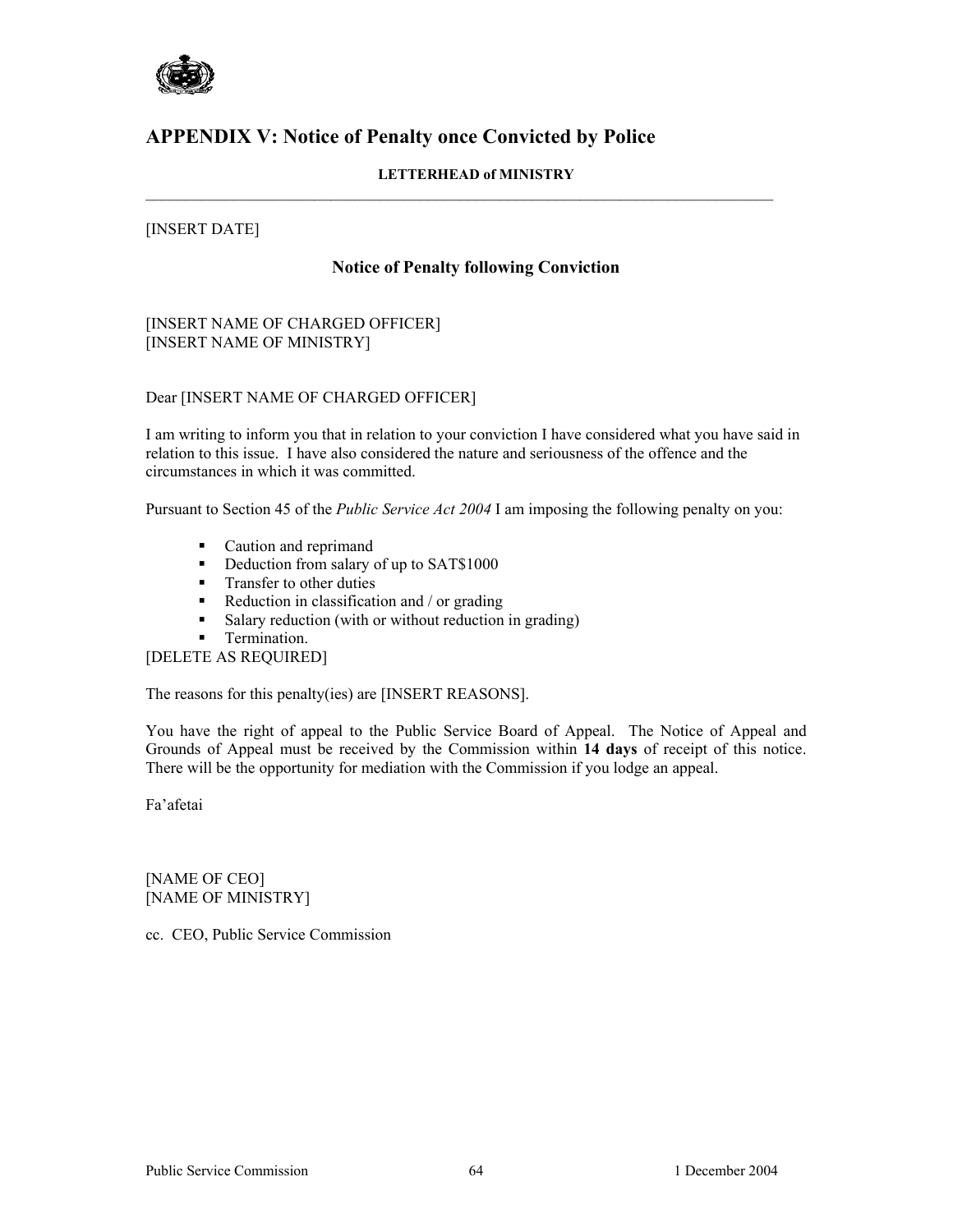## APPENDIX V: Notice of Penalty once Convicted by Police

**LETTERHEAD of MINISTRY**

---

[INSERT DATE]

**Notice of Penalty following Conviction**

[INSERT NAME OF CHARGED OFFICER]
[INSERT NAME OF MINISTRY]

Dear [INSERT NAME OF CHARGED OFFICER]

I am writing to inform you that in relation to your conviction I have considered what you have said in relation to this issue. I have also considered the nature and seriousness of the offence and the circumstances in which it was committed.

Pursuant to Section 45 of the *Public Service Act 2004* I am imposing the following penalty on you:

- Caution and reprimand
- Deduction from salary of up to SAT$1000
- Transfer to other duties
- Reduction in classification and / or grading
- Salary reduction (with or without reduction in grading)
- Termination.

[DELETE AS REQUIRED]

The reasons for this penalty(ies) are [INSERT REASONS].

You have the right of appeal to the Public Service Board of Appeal. The Notice of Appeal and Grounds of Appeal must be received by the Commission within **14 days** of receipt of this notice. There will be the opportunity for mediation with the Commission if you lodge an appeal.

Fa'afetai

[NAME OF CEO]
[NAME OF MINISTRY]

cc. CEO, Public Service Commission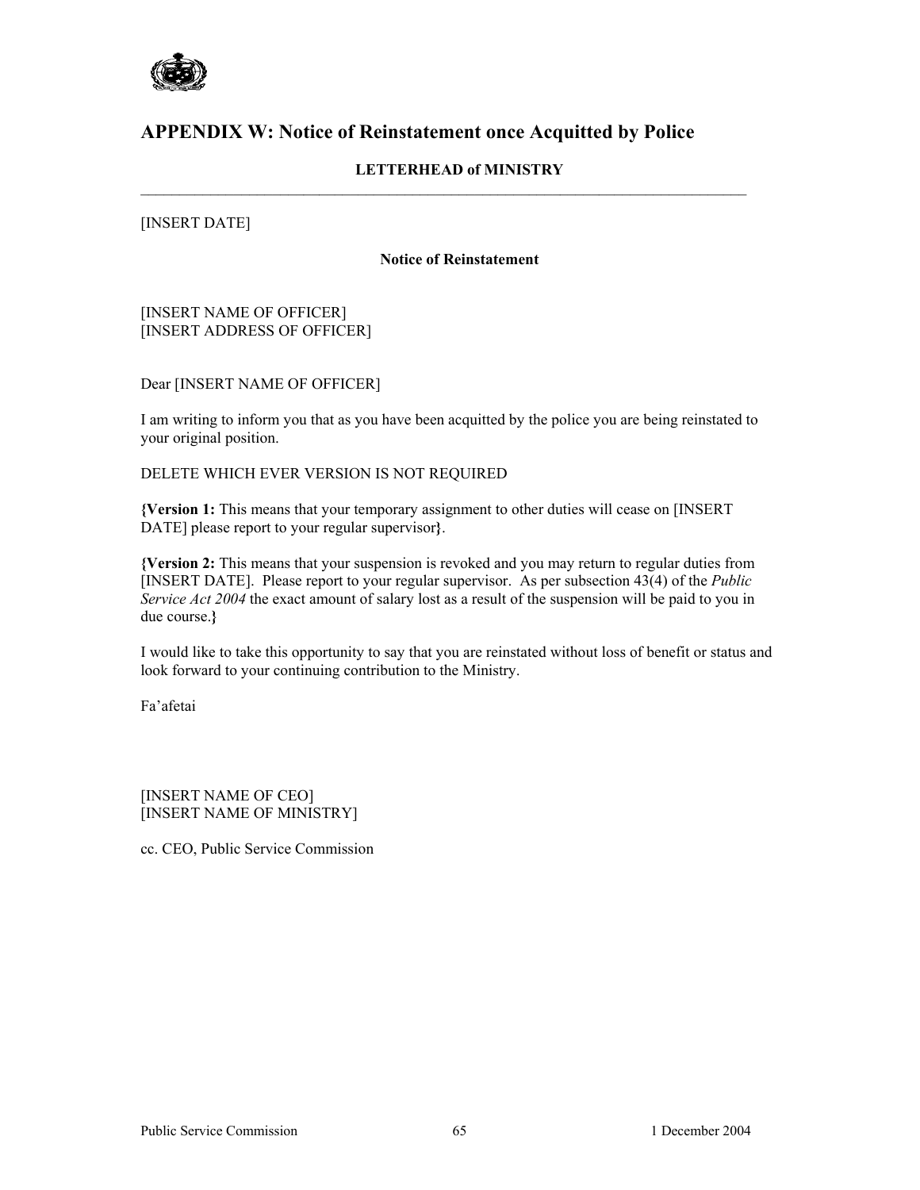## APPENDIX W: Notice of Reinstatement once Acquitted by Police

**LETTERHEAD of MINISTRY**

---

[INSERT DATE]

**Notice of Reinstatement**

[INSERT NAME OF OFFICER]
[INSERT ADDRESS OF OFFICER]

Dear [INSERT NAME OF OFFICER]

I am writing to inform you that as you have been acquitted by the police you are being reinstated to your original position.

DELETE WHICH EVER VERSION IS NOT REQUIRED

**{Version 1:** This means that your temporary assignment to other duties will cease on [INSERT DATE] please report to your regular supervisor**}**.

**{Version 2:** This means that your suspension is revoked and you may return to regular duties from [INSERT DATE]. Please report to your regular supervisor. As per subsection 43(4) of the *Public Service Act 2004* the exact amount of salary lost as a result of the suspension will be paid to you in due course.**}**

I would like to take this opportunity to say that you are reinstated without loss of benefit or status and look forward to your continuing contribution to the Ministry.

Fa'afetai

[INSERT NAME OF CEO]
[INSERT NAME OF MINISTRY]

cc. CEO, Public Service Commission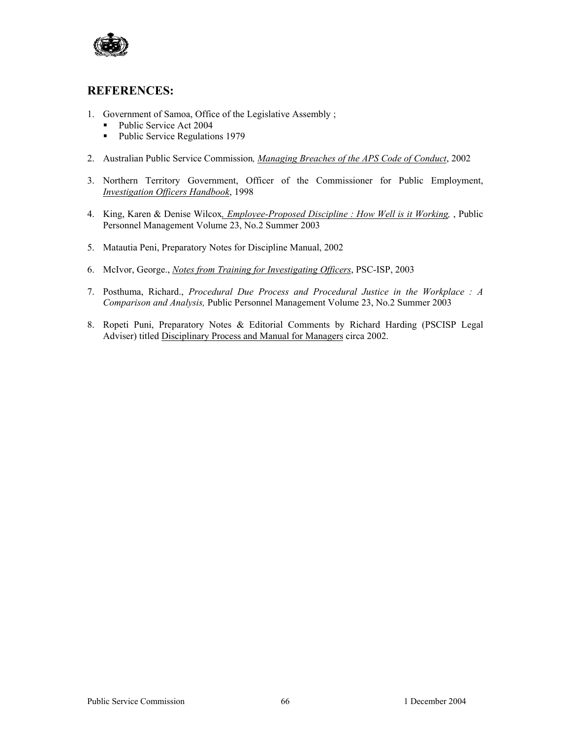## REFERENCES:

1. Government of Samoa, Office of the Legislative Assembly ;
   - Public Service Act 2004
   - Public Service Regulations 1979

2. Australian Public Service Commission*, Managing Breaches of the APS Code of Conduct*, 2002

3. Northern Territory Government, Officer of the Commissioner for Public Employment, *Investigation Officers Handbook*, 1998

4. King, Karen & Denise Wilcox*, Employee-Proposed Discipline : How Well is it Working,* , Public Personnel Management Volume 23, No.2 Summer 2003

5. Matautia Peni, Preparatory Notes for Discipline Manual, 2002

6. McIvor, George., *Notes from Training for Investigating Officers*, PSC-ISP, 2003

7. Posthuma, Richard., *Procedural Due Process and Procedural Justice in the Workplace : A Comparison and Analysis,* Public Personnel Management Volume 23, No.2 Summer 2003

8. Ropeti Puni, Preparatory Notes & Editorial Comments by Richard Harding (PSCISP Legal Adviser) titled Disciplinary Process and Manual for Managers circa 2002.